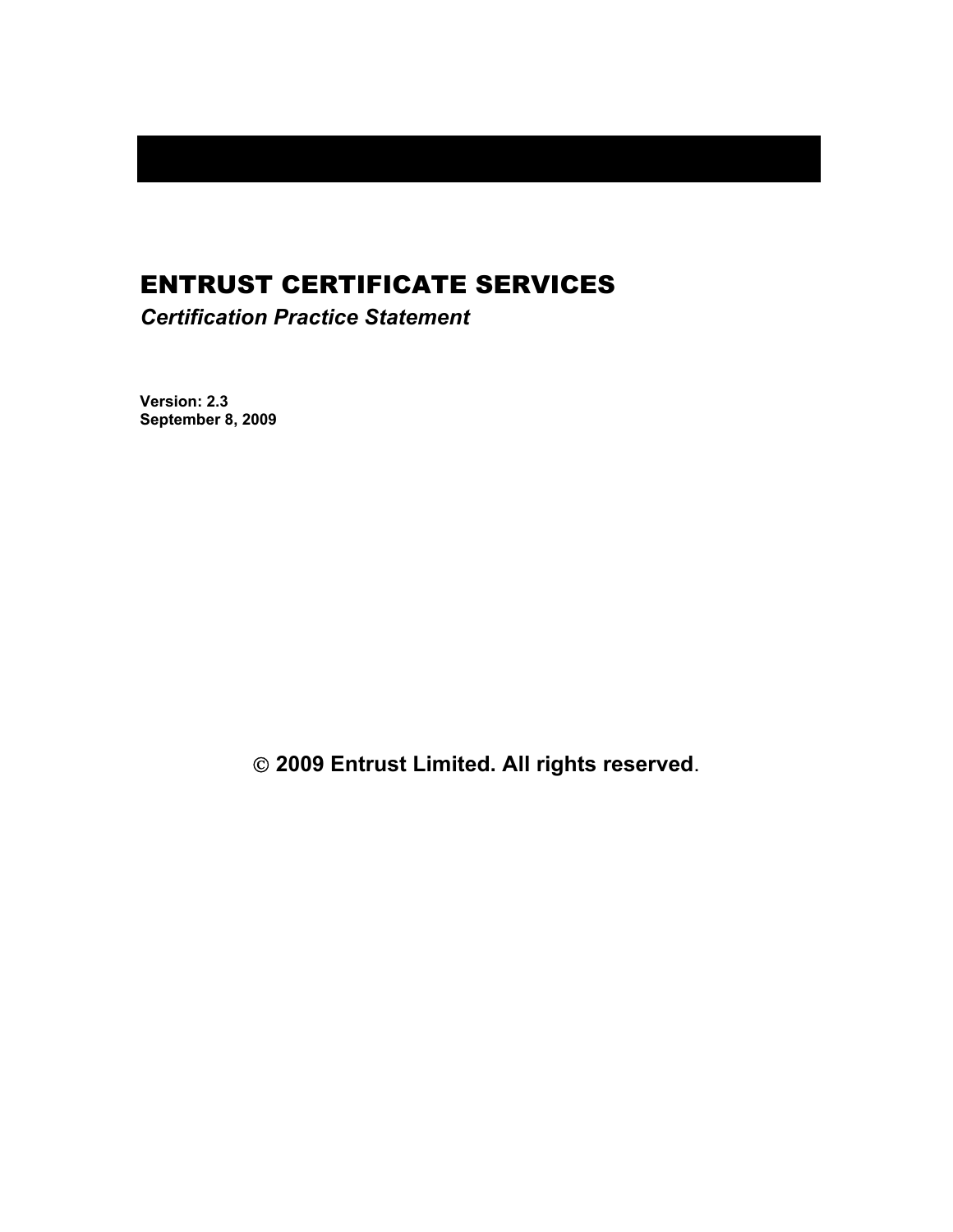# ENTRUST CERTIFICATE SERVICES

***Certification Practice Statement***

**Version: 2.3**
**September 8, 2009**

**© 2009 Entrust Limited. All rights reserved.**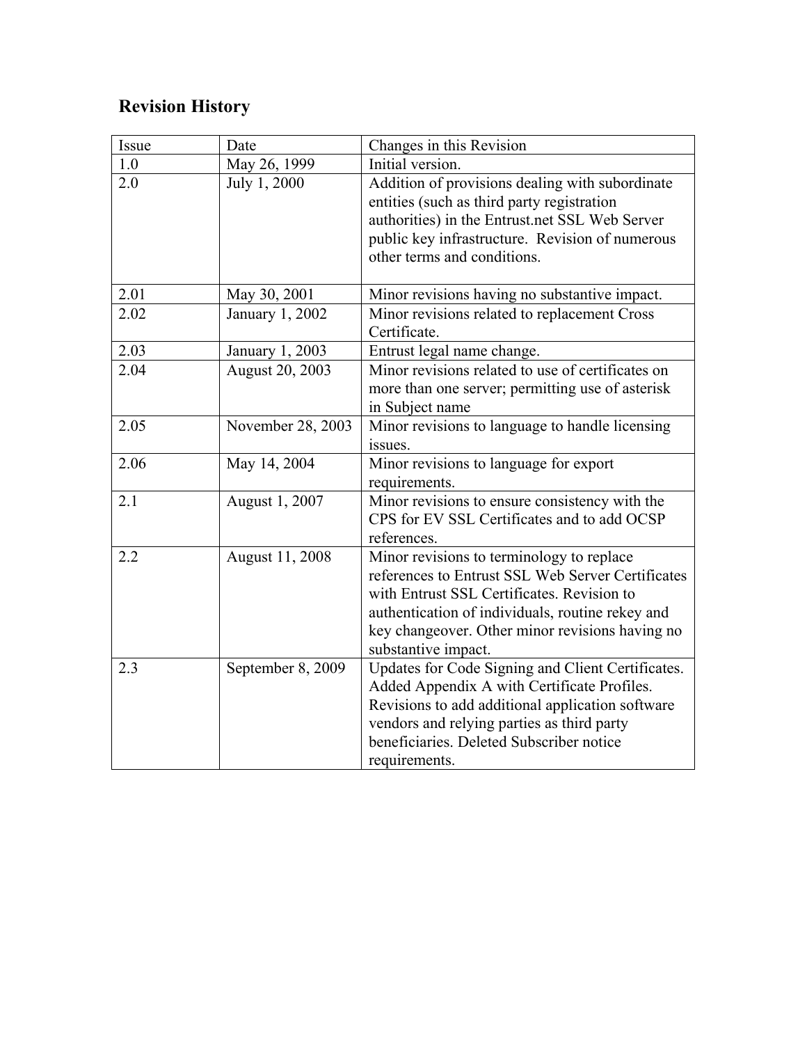## Revision History

| Issue | Date | Changes in this Revision |
|---|---|---|
| 1.0 | May 26, 1999 | Initial version. |
| 2.0 | July 1, 2000 | Addition of provisions dealing with subordinate entities (such as third party registration authorities) in the Entrust.net SSL Web Server public key infrastructure. Revision of numerous other terms and conditions. |
| 2.01 | May 30, 2001 | Minor revisions having no substantive impact. |
| 2.02 | January 1, 2002 | Minor revisions related to replacement Cross Certificate. |
| 2.03 | January 1, 2003 | Entrust legal name change. |
| 2.04 | August 20, 2003 | Minor revisions related to use of certificates on more than one server; permitting use of asterisk in Subject name |
| 2.05 | November 28, 2003 | Minor revisions to language to handle licensing issues. |
| 2.06 | May 14, 2004 | Minor revisions to language for export requirements. |
| 2.1 | August 1, 2007 | Minor revisions to ensure consistency with the CPS for EV SSL Certificates and to add OCSP references. |
| 2.2 | August 11, 2008 | Minor revisions to terminology to replace references to Entrust SSL Web Server Certificates with Entrust SSL Certificates. Revision to authentication of individuals, routine rekey and key changeover. Other minor revisions having no substantive impact. |
| 2.3 | September 8, 2009 | Updates for Code Signing and Client Certificates. Added Appendix A with Certificate Profiles. Revisions to add additional application software vendors and relying parties as third party beneficiaries. Deleted Subscriber notice requirements. |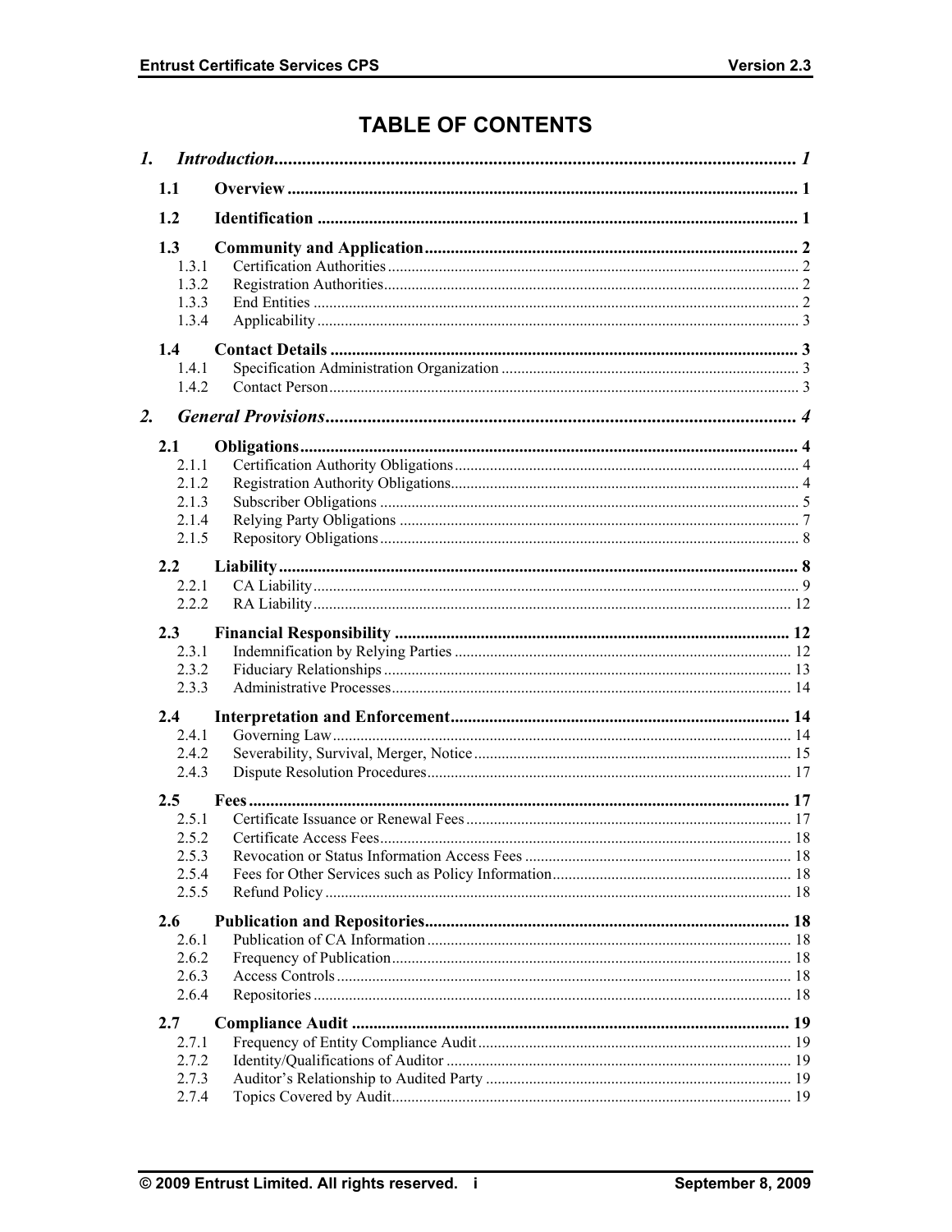# TABLE OF CONTENTS

*1. Introduction* ........ 1

- **1.1 Overview** ........ 1
- **1.2 Identification** ........ 1
- **1.3 Community and Application** ........ 2
  - 1.3.1 Certification Authorities ........ 2
  - 1.3.2 Registration Authorities ........ 2
  - 1.3.3 End Entities ........ 2
  - 1.3.4 Applicability ........ 3
- **1.4 Contact Details** ........ 3
  - 1.4.1 Specification Administration Organization ........ 3
  - 1.4.2 Contact Person ........ 3

*2. General Provisions* ........ 4

- **2.1 Obligations** ........ 4
  - 2.1.1 Certification Authority Obligations ........ 4
  - 2.1.2 Registration Authority Obligations ........ 4
  - 2.1.3 Subscriber Obligations ........ 5
  - 2.1.4 Relying Party Obligations ........ 7
  - 2.1.5 Repository Obligations ........ 8
- **2.2 Liability** ........ 8
  - 2.2.1 CA Liability ........ 9
  - 2.2.2 RA Liability ........ 12
- **2.3 Financial Responsibility** ........ 12
  - 2.3.1 Indemnification by Relying Parties ........ 12
  - 2.3.2 Fiduciary Relationships ........ 13
  - 2.3.3 Administrative Processes ........ 14
- **2.4 Interpretation and Enforcement** ........ 14
  - 2.4.1 Governing Law ........ 14
  - 2.4.2 Severability, Survival, Merger, Notice ........ 15
  - 2.4.3 Dispute Resolution Procedures ........ 17
- **2.5 Fees** ........ 17
  - 2.5.1 Certificate Issuance or Renewal Fees ........ 17
  - 2.5.2 Certificate Access Fees ........ 18
  - 2.5.3 Revocation or Status Information Access Fees ........ 18
  - 2.5.4 Fees for Other Services such as Policy Information ........ 18
  - 2.5.5 Refund Policy ........ 18
- **2.6 Publication and Repositories** ........ 18
  - 2.6.1 Publication of CA Information ........ 18
  - 2.6.2 Frequency of Publication ........ 18
  - 2.6.3 Access Controls ........ 18
  - 2.6.4 Repositories ........ 18
- **2.7 Compliance Audit** ........ 19
  - 2.7.1 Frequency of Entity Compliance Audit ........ 19
  - 2.7.2 Identity/Qualifications of Auditor ........ 19
  - 2.7.3 Auditor's Relationship to Audited Party ........ 19
  - 2.7.4 Topics Covered by Audit ........ 19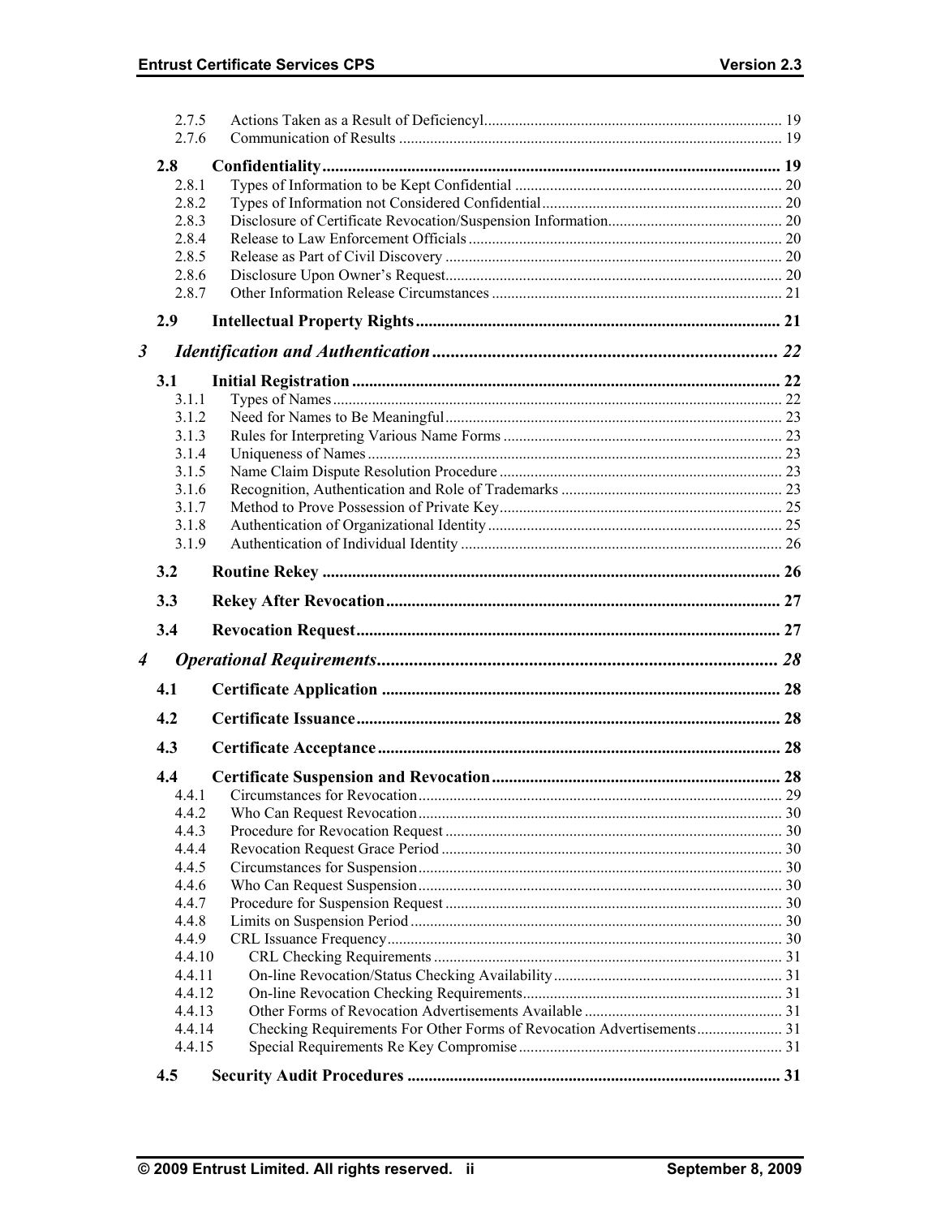| | | |
|---|---|---|
| 2.7.5 | Actions Taken as a Result of Deficiencyl | 19 |
| 2.7.6 | Communication of Results | 19 |
| **2.8** | **Confidentiality** | **19** |
| 2.8.1 | Types of Information to be Kept Confidential | 20 |
| 2.8.2 | Types of Information not Considered Confidential | 20 |
| 2.8.3 | Disclosure of Certificate Revocation/Suspension Information | 20 |
| 2.8.4 | Release to Law Enforcement Officials | 20 |
| 2.8.5 | Release as Part of Civil Discovery | 20 |
| 2.8.6 | Disclosure Upon Owner's Request | 20 |
| 2.8.7 | Other Information Release Circumstances | 21 |
| **2.9** | **Intellectual Property Rights** | **21** |
| ***3*** | ***Identification and Authentication*** | ***22*** |
| **3.1** | **Initial Registration** | **22** |
| 3.1.1 | Types of Names | 22 |
| 3.1.2 | Need for Names to Be Meaningful | 23 |
| 3.1.3 | Rules for Interpreting Various Name Forms | 23 |
| 3.1.4 | Uniqueness of Names | 23 |
| 3.1.5 | Name Claim Dispute Resolution Procedure | 23 |
| 3.1.6 | Recognition, Authentication and Role of Trademarks | 23 |
| 3.1.7 | Method to Prove Possession of Private Key | 25 |
| 3.1.8 | Authentication of Organizational Identity | 25 |
| 3.1.9 | Authentication of Individual Identity | 26 |
| **3.2** | **Routine Rekey** | **26** |
| **3.3** | **Rekey After Revocation** | **27** |
| **3.4** | **Revocation Request** | **27** |
| ***4*** | ***Operational Requirements*** | ***28*** |
| **4.1** | **Certificate Application** | **28** |
| **4.2** | **Certificate Issuance** | **28** |
| **4.3** | **Certificate Acceptance** | **28** |
| **4.4** | **Certificate Suspension and Revocation** | **28** |
| 4.4.1 | Circumstances for Revocation | 29 |
| 4.4.2 | Who Can Request Revocation | 30 |
| 4.4.3 | Procedure for Revocation Request | 30 |
| 4.4.4 | Revocation Request Grace Period | 30 |
| 4.4.5 | Circumstances for Suspension | 30 |
| 4.4.6 | Who Can Request Suspension | 30 |
| 4.4.7 | Procedure for Suspension Request | 30 |
| 4.4.8 | Limits on Suspension Period | 30 |
| 4.4.9 | CRL Issuance Frequency | 30 |
| 4.4.10 | CRL Checking Requirements | 31 |
| 4.4.11 | On-line Revocation/Status Checking Availability | 31 |
| 4.4.12 | On-line Revocation Checking Requirements | 31 |
| 4.4.13 | Other Forms of Revocation Advertisements Available | 31 |
| 4.4.14 | Checking Requirements For Other Forms of Revocation Advertisements | 31 |
| 4.4.15 | Special Requirements Re Key Compromise | 31 |
| **4.5** | **Security Audit Procedures** | **31** |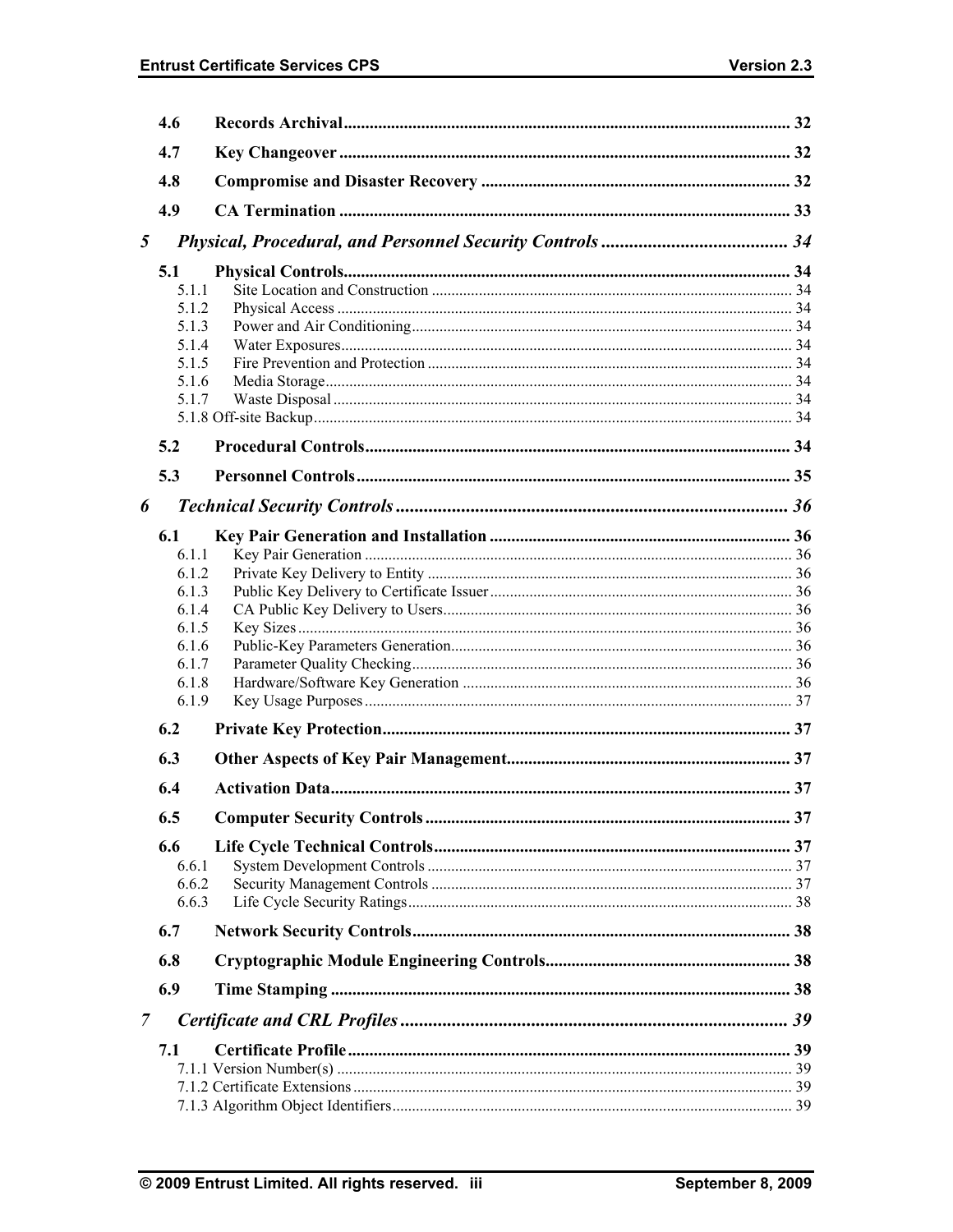4.6 Records Archival ........................................................................................................ 32

4.7 Key Changeover ......................................................................................................... 32

4.8 Compromise and Disaster Recovery ........................................................................ 32

4.9 CA Termination ......................................................................................................... 33

*5 Physical, Procedural, and Personnel Security Controls ........................................ 34*

5.1 Physical Controls........................................................................................................ 34

- 5.1.1 Site Location and Construction ........................................................................................... 34
- 5.1.2 Physical Access ................................................................................................................... 34
- 5.1.3 Power and Air Conditioning................................................................................................ 34
- 5.1.4 Water Exposures.................................................................................................................. 34
- 5.1.5 Fire Prevention and Protection ............................................................................................ 34
- 5.1.6 Media Storage...................................................................................................................... 34
- 5.1.7 Waste Disposal .................................................................................................................... 34
- 5.1.8 Off-site Backup........................................................................................................................ 34

5.2 Procedural Controls.................................................................................................. 34

5.3 Personnel Controls..................................................................................................... 35

*6 Technical Security Controls ..................................................................................... 36*

6.1 Key Pair Generation and Installation ...................................................................... 36

- 6.1.1 Key Pair Generation ............................................................................................................ 36
- 6.1.2 Private Key Delivery to Entity ............................................................................................ 36
- 6.1.3 Public Key Delivery to Certificate Issuer ............................................................................ 36
- 6.1.4 CA Public Key Delivery to Users........................................................................................ 36
- 6.1.5 Key Sizes ............................................................................................................................. 36
- 6.1.6 Public-Key Parameters Generation...................................................................................... 36
- 6.1.7 Parameter Quality Checking................................................................................................ 36
- 6.1.8 Hardware/Software Key Generation ................................................................................... 36
- 6.1.9 Key Usage Purposes ............................................................................................................ 37

6.2 Private Key Protection.............................................................................................. 37

6.3 Other Aspects of Key Pair Management.................................................................. 37

6.4 Activation Data........................................................................................................... 37

6.5 Computer Security Controls ..................................................................................... 37

6.6 Life Cycle Technical Controls................................................................................... 37

- 6.6.1 System Development Controls ............................................................................................ 37
- 6.6.2 Security Management Controls ........................................................................................... 37
- 6.6.3 Life Cycle Security Ratings................................................................................................. 38

6.7 Network Security Controls....................................................................................... 38

6.8 Cryptographic Module Engineering Controls......................................................... 38

6.9 Time Stamping ........................................................................................................... 38

*7 Certificate and CRL Profiles .................................................................................... 39*

7.1 Certificate Profile ....................................................................................................... 39

- 7.1.1 Version Number(s) .................................................................................................................. 39
- 7.1.2 Certificate Extensions .............................................................................................................. 39
- 7.1.3 Algorithm Object Identifiers.................................................................................................... 39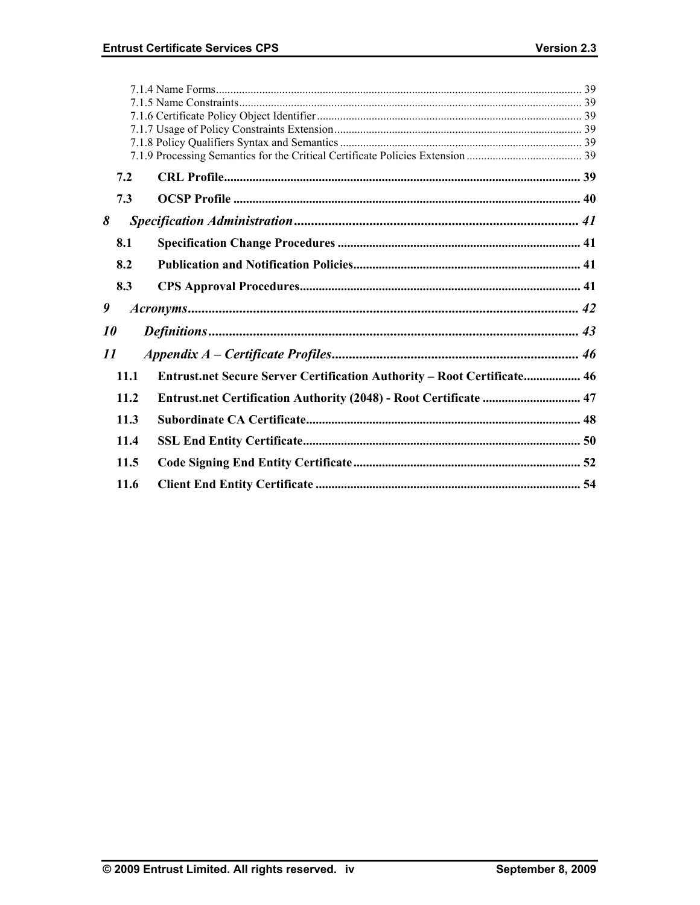7.1.4 Name Forms ..... 39
7.1.5 Name Constraints ..... 39
7.1.6 Certificate Policy Object Identifier ..... 39
7.1.7 Usage of Policy Constraints Extension ..... 39
7.1.8 Policy Qualifiers Syntax and Semantics ..... 39
7.1.9 Processing Semantics for the Critical Certificate Policies Extension ..... 39

**7.2 CRL Profile ..... 39**

**7.3 OCSP Profile ..... 40**

***8 Specification Administration ..... 41***

**8.1 Specification Change Procedures ..... 41**

**8.2 Publication and Notification Policies ..... 41**

**8.3 CPS Approval Procedures ..... 41**

***9 Acronyms ..... 42***

***10 Definitions ..... 43***

***11 Appendix A – Certificate Profiles ..... 46***

**11.1 Entrust.net Secure Server Certification Authority – Root Certificate ..... 46**

**11.2 Entrust.net Certification Authority (2048) - Root Certificate ..... 47**

**11.3 Subordinate CA Certificate ..... 48**

**11.4 SSL End Entity Certificate ..... 50**

**11.5 Code Signing End Entity Certificate ..... 52**

**11.6 Client End Entity Certificate ..... 54**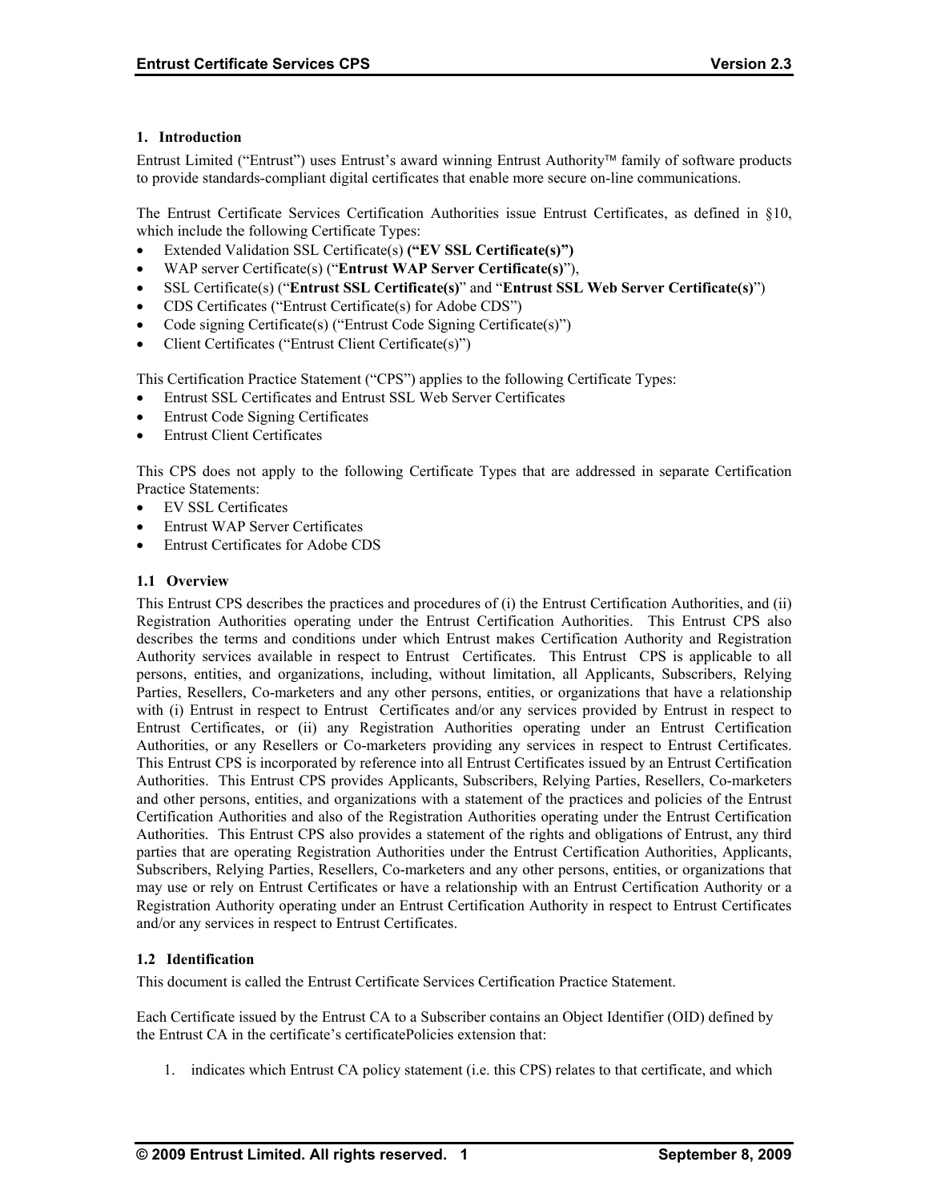# 1. Introduction

Entrust Limited ("Entrust") uses Entrust's award winning Entrust Authority™ family of software products to provide standards-compliant digital certificates that enable more secure on-line communications.

The Entrust Certificate Services Certification Authorities issue Entrust Certificates, as defined in §10, which include the following Certificate Types:

- Extended Validation SSL Certificate(s) **("EV SSL Certificate(s)")**
- WAP server Certificate(s) ("**Entrust WAP Server Certificate(s)**"),
- SSL Certificate(s) ("**Entrust SSL Certificate(s)**" and "**Entrust SSL Web Server Certificate(s)**")
- CDS Certificates ("Entrust Certificate(s) for Adobe CDS")
- Code signing Certificate(s) ("Entrust Code Signing Certificate(s)")
- Client Certificates ("Entrust Client Certificate(s)")

This Certification Practice Statement ("CPS") applies to the following Certificate Types:

- Entrust SSL Certificates and Entrust SSL Web Server Certificates
- Entrust Code Signing Certificates
- Entrust Client Certificates

This CPS does not apply to the following Certificate Types that are addressed in separate Certification Practice Statements:

- EV SSL Certificates
- Entrust WAP Server Certificates
- Entrust Certificates for Adobe CDS

## 1.1 Overview

This Entrust CPS describes the practices and procedures of (i) the Entrust Certification Authorities, and (ii) Registration Authorities operating under the Entrust Certification Authorities. This Entrust CPS also describes the terms and conditions under which Entrust makes Certification Authority and Registration Authority services available in respect to Entrust Certificates. This Entrust CPS is applicable to all persons, entities, and organizations, including, without limitation, all Applicants, Subscribers, Relying Parties, Resellers, Co-marketers and any other persons, entities, or organizations that have a relationship with (i) Entrust in respect to Entrust Certificates and/or any services provided by Entrust in respect to Entrust Certificates, or (ii) any Registration Authorities operating under an Entrust Certification Authorities, or any Resellers or Co-marketers providing any services in respect to Entrust Certificates. This Entrust CPS is incorporated by reference into all Entrust Certificates issued by an Entrust Certification Authorities. This Entrust CPS provides Applicants, Subscribers, Relying Parties, Resellers, Co-marketers and other persons, entities, and organizations with a statement of the practices and policies of the Entrust Certification Authorities and also of the Registration Authorities operating under the Entrust Certification Authorities. This Entrust CPS also provides a statement of the rights and obligations of Entrust, any third parties that are operating Registration Authorities under the Entrust Certification Authorities, Applicants, Subscribers, Relying Parties, Resellers, Co-marketers and any other persons, entities, or organizations that may use or rely on Entrust Certificates or have a relationship with an Entrust Certification Authority or a Registration Authority operating under an Entrust Certification Authority in respect to Entrust Certificates and/or any services in respect to Entrust Certificates.

## 1.2 Identification

This document is called the Entrust Certificate Services Certification Practice Statement.

Each Certificate issued by the Entrust CA to a Subscriber contains an Object Identifier (OID) defined by the Entrust CA in the certificate's certificatePolicies extension that:

1. indicates which Entrust CA policy statement (i.e. this CPS) relates to that certificate, and which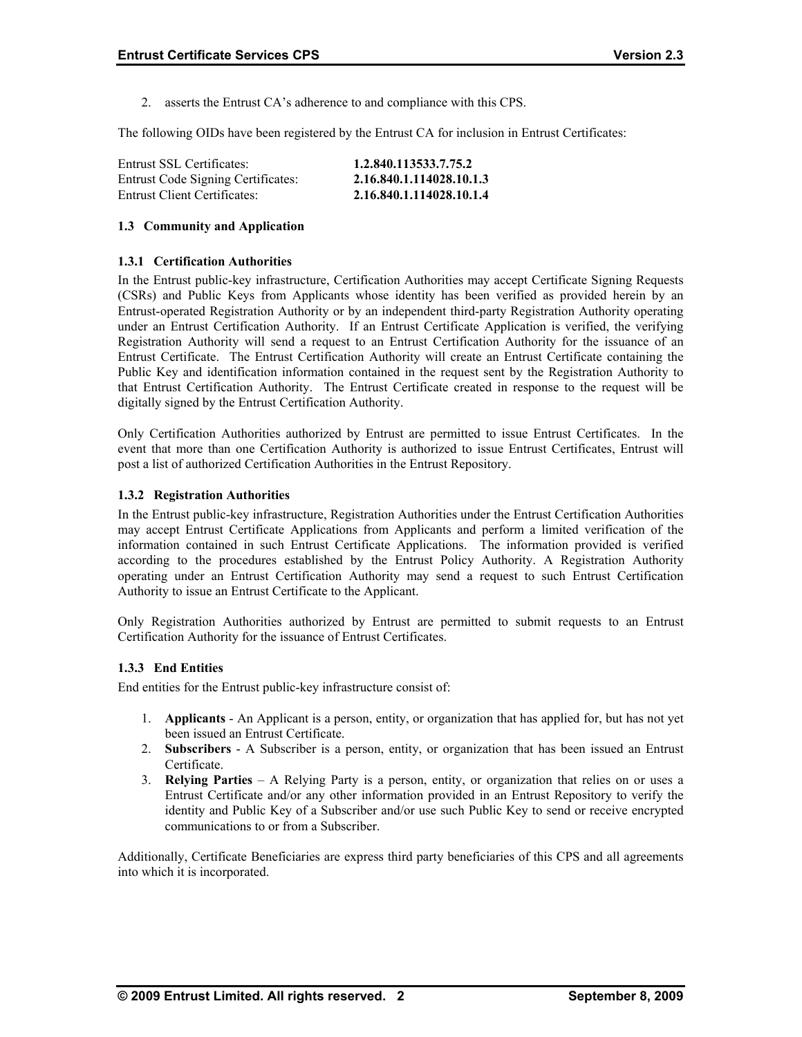2. asserts the Entrust CA's adherence to and compliance with this CPS.

The following OIDs have been registered by the Entrust CA for inclusion in Entrust Certificates:

| | |
|---|---|
| Entrust SSL Certificates: | **1.2.840.113533.7.75.2** |
| Entrust Code Signing Certificates: | **2.16.840.1.114028.10.1.3** |
| Entrust Client Certificates: | **2.16.840.1.114028.10.1.4** |

### 1.3 Community and Application

#### 1.3.1 Certification Authorities

In the Entrust public-key infrastructure, Certification Authorities may accept Certificate Signing Requests (CSRs) and Public Keys from Applicants whose identity has been verified as provided herein by an Entrust-operated Registration Authority or by an independent third-party Registration Authority operating under an Entrust Certification Authority. If an Entrust Certificate Application is verified, the verifying Registration Authority will send a request to an Entrust Certification Authority for the issuance of an Entrust Certificate. The Entrust Certification Authority will create an Entrust Certificate containing the Public Key and identification information contained in the request sent by the Registration Authority to that Entrust Certification Authority. The Entrust Certificate created in response to the request will be digitally signed by the Entrust Certification Authority.

Only Certification Authorities authorized by Entrust are permitted to issue Entrust Certificates. In the event that more than one Certification Authority is authorized to issue Entrust Certificates, Entrust will post a list of authorized Certification Authorities in the Entrust Repository.

#### 1.3.2 Registration Authorities

In the Entrust public-key infrastructure, Registration Authorities under the Entrust Certification Authorities may accept Entrust Certificate Applications from Applicants and perform a limited verification of the information contained in such Entrust Certificate Applications. The information provided is verified according to the procedures established by the Entrust Policy Authority. A Registration Authority operating under an Entrust Certification Authority may send a request to such Entrust Certification Authority to issue an Entrust Certificate to the Applicant.

Only Registration Authorities authorized by Entrust are permitted to submit requests to an Entrust Certification Authority for the issuance of Entrust Certificates.

#### 1.3.3 End Entities

End entities for the Entrust public-key infrastructure consist of:

1. **Applicants** - An Applicant is a person, entity, or organization that has applied for, but has not yet been issued an Entrust Certificate.
2. **Subscribers** - A Subscriber is a person, entity, or organization that has been issued an Entrust Certificate.
3. **Relying Parties** – A Relying Party is a person, entity, or organization that relies on or uses a Entrust Certificate and/or any other information provided in an Entrust Repository to verify the identity and Public Key of a Subscriber and/or use such Public Key to send or receive encrypted communications to or from a Subscriber.

Additionally, Certificate Beneficiaries are express third party beneficiaries of this CPS and all agreements into which it is incorporated.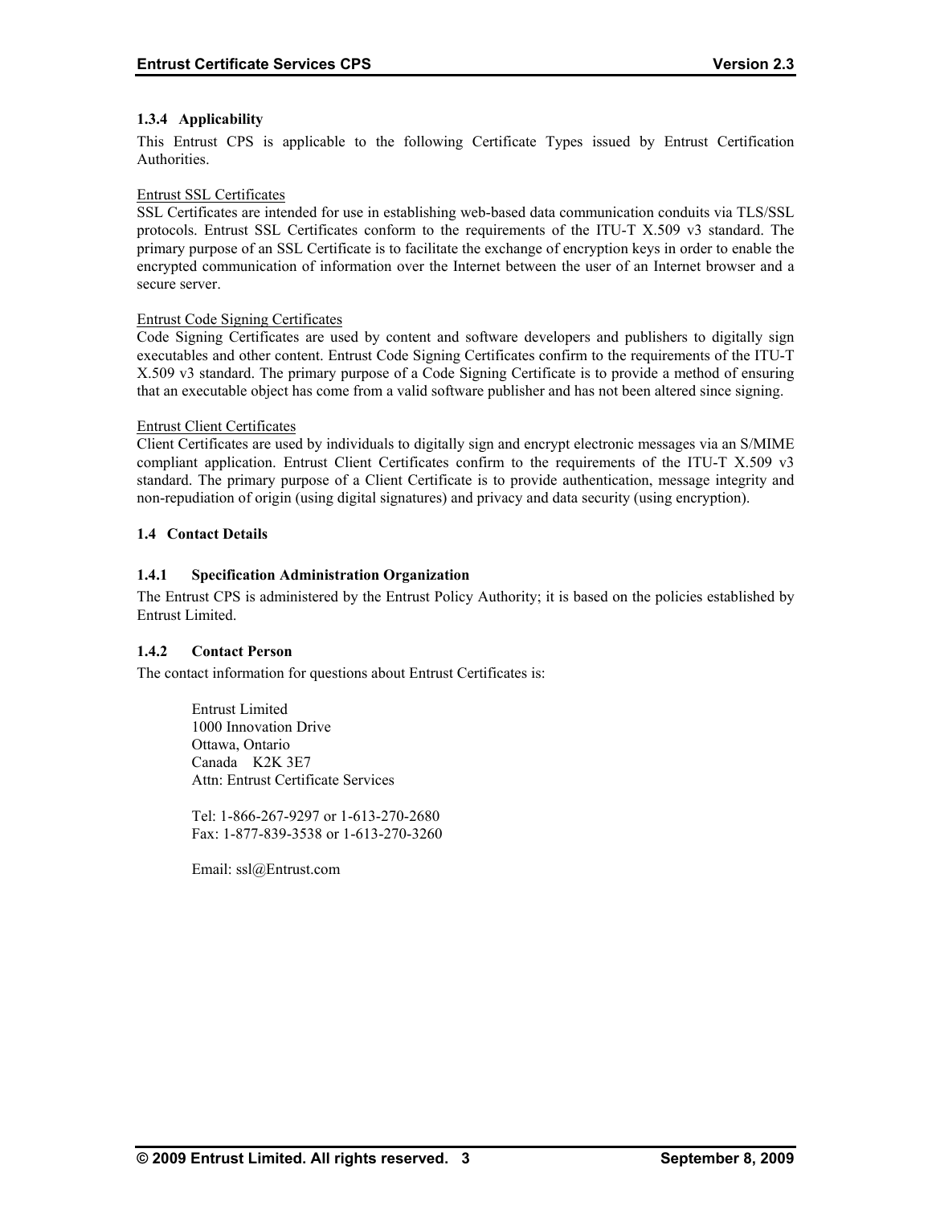### 1.3.4 Applicability

This Entrust CPS is applicable to the following Certificate Types issued by Entrust Certification Authorities.

Entrust SSL Certificates
SSL Certificates are intended for use in establishing web-based data communication conduits via TLS/SSL protocols. Entrust SSL Certificates conform to the requirements of the ITU-T X.509 v3 standard. The primary purpose of an SSL Certificate is to facilitate the exchange of encryption keys in order to enable the encrypted communication of information over the Internet between the user of an Internet browser and a secure server.

Entrust Code Signing Certificates
Code Signing Certificates are used by content and software developers and publishers to digitally sign executables and other content. Entrust Code Signing Certificates confirm to the requirements of the ITU-T X.509 v3 standard. The primary purpose of a Code Signing Certificate is to provide a method of ensuring that an executable object has come from a valid software publisher and has not been altered since signing.

Entrust Client Certificates
Client Certificates are used by individuals to digitally sign and encrypt electronic messages via an S/MIME compliant application. Entrust Client Certificates confirm to the requirements of the ITU-T X.509 v3 standard. The primary purpose of a Client Certificate is to provide authentication, message integrity and non-repudiation of origin (using digital signatures) and privacy and data security (using encryption).

## 1.4 Contact Details

### 1.4.1 Specification Administration Organization

The Entrust CPS is administered by the Entrust Policy Authority; it is based on the policies established by Entrust Limited.

### 1.4.2 Contact Person

The contact information for questions about Entrust Certificates is:

Entrust Limited
1000 Innovation Drive
Ottawa, Ontario
Canada K2K 3E7
Attn: Entrust Certificate Services

Tel: 1-866-267-9297 or 1-613-270-2680
Fax: 1-877-839-3538 or 1-613-270-3260

Email: ssl@Entrust.com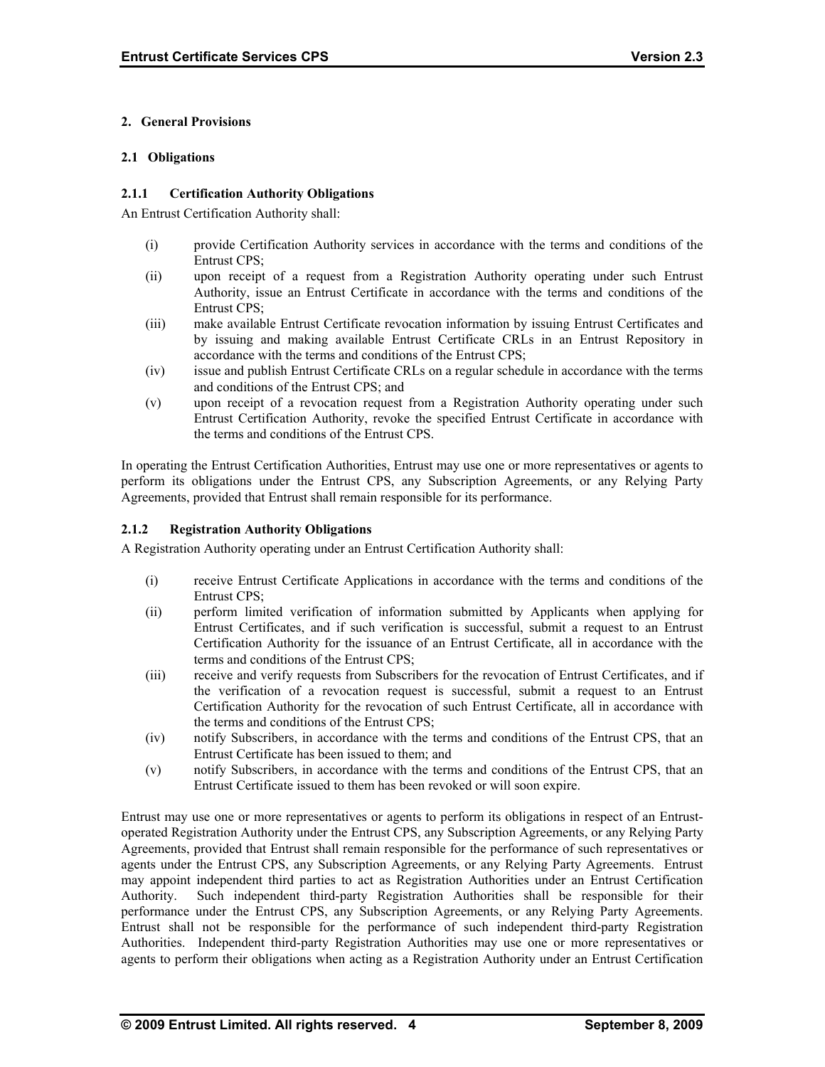## 2. General Provisions

### 2.1 Obligations

#### 2.1.1 Certification Authority Obligations

An Entrust Certification Authority shall:

- (i) provide Certification Authority services in accordance with the terms and conditions of the Entrust CPS;
- (ii) upon receipt of a request from a Registration Authority operating under such Entrust Authority, issue an Entrust Certificate in accordance with the terms and conditions of the Entrust CPS;
- (iii) make available Entrust Certificate revocation information by issuing Entrust Certificates and by issuing and making available Entrust Certificate CRLs in an Entrust Repository in accordance with the terms and conditions of the Entrust CPS;
- (iv) issue and publish Entrust Certificate CRLs on a regular schedule in accordance with the terms and conditions of the Entrust CPS; and
- (v) upon receipt of a revocation request from a Registration Authority operating under such Entrust Certification Authority, revoke the specified Entrust Certificate in accordance with the terms and conditions of the Entrust CPS.

In operating the Entrust Certification Authorities, Entrust may use one or more representatives or agents to perform its obligations under the Entrust CPS, any Subscription Agreements, or any Relying Party Agreements, provided that Entrust shall remain responsible for its performance.

#### 2.1.2 Registration Authority Obligations

A Registration Authority operating under an Entrust Certification Authority shall:

- (i) receive Entrust Certificate Applications in accordance with the terms and conditions of the Entrust CPS;
- (ii) perform limited verification of information submitted by Applicants when applying for Entrust Certificates, and if such verification is successful, submit a request to an Entrust Certification Authority for the issuance of an Entrust Certificate, all in accordance with the terms and conditions of the Entrust CPS;
- (iii) receive and verify requests from Subscribers for the revocation of Entrust Certificates, and if the verification of a revocation request is successful, submit a request to an Entrust Certification Authority for the revocation of such Entrust Certificate, all in accordance with the terms and conditions of the Entrust CPS;
- (iv) notify Subscribers, in accordance with the terms and conditions of the Entrust CPS, that an Entrust Certificate has been issued to them; and
- (v) notify Subscribers, in accordance with the terms and conditions of the Entrust CPS, that an Entrust Certificate issued to them has been revoked or will soon expire.

Entrust may use one or more representatives or agents to perform its obligations in respect of an Entrust-operated Registration Authority under the Entrust CPS, any Subscription Agreements, or any Relying Party Agreements, provided that Entrust shall remain responsible for the performance of such representatives or agents under the Entrust CPS, any Subscription Agreements, or any Relying Party Agreements. Entrust may appoint independent third parties to act as Registration Authorities under an Entrust Certification Authority. Such independent third-party Registration Authorities shall be responsible for their performance under the Entrust CPS, any Subscription Agreements, or any Relying Party Agreements. Entrust shall not be responsible for the performance of such independent third-party Registration Authorities. Independent third-party Registration Authorities may use one or more representatives or agents to perform their obligations when acting as a Registration Authority under an Entrust Certification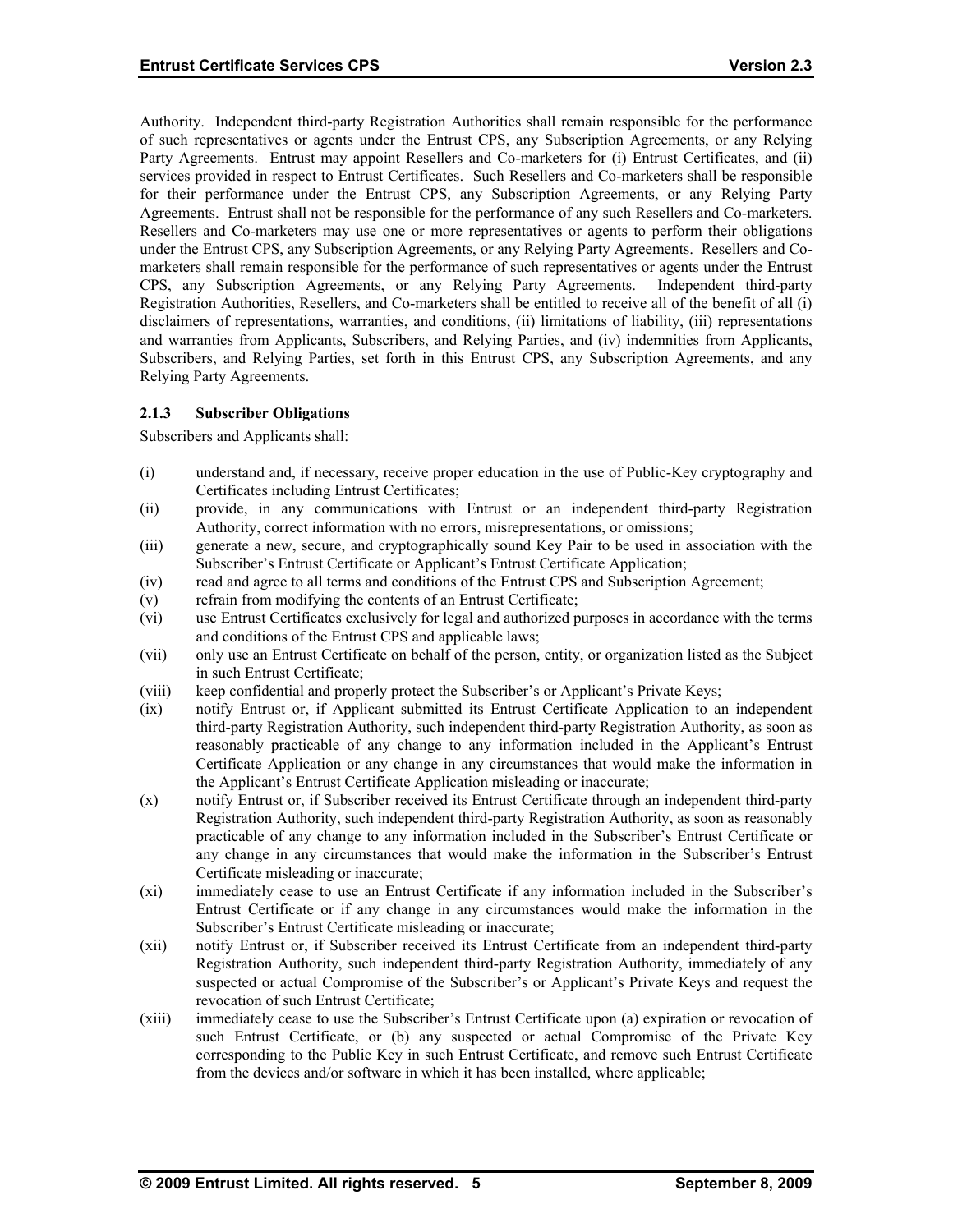Authority. Independent third-party Registration Authorities shall remain responsible for the performance of such representatives or agents under the Entrust CPS, any Subscription Agreements, or any Relying Party Agreements. Entrust may appoint Resellers and Co-marketers for (i) Entrust Certificates, and (ii) services provided in respect to Entrust Certificates. Such Resellers and Co-marketers shall be responsible for their performance under the Entrust CPS, any Subscription Agreements, or any Relying Party Agreements. Entrust shall not be responsible for the performance of any such Resellers and Co-marketers. Resellers and Co-marketers may use one or more representatives or agents to perform their obligations under the Entrust CPS, any Subscription Agreements, or any Relying Party Agreements. Resellers and Co-marketers shall remain responsible for the performance of such representatives or agents under the Entrust CPS, any Subscription Agreements, or any Relying Party Agreements. Independent third-party Registration Authorities, Resellers, and Co-marketers shall be entitled to receive all of the benefit of all (i) disclaimers of representations, warranties, and conditions, (ii) limitations of liability, (iii) representations and warranties from Applicants, Subscribers, and Relying Parties, and (iv) indemnities from Applicants, Subscribers, and Relying Parties, set forth in this Entrust CPS, any Subscription Agreements, and any Relying Party Agreements.

### 2.1.3 Subscriber Obligations

Subscribers and Applicants shall:

(i) understand and, if necessary, receive proper education in the use of Public-Key cryptography and Certificates including Entrust Certificates;

(ii) provide, in any communications with Entrust or an independent third-party Registration Authority, correct information with no errors, misrepresentations, or omissions;

(iii) generate a new, secure, and cryptographically sound Key Pair to be used in association with the Subscriber's Entrust Certificate or Applicant's Entrust Certificate Application;

(iv) read and agree to all terms and conditions of the Entrust CPS and Subscription Agreement;

(v) refrain from modifying the contents of an Entrust Certificate;

(vi) use Entrust Certificates exclusively for legal and authorized purposes in accordance with the terms and conditions of the Entrust CPS and applicable laws;

(vii) only use an Entrust Certificate on behalf of the person, entity, or organization listed as the Subject in such Entrust Certificate;

(viii) keep confidential and properly protect the Subscriber's or Applicant's Private Keys;

(ix) notify Entrust or, if Applicant submitted its Entrust Certificate Application to an independent third-party Registration Authority, such independent third-party Registration Authority, as soon as reasonably practicable of any change to any information included in the Applicant's Entrust Certificate Application or any change in any circumstances that would make the information in the Applicant's Entrust Certificate Application misleading or inaccurate;

(x) notify Entrust or, if Subscriber received its Entrust Certificate through an independent third-party Registration Authority, such independent third-party Registration Authority, as soon as reasonably practicable of any change to any information included in the Subscriber's Entrust Certificate or any change in any circumstances that would make the information in the Subscriber's Entrust Certificate misleading or inaccurate;

(xi) immediately cease to use an Entrust Certificate if any information included in the Subscriber's Entrust Certificate or if any change in any circumstances would make the information in the Subscriber's Entrust Certificate misleading or inaccurate;

(xii) notify Entrust or, if Subscriber received its Entrust Certificate from an independent third-party Registration Authority, such independent third-party Registration Authority, immediately of any suspected or actual Compromise of the Subscriber's or Applicant's Private Keys and request the revocation of such Entrust Certificate;

(xiii) immediately cease to use the Subscriber's Entrust Certificate upon (a) expiration or revocation of such Entrust Certificate, or (b) any suspected or actual Compromise of the Private Key corresponding to the Public Key in such Entrust Certificate, and remove such Entrust Certificate from the devices and/or software in which it has been installed, where applicable;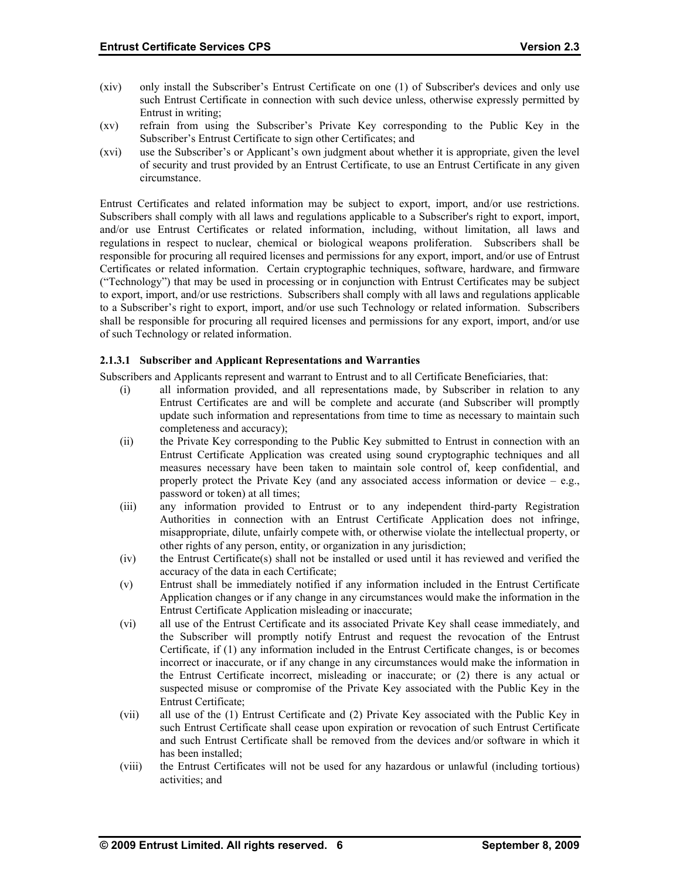(xiv) only install the Subscriber's Entrust Certificate on one (1) of Subscriber's devices and only use such Entrust Certificate in connection with such device unless, otherwise expressly permitted by Entrust in writing;

(xv) refrain from using the Subscriber's Private Key corresponding to the Public Key in the Subscriber's Entrust Certificate to sign other Certificates; and

(xvi) use the Subscriber's or Applicant's own judgment about whether it is appropriate, given the level of security and trust provided by an Entrust Certificate, to use an Entrust Certificate in any given circumstance.

Entrust Certificates and related information may be subject to export, import, and/or use restrictions. Subscribers shall comply with all laws and regulations applicable to a Subscriber's right to export, import, and/or use Entrust Certificates or related information, including, without limitation, all laws and regulations in respect to nuclear, chemical or biological weapons proliferation. Subscribers shall be responsible for procuring all required licenses and permissions for any export, import, and/or use of Entrust Certificates or related information. Certain cryptographic techniques, software, hardware, and firmware ("Technology") that may be used in processing or in conjunction with Entrust Certificates may be subject to export, import, and/or use restrictions. Subscribers shall comply with all laws and regulations applicable to a Subscriber's right to export, import, and/or use such Technology or related information. Subscribers shall be responsible for procuring all required licenses and permissions for any export, import, and/or use of such Technology or related information.

#### 2.1.3.1 Subscriber and Applicant Representations and Warranties

Subscribers and Applicants represent and warrant to Entrust and to all Certificate Beneficiaries, that:

(i) all information provided, and all representations made, by Subscriber in relation to any Entrust Certificates are and will be complete and accurate (and Subscriber will promptly update such information and representations from time to time as necessary to maintain such completeness and accuracy);

(ii) the Private Key corresponding to the Public Key submitted to Entrust in connection with an Entrust Certificate Application was created using sound cryptographic techniques and all measures necessary have been taken to maintain sole control of, keep confidential, and properly protect the Private Key (and any associated access information or device – e.g., password or token) at all times;

(iii) any information provided to Entrust or to any independent third-party Registration Authorities in connection with an Entrust Certificate Application does not infringe, misappropriate, dilute, unfairly compete with, or otherwise violate the intellectual property, or other rights of any person, entity, or organization in any jurisdiction;

(iv) the Entrust Certificate(s) shall not be installed or used until it has reviewed and verified the accuracy of the data in each Certificate;

(v) Entrust shall be immediately notified if any information included in the Entrust Certificate Application changes or if any change in any circumstances would make the information in the Entrust Certificate Application misleading or inaccurate;

(vi) all use of the Entrust Certificate and its associated Private Key shall cease immediately, and the Subscriber will promptly notify Entrust and request the revocation of the Entrust Certificate, if (1) any information included in the Entrust Certificate changes, is or becomes incorrect or inaccurate, or if any change in any circumstances would make the information in the Entrust Certificate incorrect, misleading or inaccurate; or (2) there is any actual or suspected misuse or compromise of the Private Key associated with the Public Key in the Entrust Certificate;

(vii) all use of the (1) Entrust Certificate and (2) Private Key associated with the Public Key in such Entrust Certificate shall cease upon expiration or revocation of such Entrust Certificate and such Entrust Certificate shall be removed from the devices and/or software in which it has been installed;

(viii) the Entrust Certificates will not be used for any hazardous or unlawful (including tortious) activities; and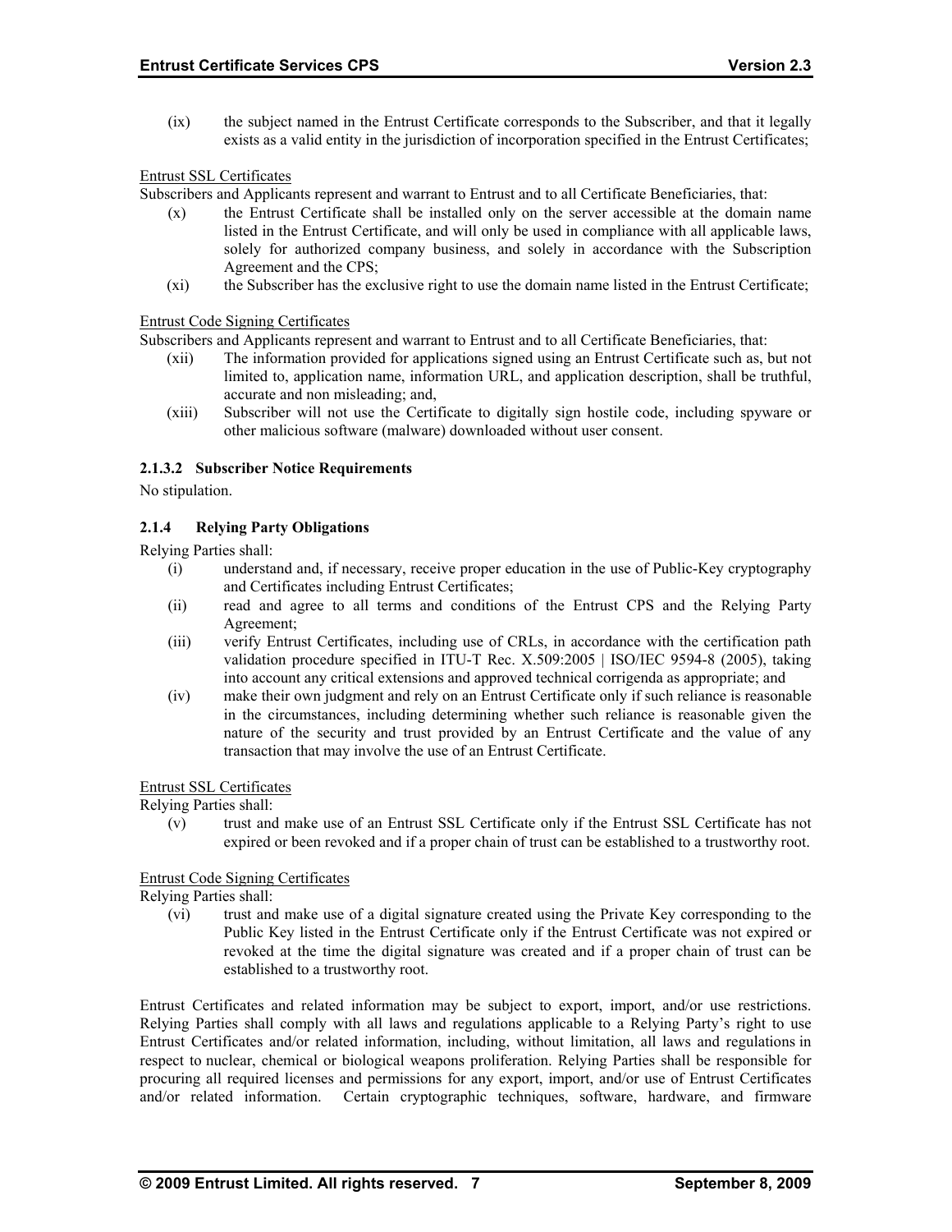(ix) the subject named in the Entrust Certificate corresponds to the Subscriber, and that it legally exists as a valid entity in the jurisdiction of incorporation specified in the Entrust Certificates;

Entrust SSL Certificates

Subscribers and Applicants represent and warrant to Entrust and to all Certificate Beneficiaries, that:

(x) the Entrust Certificate shall be installed only on the server accessible at the domain name listed in the Entrust Certificate, and will only be used in compliance with all applicable laws, solely for authorized company business, and solely in accordance with the Subscription Agreement and the CPS;

(xi) the Subscriber has the exclusive right to use the domain name listed in the Entrust Certificate;

Entrust Code Signing Certificates

Subscribers and Applicants represent and warrant to Entrust and to all Certificate Beneficiaries, that:

(xii) The information provided for applications signed using an Entrust Certificate such as, but not limited to, application name, information URL, and application description, shall be truthful, accurate and non misleading; and,

(xiii) Subscriber will not use the Certificate to digitally sign hostile code, including spyware or other malicious software (malware) downloaded without user consent.

#### 2.1.3.2 Subscriber Notice Requirements

No stipulation.

### 2.1.4 Relying Party Obligations

Relying Parties shall:

(i) understand and, if necessary, receive proper education in the use of Public-Key cryptography and Certificates including Entrust Certificates;

(ii) read and agree to all terms and conditions of the Entrust CPS and the Relying Party Agreement;

(iii) verify Entrust Certificates, including use of CRLs, in accordance with the certification path validation procedure specified in ITU-T Rec. X.509:2005 | ISO/IEC 9594-8 (2005), taking into account any critical extensions and approved technical corrigenda as appropriate; and

(iv) make their own judgment and rely on an Entrust Certificate only if such reliance is reasonable in the circumstances, including determining whether such reliance is reasonable given the nature of the security and trust provided by an Entrust Certificate and the value of any transaction that may involve the use of an Entrust Certificate.

Entrust SSL Certificates

Relying Parties shall:

(v) trust and make use of an Entrust SSL Certificate only if the Entrust SSL Certificate has not expired or been revoked and if a proper chain of trust can be established to a trustworthy root.

Entrust Code Signing Certificates

Relying Parties shall:

(vi) trust and make use of a digital signature created using the Private Key corresponding to the Public Key listed in the Entrust Certificate only if the Entrust Certificate was not expired or revoked at the time the digital signature was created and if a proper chain of trust can be established to a trustworthy root.

Entrust Certificates and related information may be subject to export, import, and/or use restrictions. Relying Parties shall comply with all laws and regulations applicable to a Relying Party's right to use Entrust Certificates and/or related information, including, without limitation, all laws and regulations in respect to nuclear, chemical or biological weapons proliferation. Relying Parties shall be responsible for procuring all required licenses and permissions for any export, import, and/or use of Entrust Certificates and/or related information. Certain cryptographic techniques, software, hardware, and firmware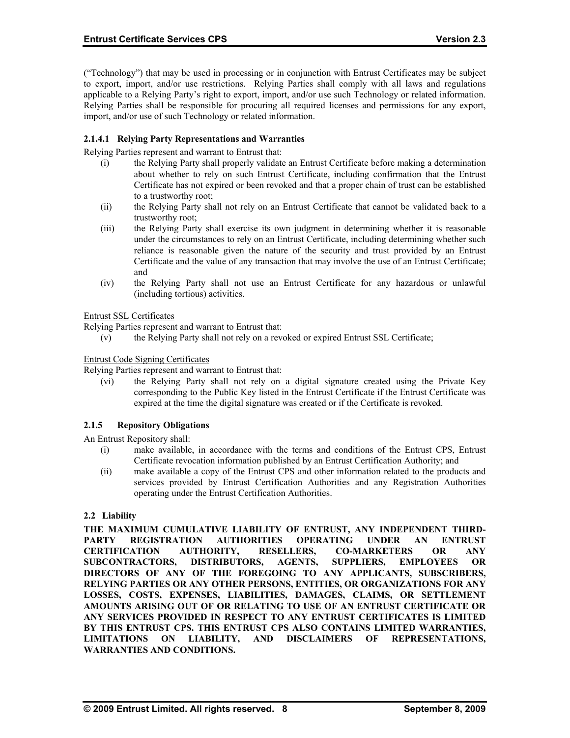("Technology") that may be used in processing or in conjunction with Entrust Certificates may be subject to export, import, and/or use restrictions. Relying Parties shall comply with all laws and regulations applicable to a Relying Party's right to export, import, and/or use such Technology or related information. Relying Parties shall be responsible for procuring all required licenses and permissions for any export, import, and/or use of such Technology or related information.

#### 2.1.4.1 Relying Party Representations and Warranties

Relying Parties represent and warrant to Entrust that:

(i) the Relying Party shall properly validate an Entrust Certificate before making a determination about whether to rely on such Entrust Certificate, including confirmation that the Entrust Certificate has not expired or been revoked and that a proper chain of trust can be established to a trustworthy root;

(ii) the Relying Party shall not rely on an Entrust Certificate that cannot be validated back to a trustworthy root;

(iii) the Relying Party shall exercise its own judgment in determining whether it is reasonable under the circumstances to rely on an Entrust Certificate, including determining whether such reliance is reasonable given the nature of the security and trust provided by an Entrust Certificate and the value of any transaction that may involve the use of an Entrust Certificate; and

(iv) the Relying Party shall not use an Entrust Certificate for any hazardous or unlawful (including tortious) activities.

Entrust SSL Certificates

Relying Parties represent and warrant to Entrust that:

(v) the Relying Party shall not rely on a revoked or expired Entrust SSL Certificate;

Entrust Code Signing Certificates

Relying Parties represent and warrant to Entrust that:

(vi) the Relying Party shall not rely on a digital signature created using the Private Key corresponding to the Public Key listed in the Entrust Certificate if the Entrust Certificate was expired at the time the digital signature was created or if the Certificate is revoked.

### 2.1.5 Repository Obligations

An Entrust Repository shall:

(i) make available, in accordance with the terms and conditions of the Entrust CPS, Entrust Certificate revocation information published by an Entrust Certification Authority; and

(ii) make available a copy of the Entrust CPS and other information related to the products and services provided by Entrust Certification Authorities and any Registration Authorities operating under the Entrust Certification Authorities.

## 2.2 Liability

**THE MAXIMUM CUMULATIVE LIABILITY OF ENTRUST, ANY INDEPENDENT THIRD-PARTY REGISTRATION AUTHORITIES OPERATING UNDER AN ENTRUST CERTIFICATION AUTHORITY, RESELLERS, CO-MARKETERS OR ANY SUBCONTRACTORS, DISTRIBUTORS, AGENTS, SUPPLIERS, EMPLOYEES OR DIRECTORS OF ANY OF THE FOREGOING TO ANY APPLICANTS, SUBSCRIBERS, RELYING PARTIES OR ANY OTHER PERSONS, ENTITIES, OR ORGANIZATIONS FOR ANY LOSSES, COSTS, EXPENSES, LIABILITIES, DAMAGES, CLAIMS, OR SETTLEMENT AMOUNTS ARISING OUT OF OR RELATING TO USE OF AN ENTRUST CERTIFICATE OR ANY SERVICES PROVIDED IN RESPECT TO ANY ENTRUST CERTIFICATES IS LIMITED BY THIS ENTRUST CPS. THIS ENTRUST CPS ALSO CONTAINS LIMITED WARRANTIES, LIMITATIONS ON LIABILITY, AND DISCLAIMERS OF REPRESENTATIONS, WARRANTIES AND CONDITIONS.**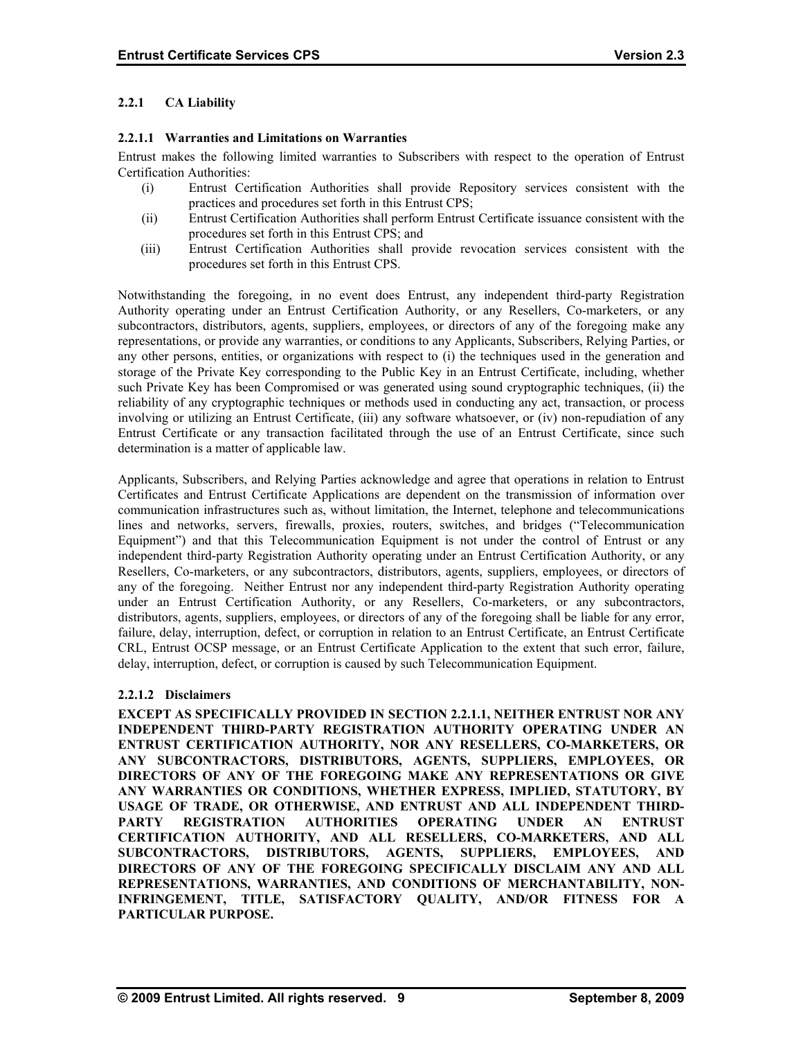### 2.2.1 CA Liability

#### 2.2.1.1 Warranties and Limitations on Warranties

Entrust makes the following limited warranties to Subscribers with respect to the operation of Entrust Certification Authorities:

(i) Entrust Certification Authorities shall provide Repository services consistent with the practices and procedures set forth in this Entrust CPS;

(ii) Entrust Certification Authorities shall perform Entrust Certificate issuance consistent with the procedures set forth in this Entrust CPS; and

(iii) Entrust Certification Authorities shall provide revocation services consistent with the procedures set forth in this Entrust CPS.

Notwithstanding the foregoing, in no event does Entrust, any independent third-party Registration Authority operating under an Entrust Certification Authority, or any Resellers, Co-marketers, or any subcontractors, distributors, agents, suppliers, employees, or directors of any of the foregoing make any representations, or provide any warranties, or conditions to any Applicants, Subscribers, Relying Parties, or any other persons, entities, or organizations with respect to (i) the techniques used in the generation and storage of the Private Key corresponding to the Public Key in an Entrust Certificate, including, whether such Private Key has been Compromised or was generated using sound cryptographic techniques, (ii) the reliability of any cryptographic techniques or methods used in conducting any act, transaction, or process involving or utilizing an Entrust Certificate, (iii) any software whatsoever, or (iv) non-repudiation of any Entrust Certificate or any transaction facilitated through the use of an Entrust Certificate, since such determination is a matter of applicable law.

Applicants, Subscribers, and Relying Parties acknowledge and agree that operations in relation to Entrust Certificates and Entrust Certificate Applications are dependent on the transmission of information over communication infrastructures such as, without limitation, the Internet, telephone and telecommunications lines and networks, servers, firewalls, proxies, routers, switches, and bridges ("Telecommunication Equipment") and that this Telecommunication Equipment is not under the control of Entrust or any independent third-party Registration Authority operating under an Entrust Certification Authority, or any Resellers, Co-marketers, or any subcontractors, distributors, agents, suppliers, employees, or directors of any of the foregoing. Neither Entrust nor any independent third-party Registration Authority operating under an Entrust Certification Authority, or any Resellers, Co-marketers, or any subcontractors, distributors, agents, suppliers, employees, or directors of any of the foregoing shall be liable for any error, failure, delay, interruption, defect, or corruption in relation to an Entrust Certificate, an Entrust Certificate CRL, Entrust OCSP message, or an Entrust Certificate Application to the extent that such error, failure, delay, interruption, defect, or corruption is caused by such Telecommunication Equipment.

#### 2.2.1.2 Disclaimers

**EXCEPT AS SPECIFICALLY PROVIDED IN SECTION 2.2.1.1, NEITHER ENTRUST NOR ANY INDEPENDENT THIRD-PARTY REGISTRATION AUTHORITY OPERATING UNDER AN ENTRUST CERTIFICATION AUTHORITY, NOR ANY RESELLERS, CO-MARKETERS, OR ANY SUBCONTRACTORS, DISTRIBUTORS, AGENTS, SUPPLIERS, EMPLOYEES, OR DIRECTORS OF ANY OF THE FOREGOING MAKE ANY REPRESENTATIONS OR GIVE ANY WARRANTIES OR CONDITIONS, WHETHER EXPRESS, IMPLIED, STATUTORY, BY USAGE OF TRADE, OR OTHERWISE, AND ENTRUST AND ALL INDEPENDENT THIRD-PARTY REGISTRATION AUTHORITIES OPERATING UNDER AN ENTRUST CERTIFICATION AUTHORITY, AND ALL RESELLERS, CO-MARKETERS, AND ALL SUBCONTRACTORS, DISTRIBUTORS, AGENTS, SUPPLIERS, EMPLOYEES, AND DIRECTORS OF ANY OF THE FOREGOING SPECIFICALLY DISCLAIM ANY AND ALL REPRESENTATIONS, WARRANTIES, AND CONDITIONS OF MERCHANTABILITY, NON-INFRINGEMENT, TITLE, SATISFACTORY QUALITY, AND/OR FITNESS FOR A PARTICULAR PURPOSE.**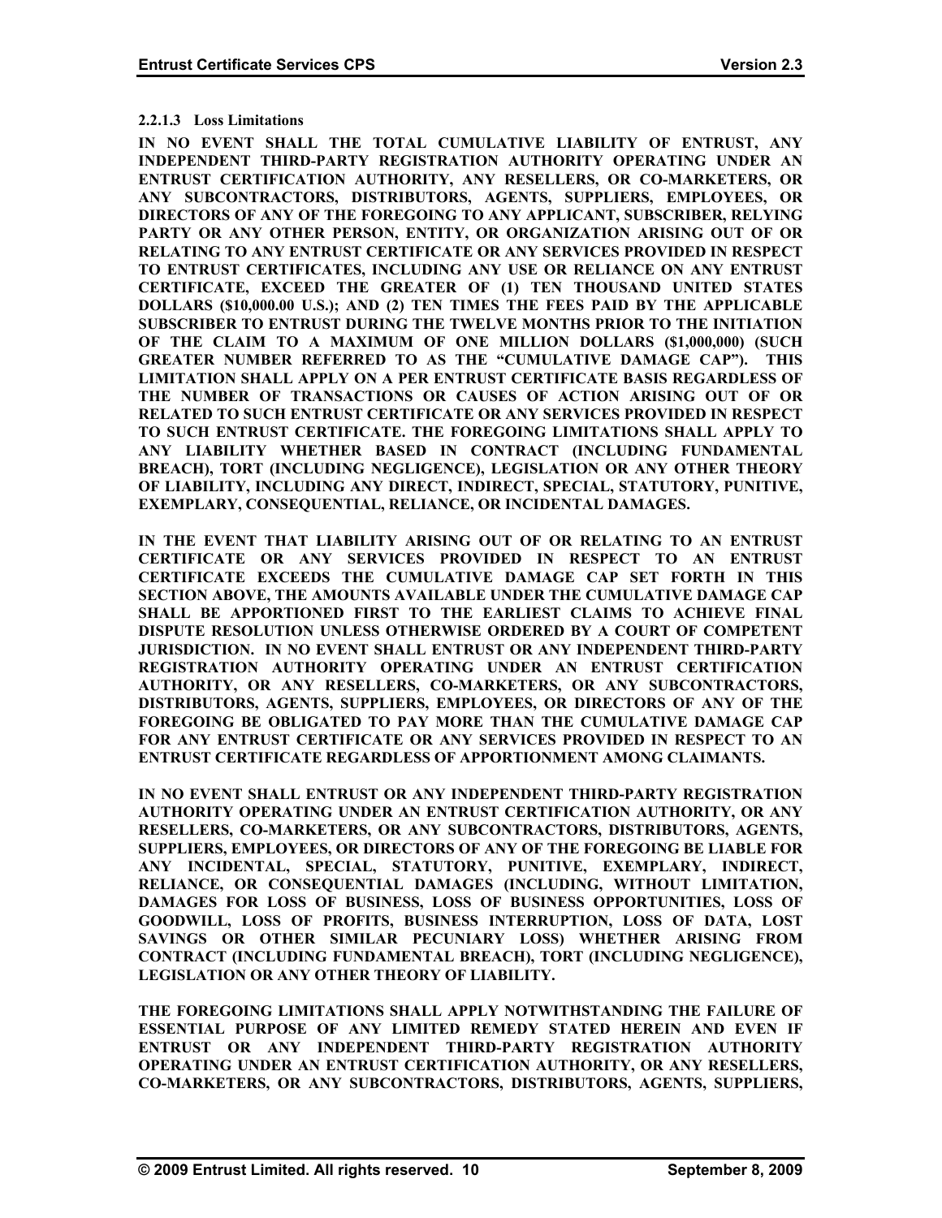#### 2.2.1.3 Loss Limitations

**IN NO EVENT SHALL THE TOTAL CUMULATIVE LIABILITY OF ENTRUST, ANY INDEPENDENT THIRD-PARTY REGISTRATION AUTHORITY OPERATING UNDER AN ENTRUST CERTIFICATION AUTHORITY, ANY RESELLERS, OR CO-MARKETERS, OR ANY SUBCONTRACTORS, DISTRIBUTORS, AGENTS, SUPPLIERS, EMPLOYEES, OR DIRECTORS OF ANY OF THE FOREGOING TO ANY APPLICANT, SUBSCRIBER, RELYING PARTY OR ANY OTHER PERSON, ENTITY, OR ORGANIZATION ARISING OUT OF OR RELATING TO ANY ENTRUST CERTIFICATE OR ANY SERVICES PROVIDED IN RESPECT TO ENTRUST CERTIFICATES, INCLUDING ANY USE OR RELIANCE ON ANY ENTRUST CERTIFICATE, EXCEED THE GREATER OF (1) TEN THOUSAND UNITED STATES DOLLARS ($10,000.00 U.S.); AND (2) TEN TIMES THE FEES PAID BY THE APPLICABLE SUBSCRIBER TO ENTRUST DURING THE TWELVE MONTHS PRIOR TO THE INITIATION OF THE CLAIM TO A MAXIMUM OF ONE MILLION DOLLARS ($1,000,000) (SUCH GREATER NUMBER REFERRED TO AS THE "CUMULATIVE DAMAGE CAP"). THIS LIMITATION SHALL APPLY ON A PER ENTRUST CERTIFICATE BASIS REGARDLESS OF THE NUMBER OF TRANSACTIONS OR CAUSES OF ACTION ARISING OUT OF OR RELATED TO SUCH ENTRUST CERTIFICATE OR ANY SERVICES PROVIDED IN RESPECT TO SUCH ENTRUST CERTIFICATE. THE FOREGOING LIMITATIONS SHALL APPLY TO ANY LIABILITY WHETHER BASED IN CONTRACT (INCLUDING FUNDAMENTAL BREACH), TORT (INCLUDING NEGLIGENCE), LEGISLATION OR ANY OTHER THEORY OF LIABILITY, INCLUDING ANY DIRECT, INDIRECT, SPECIAL, STATUTORY, PUNITIVE, EXEMPLARY, CONSEQUENTIAL, RELIANCE, OR INCIDENTAL DAMAGES.**

**IN THE EVENT THAT LIABILITY ARISING OUT OF OR RELATING TO AN ENTRUST CERTIFICATE OR ANY SERVICES PROVIDED IN RESPECT TO AN ENTRUST CERTIFICATE EXCEEDS THE CUMULATIVE DAMAGE CAP SET FORTH IN THIS SECTION ABOVE, THE AMOUNTS AVAILABLE UNDER THE CUMULATIVE DAMAGE CAP SHALL BE APPORTIONED FIRST TO THE EARLIEST CLAIMS TO ACHIEVE FINAL DISPUTE RESOLUTION UNLESS OTHERWISE ORDERED BY A COURT OF COMPETENT JURISDICTION. IN NO EVENT SHALL ENTRUST OR ANY INDEPENDENT THIRD-PARTY REGISTRATION AUTHORITY OPERATING UNDER AN ENTRUST CERTIFICATION AUTHORITY, OR ANY RESELLERS, CO-MARKETERS, OR ANY SUBCONTRACTORS, DISTRIBUTORS, AGENTS, SUPPLIERS, EMPLOYEES, OR DIRECTORS OF ANY OF THE FOREGOING BE OBLIGATED TO PAY MORE THAN THE CUMULATIVE DAMAGE CAP FOR ANY ENTRUST CERTIFICATE OR ANY SERVICES PROVIDED IN RESPECT TO AN ENTRUST CERTIFICATE REGARDLESS OF APPORTIONMENT AMONG CLAIMANTS.**

**IN NO EVENT SHALL ENTRUST OR ANY INDEPENDENT THIRD-PARTY REGISTRATION AUTHORITY OPERATING UNDER AN ENTRUST CERTIFICATION AUTHORITY, OR ANY RESELLERS, CO-MARKETERS, OR ANY SUBCONTRACTORS, DISTRIBUTORS, AGENTS, SUPPLIERS, EMPLOYEES, OR DIRECTORS OF ANY OF THE FOREGOING BE LIABLE FOR ANY INCIDENTAL, SPECIAL, STATUTORY, PUNITIVE, EXEMPLARY, INDIRECT, RELIANCE, OR CONSEQUENTIAL DAMAGES (INCLUDING, WITHOUT LIMITATION, DAMAGES FOR LOSS OF BUSINESS, LOSS OF BUSINESS OPPORTUNITIES, LOSS OF GOODWILL, LOSS OF PROFITS, BUSINESS INTERRUPTION, LOSS OF DATA, LOST SAVINGS OR OTHER SIMILAR PECUNIARY LOSS) WHETHER ARISING FROM CONTRACT (INCLUDING FUNDAMENTAL BREACH), TORT (INCLUDING NEGLIGENCE), LEGISLATION OR ANY OTHER THEORY OF LIABILITY.**

**THE FOREGOING LIMITATIONS SHALL APPLY NOTWITHSTANDING THE FAILURE OF ESSENTIAL PURPOSE OF ANY LIMITED REMEDY STATED HEREIN AND EVEN IF ENTRUST OR ANY INDEPENDENT THIRD-PARTY REGISTRATION AUTHORITY OPERATING UNDER AN ENTRUST CERTIFICATION AUTHORITY, OR ANY RESELLERS, CO-MARKETERS, OR ANY SUBCONTRACTORS, DISTRIBUTORS, AGENTS, SUPPLIERS,**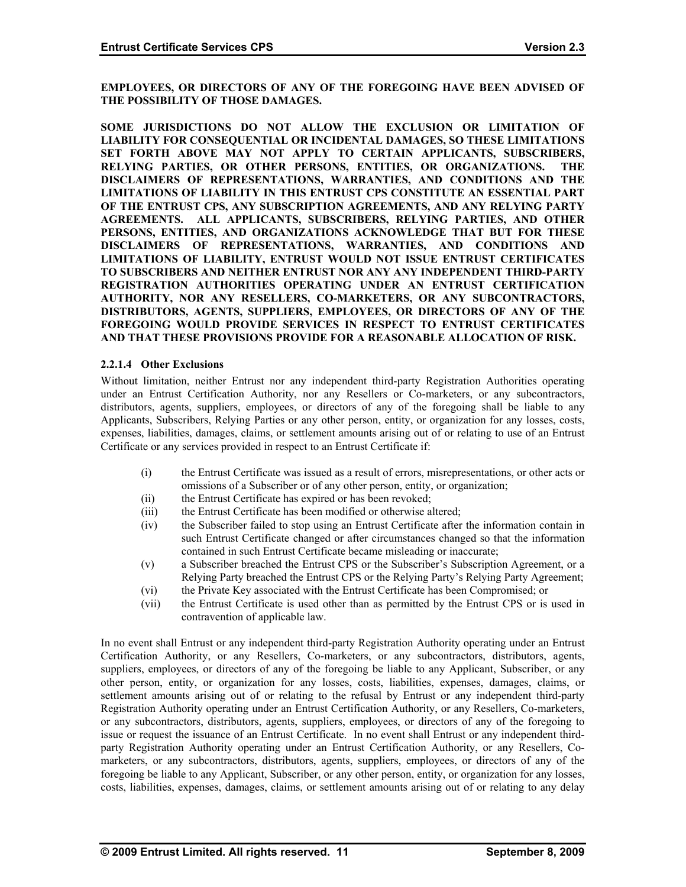**EMPLOYEES, OR DIRECTORS OF ANY OF THE FOREGOING HAVE BEEN ADVISED OF THE POSSIBILITY OF THOSE DAMAGES.**

**SOME JURISDICTIONS DO NOT ALLOW THE EXCLUSION OR LIMITATION OF LIABILITY FOR CONSEQUENTIAL OR INCIDENTAL DAMAGES, SO THESE LIMITATIONS SET FORTH ABOVE MAY NOT APPLY TO CERTAIN APPLICANTS, SUBSCRIBERS, RELYING PARTIES, OR OTHER PERSONS, ENTITIES, OR ORGANIZATIONS. THE DISCLAIMERS OF REPRESENTATIONS, WARRANTIES, AND CONDITIONS AND THE LIMITATIONS OF LIABILITY IN THIS ENTRUST CPS CONSTITUTE AN ESSENTIAL PART OF THE ENTRUST CPS, ANY SUBSCRIPTION AGREEMENTS, AND ANY RELYING PARTY AGREEMENTS. ALL APPLICANTS, SUBSCRIBERS, RELYING PARTIES, AND OTHER PERSONS, ENTITIES, AND ORGANIZATIONS ACKNOWLEDGE THAT BUT FOR THESE DISCLAIMERS OF REPRESENTATIONS, WARRANTIES, AND CONDITIONS AND LIMITATIONS OF LIABILITY, ENTRUST WOULD NOT ISSUE ENTRUST CERTIFICATES TO SUBSCRIBERS AND NEITHER ENTRUST NOR ANY ANY INDEPENDENT THIRD-PARTY REGISTRATION AUTHORITIES OPERATING UNDER AN ENTRUST CERTIFICATION AUTHORITY, NOR ANY RESELLERS, CO-MARKETERS, OR ANY SUBCONTRACTORS, DISTRIBUTORS, AGENTS, SUPPLIERS, EMPLOYEES, OR DIRECTORS OF ANY OF THE FOREGOING WOULD PROVIDE SERVICES IN RESPECT TO ENTRUST CERTIFICATES AND THAT THESE PROVISIONS PROVIDE FOR A REASONABLE ALLOCATION OF RISK.**

#### 2.2.1.4 Other Exclusions

Without limitation, neither Entrust nor any independent third-party Registration Authorities operating under an Entrust Certification Authority, nor any Resellers or Co-marketers, or any subcontractors, distributors, agents, suppliers, employees, or directors of any of the foregoing shall be liable to any Applicants, Subscribers, Relying Parties or any other person, entity, or organization for any losses, costs, expenses, liabilities, damages, claims, or settlement amounts arising out of or relating to use of an Entrust Certificate or any services provided in respect to an Entrust Certificate if:

(i) the Entrust Certificate was issued as a result of errors, misrepresentations, or other acts or omissions of a Subscriber or of any other person, entity, or organization;

(ii) the Entrust Certificate has expired or has been revoked;

(iii) the Entrust Certificate has been modified or otherwise altered;

(iv) the Subscriber failed to stop using an Entrust Certificate after the information contain in such Entrust Certificate changed or after circumstances changed so that the information contained in such Entrust Certificate became misleading or inaccurate;

(v) a Subscriber breached the Entrust CPS or the Subscriber's Subscription Agreement, or a Relying Party breached the Entrust CPS or the Relying Party's Relying Party Agreement;

(vi) the Private Key associated with the Entrust Certificate has been Compromised; or

(vii) the Entrust Certificate is used other than as permitted by the Entrust CPS or is used in contravention of applicable law.

In no event shall Entrust or any independent third-party Registration Authority operating under an Entrust Certification Authority, or any Resellers, Co-marketers, or any subcontractors, distributors, agents, suppliers, employees, or directors of any of the foregoing be liable to any Applicant, Subscriber, or any other person, entity, or organization for any losses, costs, liabilities, expenses, damages, claims, or settlement amounts arising out of or relating to the refusal by Entrust or any independent third-party Registration Authority operating under an Entrust Certification Authority, or any Resellers, Co-marketers, or any subcontractors, distributors, agents, suppliers, employees, or directors of any of the foregoing to issue or request the issuance of an Entrust Certificate. In no event shall Entrust or any independent third-party Registration Authority operating under an Entrust Certification Authority, or any Resellers, Co-marketers, or any subcontractors, distributors, agents, suppliers, employees, or directors of any of the foregoing be liable to any Applicant, Subscriber, or any other person, entity, or organization for any losses, costs, liabilities, expenses, damages, claims, or settlement amounts arising out of or relating to any delay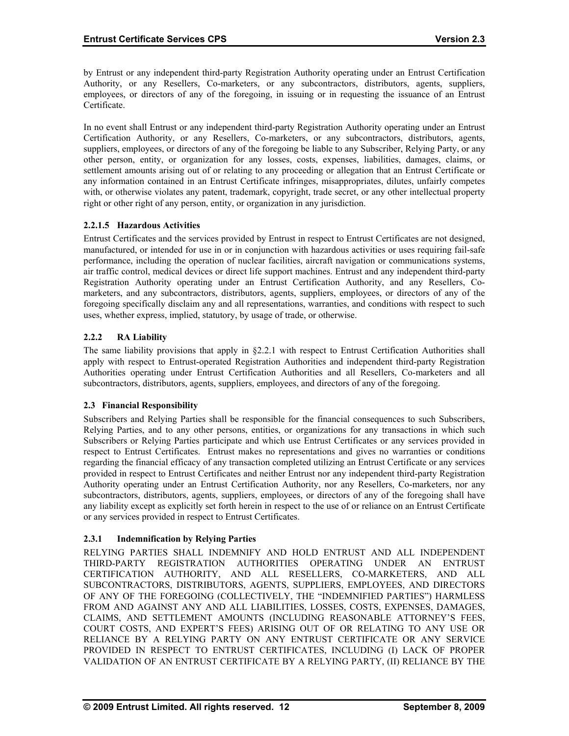by Entrust or any independent third-party Registration Authority operating under an Entrust Certification Authority, or any Resellers, Co-marketers, or any subcontractors, distributors, agents, suppliers, employees, or directors of any of the foregoing, in issuing or in requesting the issuance of an Entrust Certificate.

In no event shall Entrust or any independent third-party Registration Authority operating under an Entrust Certification Authority, or any Resellers, Co-marketers, or any subcontractors, distributors, agents, suppliers, employees, or directors of any of the foregoing be liable to any Subscriber, Relying Party, or any other person, entity, or organization for any losses, costs, expenses, liabilities, damages, claims, or settlement amounts arising out of or relating to any proceeding or allegation that an Entrust Certificate or any information contained in an Entrust Certificate infringes, misappropriates, dilutes, unfairly competes with, or otherwise violates any patent, trademark, copyright, trade secret, or any other intellectual property right or other right of any person, entity, or organization in any jurisdiction.

#### 2.2.1.5 Hazardous Activities

Entrust Certificates and the services provided by Entrust in respect to Entrust Certificates are not designed, manufactured, or intended for use in or in conjunction with hazardous activities or uses requiring fail-safe performance, including the operation of nuclear facilities, aircraft navigation or communications systems, air traffic control, medical devices or direct life support machines. Entrust and any independent third-party Registration Authority operating under an Entrust Certification Authority, and any Resellers, Co-marketers, and any subcontractors, distributors, agents, suppliers, employees, or directors of any of the foregoing specifically disclaim any and all representations, warranties, and conditions with respect to such uses, whether express, implied, statutory, by usage of trade, or otherwise.

### 2.2.2 RA Liability

The same liability provisions that apply in §2.2.1 with respect to Entrust Certification Authorities shall apply with respect to Entrust-operated Registration Authorities and independent third-party Registration Authorities operating under Entrust Certification Authorities and all Resellers, Co-marketers and all subcontractors, distributors, agents, suppliers, employees, and directors of any of the foregoing.

## 2.3 Financial Responsibility

Subscribers and Relying Parties shall be responsible for the financial consequences to such Subscribers, Relying Parties, and to any other persons, entities, or organizations for any transactions in which such Subscribers or Relying Parties participate and which use Entrust Certificates or any services provided in respect to Entrust Certificates. Entrust makes no representations and gives no warranties or conditions regarding the financial efficacy of any transaction completed utilizing an Entrust Certificate or any services provided in respect to Entrust Certificates and neither Entrust nor any independent third-party Registration Authority operating under an Entrust Certification Authority, nor any Resellers, Co-marketers, nor any subcontractors, distributors, agents, suppliers, employees, or directors of any of the foregoing shall have any liability except as explicitly set forth herein in respect to the use of or reliance on an Entrust Certificate or any services provided in respect to Entrust Certificates.

### 2.3.1 Indemnification by Relying Parties

RELYING PARTIES SHALL INDEMNIFY AND HOLD ENTRUST AND ALL INDEPENDENT THIRD-PARTY REGISTRATION AUTHORITIES OPERATING UNDER AN ENTRUST CERTIFICATION AUTHORITY, AND ALL RESELLERS, CO-MARKETERS, AND ALL SUBCONTRACTORS, DISTRIBUTORS, AGENTS, SUPPLIERS, EMPLOYEES, AND DIRECTORS OF ANY OF THE FOREGOING (COLLECTIVELY, THE "INDEMNIFIED PARTIES") HARMLESS FROM AND AGAINST ANY AND ALL LIABILITIES, LOSSES, COSTS, EXPENSES, DAMAGES, CLAIMS, AND SETTLEMENT AMOUNTS (INCLUDING REASONABLE ATTORNEY'S FEES, COURT COSTS, AND EXPERT'S FEES) ARISING OUT OF OR RELATING TO ANY USE OR RELIANCE BY A RELYING PARTY ON ANY ENTRUST CERTIFICATE OR ANY SERVICE PROVIDED IN RESPECT TO ENTRUST CERTIFICATES, INCLUDING (I) LACK OF PROPER VALIDATION OF AN ENTRUST CERTIFICATE BY A RELYING PARTY, (II) RELIANCE BY THE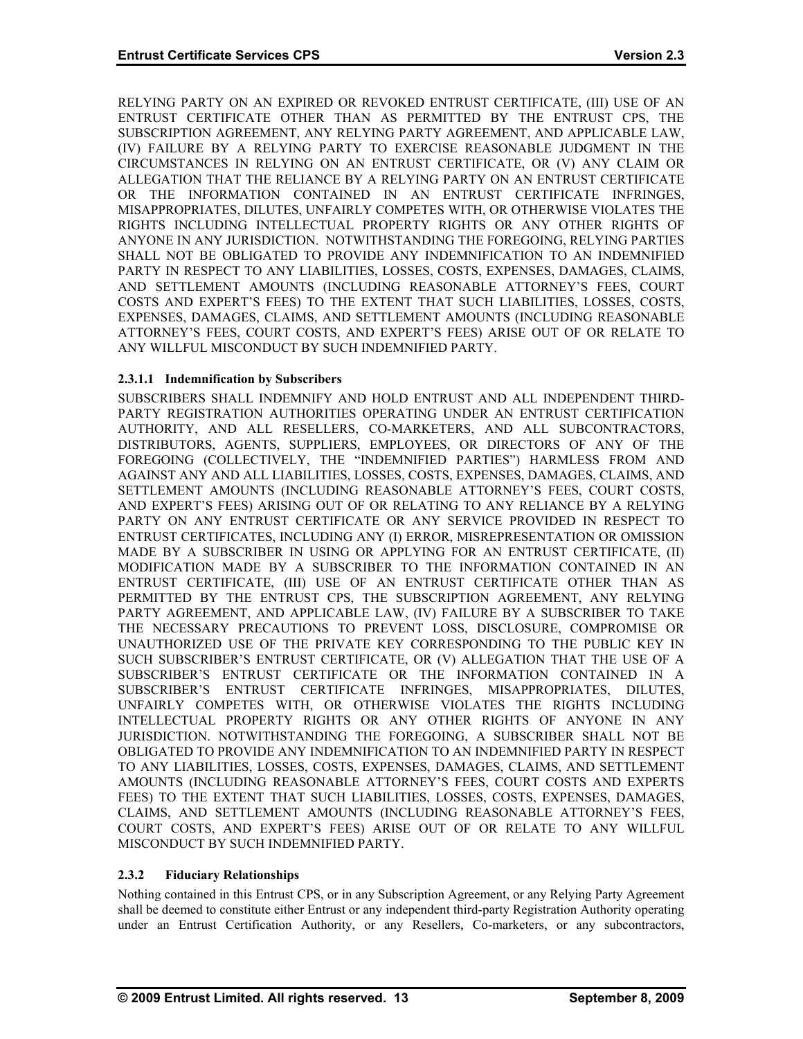RELYING PARTY ON AN EXPIRED OR REVOKED ENTRUST CERTIFICATE, (III) USE OF AN ENTRUST CERTIFICATE OTHER THAN AS PERMITTED BY THE ENTRUST CPS, THE SUBSCRIPTION AGREEMENT, ANY RELYING PARTY AGREEMENT, AND APPLICABLE LAW, (IV) FAILURE BY A RELYING PARTY TO EXERCISE REASONABLE JUDGMENT IN THE CIRCUMSTANCES IN RELYING ON AN ENTRUST CERTIFICATE, OR (V) ANY CLAIM OR ALLEGATION THAT THE RELIANCE BY A RELYING PARTY ON AN ENTRUST CERTIFICATE OR THE INFORMATION CONTAINED IN AN ENTRUST CERTIFICATE INFRINGES, MISAPPROPRIATES, DILUTES, UNFAIRLY COMPETES WITH, OR OTHERWISE VIOLATES THE RIGHTS INCLUDING INTELLECTUAL PROPERTY RIGHTS OR ANY OTHER RIGHTS OF ANYONE IN ANY JURISDICTION. NOTWITHSTANDING THE FOREGOING, RELYING PARTIES SHALL NOT BE OBLIGATED TO PROVIDE ANY INDEMNIFICATION TO AN INDEMNIFIED PARTY IN RESPECT TO ANY LIABILITIES, LOSSES, COSTS, EXPENSES, DAMAGES, CLAIMS, AND SETTLEMENT AMOUNTS (INCLUDING REASONABLE ATTORNEY'S FEES, COURT COSTS AND EXPERT'S FEES) TO THE EXTENT THAT SUCH LIABILITIES, LOSSES, COSTS, EXPENSES, DAMAGES, CLAIMS, AND SETTLEMENT AMOUNTS (INCLUDING REASONABLE ATTORNEY'S FEES, COURT COSTS, AND EXPERT'S FEES) ARISE OUT OF OR RELATE TO ANY WILLFUL MISCONDUCT BY SUCH INDEMNIFIED PARTY.

#### 2.3.1.1 Indemnification by Subscribers

SUBSCRIBERS SHALL INDEMNIFY AND HOLD ENTRUST AND ALL INDEPENDENT THIRD-PARTY REGISTRATION AUTHORITIES OPERATING UNDER AN ENTRUST CERTIFICATION AUTHORITY, AND ALL RESELLERS, CO-MARKETERS, AND ALL SUBCONTRACTORS, DISTRIBUTORS, AGENTS, SUPPLIERS, EMPLOYEES, OR DIRECTORS OF ANY OF THE FOREGOING (COLLECTIVELY, THE "INDEMNIFIED PARTIES") HARMLESS FROM AND AGAINST ANY AND ALL LIABILITIES, LOSSES, COSTS, EXPENSES, DAMAGES, CLAIMS, AND SETTLEMENT AMOUNTS (INCLUDING REASONABLE ATTORNEY'S FEES, COURT COSTS, AND EXPERT'S FEES) ARISING OUT OF OR RELATING TO ANY RELIANCE BY A RELYING PARTY ON ANY ENTRUST CERTIFICATE OR ANY SERVICE PROVIDED IN RESPECT TO ENTRUST CERTIFICATES, INCLUDING ANY (I) ERROR, MISREPRESENTATION OR OMISSION MADE BY A SUBSCRIBER IN USING OR APPLYING FOR AN ENTRUST CERTIFICATE, (II) MODIFICATION MADE BY A SUBSCRIBER TO THE INFORMATION CONTAINED IN AN ENTRUST CERTIFICATE, (III) USE OF AN ENTRUST CERTIFICATE OTHER THAN AS PERMITTED BY THE ENTRUST CPS, THE SUBSCRIPTION AGREEMENT, ANY RELYING PARTY AGREEMENT, AND APPLICABLE LAW, (IV) FAILURE BY A SUBSCRIBER TO TAKE THE NECESSARY PRECAUTIONS TO PREVENT LOSS, DISCLOSURE, COMPROMISE OR UNAUTHORIZED USE OF THE PRIVATE KEY CORRESPONDING TO THE PUBLIC KEY IN SUCH SUBSCRIBER'S ENTRUST CERTIFICATE, OR (V) ALLEGATION THAT THE USE OF A SUBSCRIBER'S ENTRUST CERTIFICATE OR THE INFORMATION CONTAINED IN A SUBSCRIBER'S ENTRUST CERTIFICATE INFRINGES, MISAPPROPRIATES, DILUTES, UNFAIRLY COMPETES WITH, OR OTHERWISE VIOLATES THE RIGHTS INCLUDING INTELLECTUAL PROPERTY RIGHTS OR ANY OTHER RIGHTS OF ANYONE IN ANY JURISDICTION. NOTWITHSTANDING THE FOREGOING, A SUBSCRIBER SHALL NOT BE OBLIGATED TO PROVIDE ANY INDEMNIFICATION TO AN INDEMNIFIED PARTY IN RESPECT TO ANY LIABILITIES, LOSSES, COSTS, EXPENSES, DAMAGES, CLAIMS, AND SETTLEMENT AMOUNTS (INCLUDING REASONABLE ATTORNEY'S FEES, COURT COSTS AND EXPERTS FEES) TO THE EXTENT THAT SUCH LIABILITIES, LOSSES, COSTS, EXPENSES, DAMAGES, CLAIMS, AND SETTLEMENT AMOUNTS (INCLUDING REASONABLE ATTORNEY'S FEES, COURT COSTS, AND EXPERT'S FEES) ARISE OUT OF OR RELATE TO ANY WILLFUL MISCONDUCT BY SUCH INDEMNIFIED PARTY.

### 2.3.2 Fiduciary Relationships

Nothing contained in this Entrust CPS, or in any Subscription Agreement, or any Relying Party Agreement shall be deemed to constitute either Entrust or any independent third-party Registration Authority operating under an Entrust Certification Authority, or any Resellers, Co-marketers, or any subcontractors,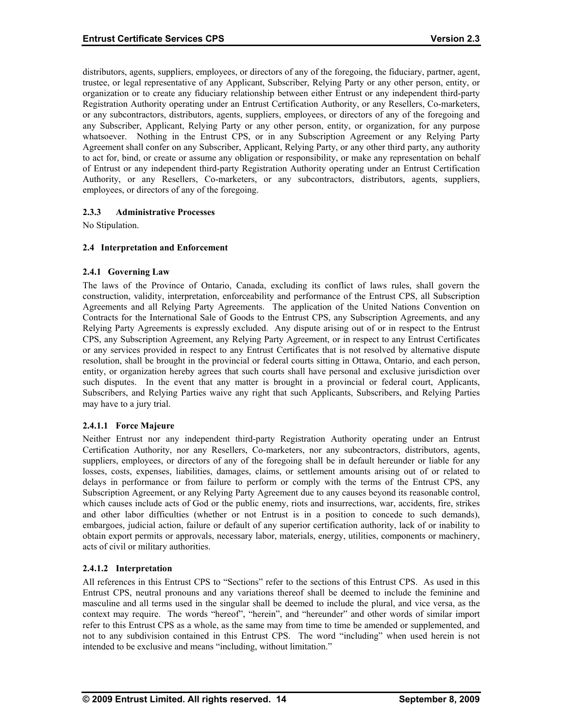distributors, agents, suppliers, employees, or directors of any of the foregoing, the fiduciary, partner, agent, trustee, or legal representative of any Applicant, Subscriber, Relying Party or any other person, entity, or organization or to create any fiduciary relationship between either Entrust or any independent third-party Registration Authority operating under an Entrust Certification Authority, or any Resellers, Co-marketers, or any subcontractors, distributors, agents, suppliers, employees, or directors of any of the foregoing and any Subscriber, Applicant, Relying Party or any other person, entity, or organization, for any purpose whatsoever. Nothing in the Entrust CPS, or in any Subscription Agreement or any Relying Party Agreement shall confer on any Subscriber, Applicant, Relying Party, or any other third party, any authority to act for, bind, or create or assume any obligation or responsibility, or make any representation on behalf of Entrust or any independent third-party Registration Authority operating under an Entrust Certification Authority, or any Resellers, Co-marketers, or any subcontractors, distributors, agents, suppliers, employees, or directors of any of the foregoing.

#### 2.3.3 Administrative Processes

No Stipulation.

### 2.4 Interpretation and Enforcement

#### 2.4.1 Governing Law

The laws of the Province of Ontario, Canada, excluding its conflict of laws rules, shall govern the construction, validity, interpretation, enforceability and performance of the Entrust CPS, all Subscription Agreements and all Relying Party Agreements. The application of the United Nations Convention on Contracts for the International Sale of Goods to the Entrust CPS, any Subscription Agreements, and any Relying Party Agreements is expressly excluded. Any dispute arising out of or in respect to the Entrust CPS, any Subscription Agreement, any Relying Party Agreement, or in respect to any Entrust Certificates or any services provided in respect to any Entrust Certificates that is not resolved by alternative dispute resolution, shall be brought in the provincial or federal courts sitting in Ottawa, Ontario, and each person, entity, or organization hereby agrees that such courts shall have personal and exclusive jurisdiction over such disputes. In the event that any matter is brought in a provincial or federal court, Applicants, Subscribers, and Relying Parties waive any right that such Applicants, Subscribers, and Relying Parties may have to a jury trial.

##### 2.4.1.1 Force Majeure

Neither Entrust nor any independent third-party Registration Authority operating under an Entrust Certification Authority, nor any Resellers, Co-marketers, nor any subcontractors, distributors, agents, suppliers, employees, or directors of any of the foregoing shall be in default hereunder or liable for any losses, costs, expenses, liabilities, damages, claims, or settlement amounts arising out of or related to delays in performance or from failure to perform or comply with the terms of the Entrust CPS, any Subscription Agreement, or any Relying Party Agreement due to any causes beyond its reasonable control, which causes include acts of God or the public enemy, riots and insurrections, war, accidents, fire, strikes and other labor difficulties (whether or not Entrust is in a position to concede to such demands), embargoes, judicial action, failure or default of any superior certification authority, lack of or inability to obtain export permits or approvals, necessary labor, materials, energy, utilities, components or machinery, acts of civil or military authorities.

##### 2.4.1.2 Interpretation

All references in this Entrust CPS to "Sections" refer to the sections of this Entrust CPS. As used in this Entrust CPS, neutral pronouns and any variations thereof shall be deemed to include the feminine and masculine and all terms used in the singular shall be deemed to include the plural, and vice versa, as the context may require. The words "hereof", "herein", and "hereunder" and other words of similar import refer to this Entrust CPS as a whole, as the same may from time to time be amended or supplemented, and not to any subdivision contained in this Entrust CPS. The word "including" when used herein is not intended to be exclusive and means "including, without limitation."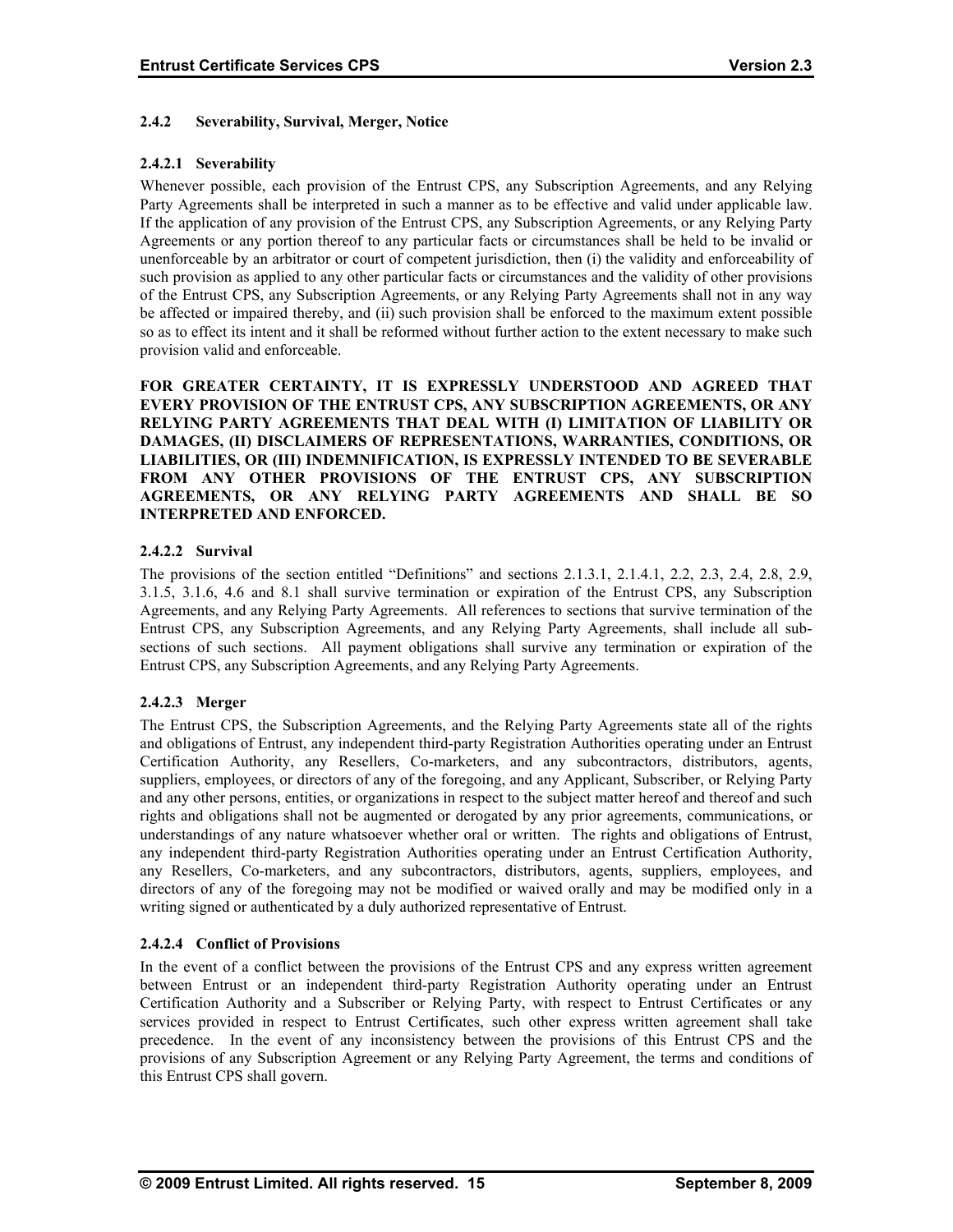### 2.4.2 Severability, Survival, Merger, Notice

#### 2.4.2.1 Severability

Whenever possible, each provision of the Entrust CPS, any Subscription Agreements, and any Relying Party Agreements shall be interpreted in such a manner as to be effective and valid under applicable law. If the application of any provision of the Entrust CPS, any Subscription Agreements, or any Relying Party Agreements or any portion thereof to any particular facts or circumstances shall be held to be invalid or unenforceable by an arbitrator or court of competent jurisdiction, then (i) the validity and enforceability of such provision as applied to any other particular facts or circumstances and the validity of other provisions of the Entrust CPS, any Subscription Agreements, or any Relying Party Agreements shall not in any way be affected or impaired thereby, and (ii) such provision shall be enforced to the maximum extent possible so as to effect its intent and it shall be reformed without further action to the extent necessary to make such provision valid and enforceable.

**FOR GREATER CERTAINTY, IT IS EXPRESSLY UNDERSTOOD AND AGREED THAT EVERY PROVISION OF THE ENTRUST CPS, ANY SUBSCRIPTION AGREEMENTS, OR ANY RELYING PARTY AGREEMENTS THAT DEAL WITH (I) LIMITATION OF LIABILITY OR DAMAGES, (II) DISCLAIMERS OF REPRESENTATIONS, WARRANTIES, CONDITIONS, OR LIABILITIES, OR (III) INDEMNIFICATION, IS EXPRESSLY INTENDED TO BE SEVERABLE FROM ANY OTHER PROVISIONS OF THE ENTRUST CPS, ANY SUBSCRIPTION AGREEMENTS, OR ANY RELYING PARTY AGREEMENTS AND SHALL BE SO INTERPRETED AND ENFORCED.**

#### 2.4.2.2 Survival

The provisions of the section entitled "Definitions" and sections 2.1.3.1, 2.1.4.1, 2.2, 2.3, 2.4, 2.8, 2.9, 3.1.5, 3.1.6, 4.6 and 8.1 shall survive termination or expiration of the Entrust CPS, any Subscription Agreements, and any Relying Party Agreements. All references to sections that survive termination of the Entrust CPS, any Subscription Agreements, and any Relying Party Agreements, shall include all sub-sections of such sections. All payment obligations shall survive any termination or expiration of the Entrust CPS, any Subscription Agreements, and any Relying Party Agreements.

#### 2.4.2.3 Merger

The Entrust CPS, the Subscription Agreements, and the Relying Party Agreements state all of the rights and obligations of Entrust, any independent third-party Registration Authorities operating under an Entrust Certification Authority, any Resellers, Co-marketers, and any subcontractors, distributors, agents, suppliers, employees, or directors of any of the foregoing, and any Applicant, Subscriber, or Relying Party and any other persons, entities, or organizations in respect to the subject matter hereof and thereof and such rights and obligations shall not be augmented or derogated by any prior agreements, communications, or understandings of any nature whatsoever whether oral or written. The rights and obligations of Entrust, any independent third-party Registration Authorities operating under an Entrust Certification Authority, any Resellers, Co-marketers, and any subcontractors, distributors, agents, suppliers, employees, and directors of any of the foregoing may not be modified or waived orally and may be modified only in a writing signed or authenticated by a duly authorized representative of Entrust.

#### 2.4.2.4 Conflict of Provisions

In the event of a conflict between the provisions of the Entrust CPS and any express written agreement between Entrust or an independent third-party Registration Authority operating under an Entrust Certification Authority and a Subscriber or Relying Party, with respect to Entrust Certificates or any services provided in respect to Entrust Certificates, such other express written agreement shall take precedence. In the event of any inconsistency between the provisions of this Entrust CPS and the provisions of any Subscription Agreement or any Relying Party Agreement, the terms and conditions of this Entrust CPS shall govern.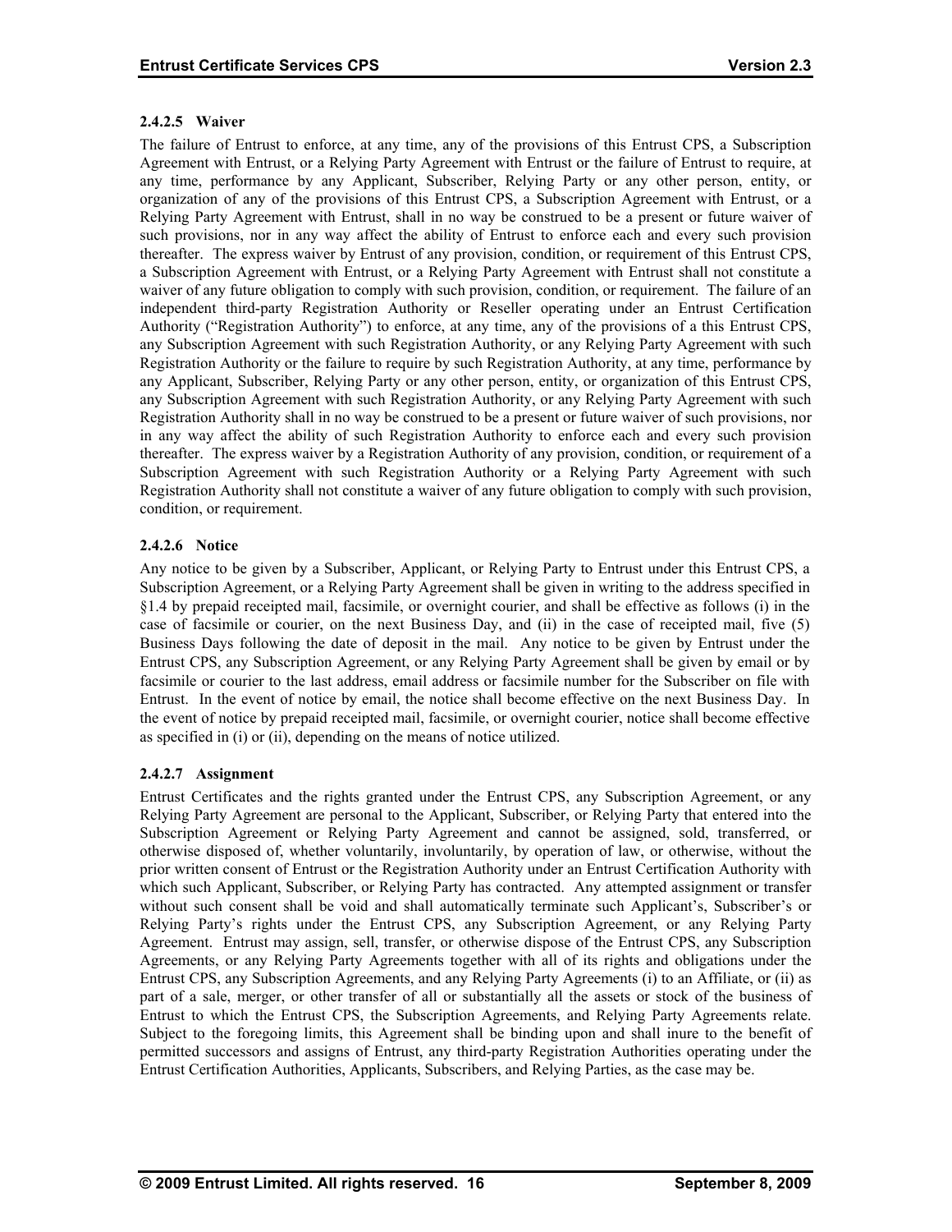#### 2.4.2.5 Waiver

The failure of Entrust to enforce, at any time, any of the provisions of this Entrust CPS, a Subscription Agreement with Entrust, or a Relying Party Agreement with Entrust or the failure of Entrust to require, at any time, performance by any Applicant, Subscriber, Relying Party or any other person, entity, or organization of any of the provisions of this Entrust CPS, a Subscription Agreement with Entrust, or a Relying Party Agreement with Entrust, shall in no way be construed to be a present or future waiver of such provisions, nor in any way affect the ability of Entrust to enforce each and every such provision thereafter. The express waiver by Entrust of any provision, condition, or requirement of this Entrust CPS, a Subscription Agreement with Entrust, or a Relying Party Agreement with Entrust shall not constitute a waiver of any future obligation to comply with such provision, condition, or requirement. The failure of an independent third-party Registration Authority or Reseller operating under an Entrust Certification Authority ("Registration Authority") to enforce, at any time, any of the provisions of a this Entrust CPS, any Subscription Agreement with such Registration Authority, or any Relying Party Agreement with such Registration Authority or the failure to require by such Registration Authority, at any time, performance by any Applicant, Subscriber, Relying Party or any other person, entity, or organization of this Entrust CPS, any Subscription Agreement with such Registration Authority, or any Relying Party Agreement with such Registration Authority shall in no way be construed to be a present or future waiver of such provisions, nor in any way affect the ability of such Registration Authority to enforce each and every such provision thereafter. The express waiver by a Registration Authority of any provision, condition, or requirement of a Subscription Agreement with such Registration Authority or a Relying Party Agreement with such Registration Authority shall not constitute a waiver of any future obligation to comply with such provision, condition, or requirement.

#### 2.4.2.6 Notice

Any notice to be given by a Subscriber, Applicant, or Relying Party to Entrust under this Entrust CPS, a Subscription Agreement, or a Relying Party Agreement shall be given in writing to the address specified in §1.4 by prepaid receipted mail, facsimile, or overnight courier, and shall be effective as follows (i) in the case of facsimile or courier, on the next Business Day, and (ii) in the case of receipted mail, five (5) Business Days following the date of deposit in the mail. Any notice to be given by Entrust under the Entrust CPS, any Subscription Agreement, or any Relying Party Agreement shall be given by email or by facsimile or courier to the last address, email address or facsimile number for the Subscriber on file with Entrust. In the event of notice by email, the notice shall become effective on the next Business Day. In the event of notice by prepaid receipted mail, facsimile, or overnight courier, notice shall become effective as specified in (i) or (ii), depending on the means of notice utilized.

#### 2.4.2.7 Assignment

Entrust Certificates and the rights granted under the Entrust CPS, any Subscription Agreement, or any Relying Party Agreement are personal to the Applicant, Subscriber, or Relying Party that entered into the Subscription Agreement or Relying Party Agreement and cannot be assigned, sold, transferred, or otherwise disposed of, whether voluntarily, involuntarily, by operation of law, or otherwise, without the prior written consent of Entrust or the Registration Authority under an Entrust Certification Authority with which such Applicant, Subscriber, or Relying Party has contracted. Any attempted assignment or transfer without such consent shall be void and shall automatically terminate such Applicant's, Subscriber's or Relying Party's rights under the Entrust CPS, any Subscription Agreement, or any Relying Party Agreement. Entrust may assign, sell, transfer, or otherwise dispose of the Entrust CPS, any Subscription Agreements, or any Relying Party Agreements together with all of its rights and obligations under the Entrust CPS, any Subscription Agreements, and any Relying Party Agreements (i) to an Affiliate, or (ii) as part of a sale, merger, or other transfer of all or substantially all the assets or stock of the business of Entrust to which the Entrust CPS, the Subscription Agreements, and Relying Party Agreements relate. Subject to the foregoing limits, this Agreement shall be binding upon and shall inure to the benefit of permitted successors and assigns of Entrust, any third-party Registration Authorities operating under the Entrust Certification Authorities, Applicants, Subscribers, and Relying Parties, as the case may be.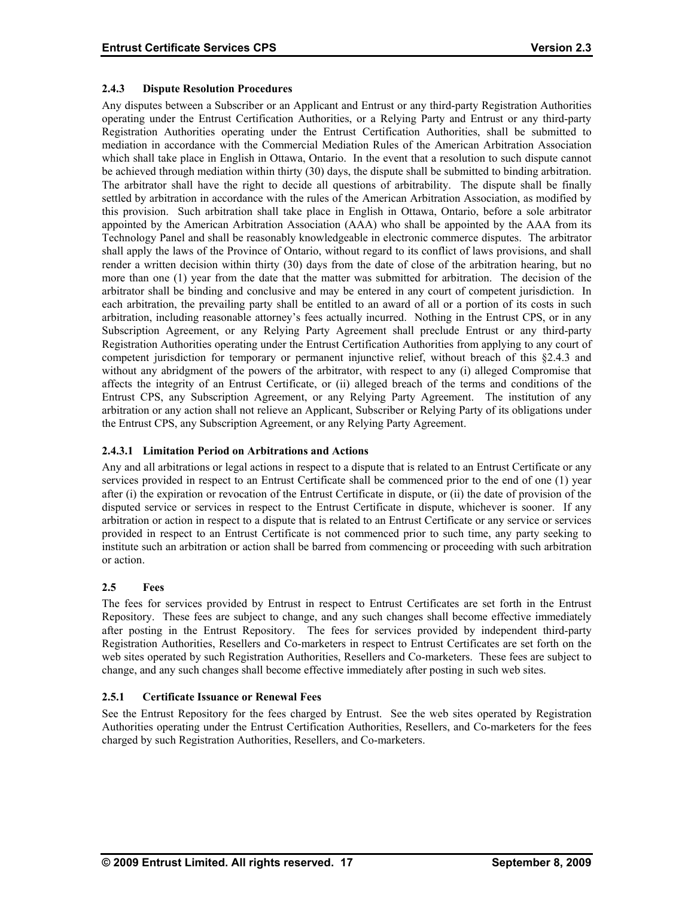### 2.4.3 Dispute Resolution Procedures

Any disputes between a Subscriber or an Applicant and Entrust or any third-party Registration Authorities operating under the Entrust Certification Authorities, or a Relying Party and Entrust or any third-party Registration Authorities operating under the Entrust Certification Authorities, shall be submitted to mediation in accordance with the Commercial Mediation Rules of the American Arbitration Association which shall take place in English in Ottawa, Ontario. In the event that a resolution to such dispute cannot be achieved through mediation within thirty (30) days, the dispute shall be submitted to binding arbitration. The arbitrator shall have the right to decide all questions of arbitrability. The dispute shall be finally settled by arbitration in accordance with the rules of the American Arbitration Association, as modified by this provision. Such arbitration shall take place in English in Ottawa, Ontario, before a sole arbitrator appointed by the American Arbitration Association (AAA) who shall be appointed by the AAA from its Technology Panel and shall be reasonably knowledgeable in electronic commerce disputes. The arbitrator shall apply the laws of the Province of Ontario, without regard to its conflict of laws provisions, and shall render a written decision within thirty (30) days from the date of close of the arbitration hearing, but no more than one (1) year from the date that the matter was submitted for arbitration. The decision of the arbitrator shall be binding and conclusive and may be entered in any court of competent jurisdiction. In each arbitration, the prevailing party shall be entitled to an award of all or a portion of its costs in such arbitration, including reasonable attorney's fees actually incurred. Nothing in the Entrust CPS, or in any Subscription Agreement, or any Relying Party Agreement shall preclude Entrust or any third-party Registration Authorities operating under the Entrust Certification Authorities from applying to any court of competent jurisdiction for temporary or permanent injunctive relief, without breach of this §2.4.3 and without any abridgment of the powers of the arbitrator, with respect to any (i) alleged Compromise that affects the integrity of an Entrust Certificate, or (ii) alleged breach of the terms and conditions of the Entrust CPS, any Subscription Agreement, or any Relying Party Agreement. The institution of any arbitration or any action shall not relieve an Applicant, Subscriber or Relying Party of its obligations under the Entrust CPS, any Subscription Agreement, or any Relying Party Agreement.

#### 2.4.3.1 Limitation Period on Arbitrations and Actions

Any and all arbitrations or legal actions in respect to a dispute that is related to an Entrust Certificate or any services provided in respect to an Entrust Certificate shall be commenced prior to the end of one (1) year after (i) the expiration or revocation of the Entrust Certificate in dispute, or (ii) the date of provision of the disputed service or services in respect to the Entrust Certificate in dispute, whichever is sooner. If any arbitration or action in respect to a dispute that is related to an Entrust Certificate or any service or services provided in respect to an Entrust Certificate is not commenced prior to such time, any party seeking to institute such an arbitration or action shall be barred from commencing or proceeding with such arbitration or action.

## 2.5 Fees

The fees for services provided by Entrust in respect to Entrust Certificates are set forth in the Entrust Repository. These fees are subject to change, and any such changes shall become effective immediately after posting in the Entrust Repository. The fees for services provided by independent third-party Registration Authorities, Resellers and Co-marketers in respect to Entrust Certificates are set forth on the web sites operated by such Registration Authorities, Resellers and Co-marketers. These fees are subject to change, and any such changes shall become effective immediately after posting in such web sites.

### 2.5.1 Certificate Issuance or Renewal Fees

See the Entrust Repository for the fees charged by Entrust. See the web sites operated by Registration Authorities operating under the Entrust Certification Authorities, Resellers, and Co-marketers for the fees charged by such Registration Authorities, Resellers, and Co-marketers.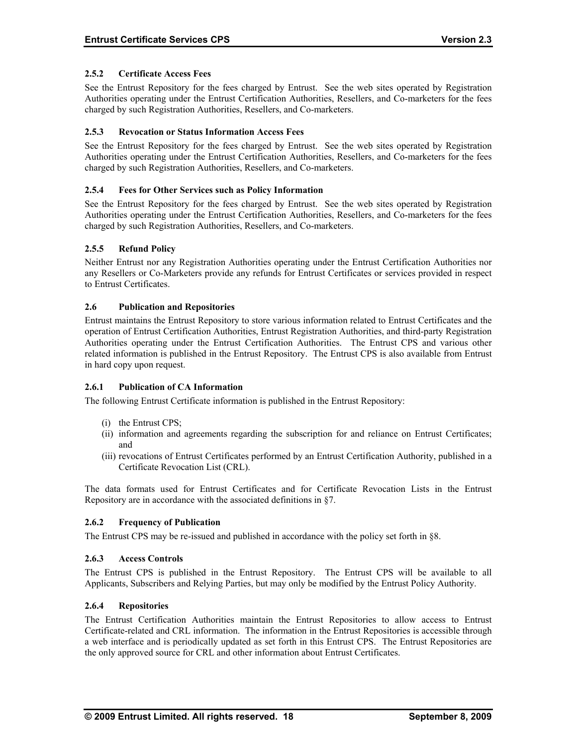### 2.5.2 Certificate Access Fees

See the Entrust Repository for the fees charged by Entrust. See the web sites operated by Registration Authorities operating under the Entrust Certification Authorities, Resellers, and Co-marketers for the fees charged by such Registration Authorities, Resellers, and Co-marketers.

### 2.5.3 Revocation or Status Information Access Fees

See the Entrust Repository for the fees charged by Entrust. See the web sites operated by Registration Authorities operating under the Entrust Certification Authorities, Resellers, and Co-marketers for the fees charged by such Registration Authorities, Resellers, and Co-marketers.

### 2.5.4 Fees for Other Services such as Policy Information

See the Entrust Repository for the fees charged by Entrust. See the web sites operated by Registration Authorities operating under the Entrust Certification Authorities, Resellers, and Co-marketers for the fees charged by such Registration Authorities, Resellers, and Co-marketers.

### 2.5.5 Refund Policy

Neither Entrust nor any Registration Authorities operating under the Entrust Certification Authorities nor any Resellers or Co-Marketers provide any refunds for Entrust Certificates or services provided in respect to Entrust Certificates.

## 2.6 Publication and Repositories

Entrust maintains the Entrust Repository to store various information related to Entrust Certificates and the operation of Entrust Certification Authorities, Entrust Registration Authorities, and third-party Registration Authorities operating under the Entrust Certification Authorities. The Entrust CPS and various other related information is published in the Entrust Repository. The Entrust CPS is also available from Entrust in hard copy upon request.

### 2.6.1 Publication of CA Information

The following Entrust Certificate information is published in the Entrust Repository:

(i) the Entrust CPS;
(ii) information and agreements regarding the subscription for and reliance on Entrust Certificates; and
(iii) revocations of Entrust Certificates performed by an Entrust Certification Authority, published in a Certificate Revocation List (CRL).

The data formats used for Entrust Certificates and for Certificate Revocation Lists in the Entrust Repository are in accordance with the associated definitions in §7.

### 2.6.2 Frequency of Publication

The Entrust CPS may be re-issued and published in accordance with the policy set forth in §8.

### 2.6.3 Access Controls

The Entrust CPS is published in the Entrust Repository. The Entrust CPS will be available to all Applicants, Subscribers and Relying Parties, but may only be modified by the Entrust Policy Authority.

### 2.6.4 Repositories

The Entrust Certification Authorities maintain the Entrust Repositories to allow access to Entrust Certificate-related and CRL information. The information in the Entrust Repositories is accessible through a web interface and is periodically updated as set forth in this Entrust CPS. The Entrust Repositories are the only approved source for CRL and other information about Entrust Certificates.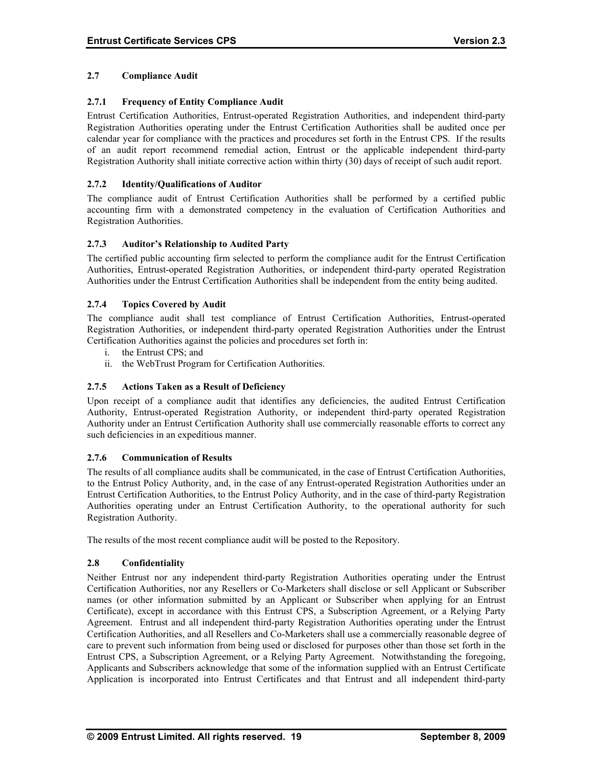### 2.7 Compliance Audit

#### 2.7.1 Frequency of Entity Compliance Audit

Entrust Certification Authorities, Entrust-operated Registration Authorities, and independent third-party Registration Authorities operating under the Entrust Certification Authorities shall be audited once per calendar year for compliance with the practices and procedures set forth in the Entrust CPS. If the results of an audit report recommend remedial action, Entrust or the applicable independent third-party Registration Authority shall initiate corrective action within thirty (30) days of receipt of such audit report.

#### 2.7.2 Identity/Qualifications of Auditor

The compliance audit of Entrust Certification Authorities shall be performed by a certified public accounting firm with a demonstrated competency in the evaluation of Certification Authorities and Registration Authorities.

#### 2.7.3 Auditor's Relationship to Audited Party

The certified public accounting firm selected to perform the compliance audit for the Entrust Certification Authorities, Entrust-operated Registration Authorities, or independent third-party operated Registration Authorities under the Entrust Certification Authorities shall be independent from the entity being audited.

#### 2.7.4 Topics Covered by Audit

The compliance audit shall test compliance of Entrust Certification Authorities, Entrust-operated Registration Authorities, or independent third-party operated Registration Authorities under the Entrust Certification Authorities against the policies and procedures set forth in:

i. the Entrust CPS; and
ii. the WebTrust Program for Certification Authorities.

#### 2.7.5 Actions Taken as a Result of Deficiency

Upon receipt of a compliance audit that identifies any deficiencies, the audited Entrust Certification Authority, Entrust-operated Registration Authority, or independent third-party operated Registration Authority under an Entrust Certification Authority shall use commercially reasonable efforts to correct any such deficiencies in an expeditious manner.

#### 2.7.6 Communication of Results

The results of all compliance audits shall be communicated, in the case of Entrust Certification Authorities, to the Entrust Policy Authority, and, in the case of any Entrust-operated Registration Authorities under an Entrust Certification Authorities, to the Entrust Policy Authority, and in the case of third-party Registration Authorities operating under an Entrust Certification Authority, to the operational authority for such Registration Authority.

The results of the most recent compliance audit will be posted to the Repository.

### 2.8 Confidentiality

Neither Entrust nor any independent third-party Registration Authorities operating under the Entrust Certification Authorities, nor any Resellers or Co-Marketers shall disclose or sell Applicant or Subscriber names (or other information submitted by an Applicant or Subscriber when applying for an Entrust Certificate), except in accordance with this Entrust CPS, a Subscription Agreement, or a Relying Party Agreement. Entrust and all independent third-party Registration Authorities operating under the Entrust Certification Authorities, and all Resellers and Co-Marketers shall use a commercially reasonable degree of care to prevent such information from being used or disclosed for purposes other than those set forth in the Entrust CPS, a Subscription Agreement, or a Relying Party Agreement. Notwithstanding the foregoing, Applicants and Subscribers acknowledge that some of the information supplied with an Entrust Certificate Application is incorporated into Entrust Certificates and that Entrust and all independent third-party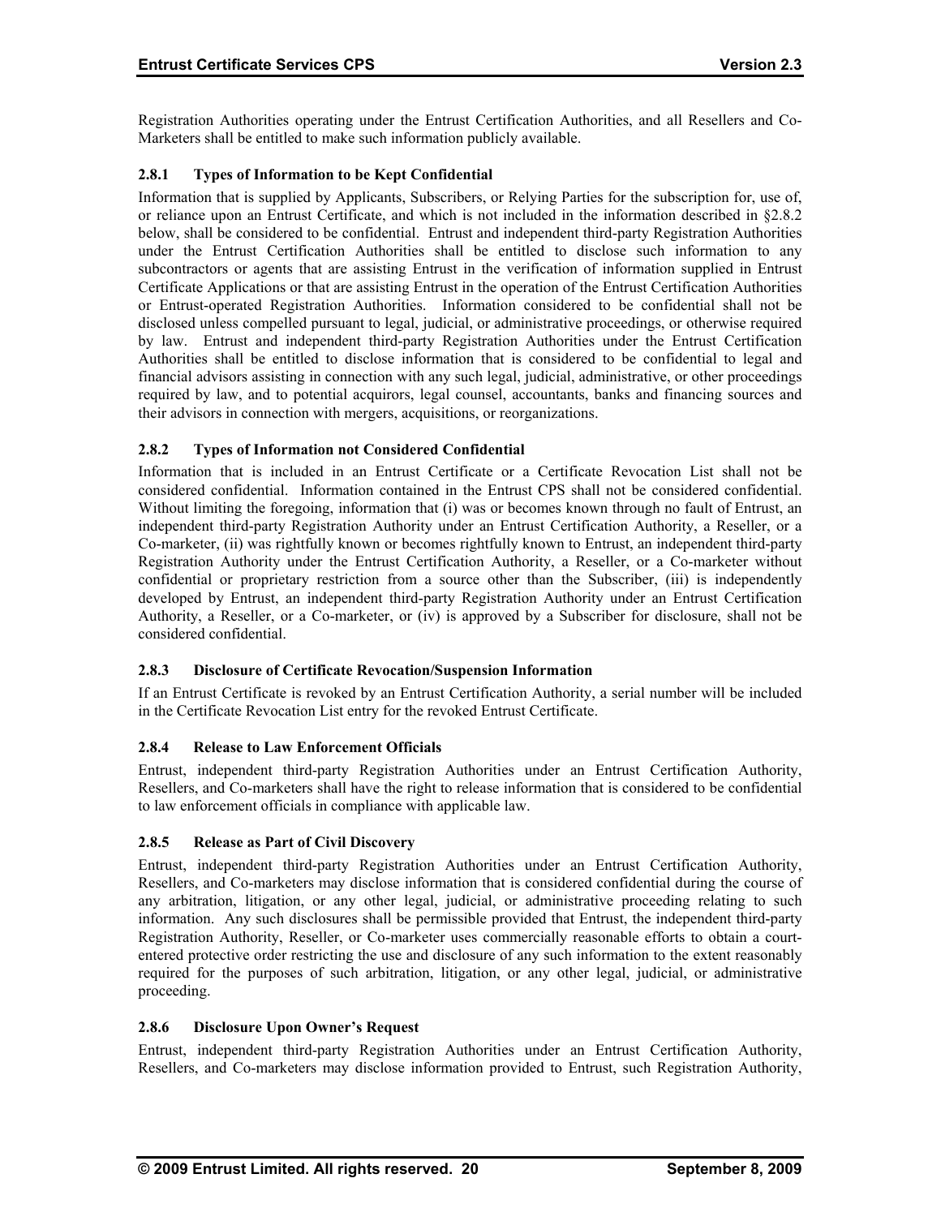Registration Authorities operating under the Entrust Certification Authorities, and all Resellers and Co-Marketers shall be entitled to make such information publicly available.

### 2.8.1 Types of Information to be Kept Confidential

Information that is supplied by Applicants, Subscribers, or Relying Parties for the subscription for, use of, or reliance upon an Entrust Certificate, and which is not included in the information described in §2.8.2 below, shall be considered to be confidential. Entrust and independent third-party Registration Authorities under the Entrust Certification Authorities shall be entitled to disclose such information to any subcontractors or agents that are assisting Entrust in the verification of information supplied in Entrust Certificate Applications or that are assisting Entrust in the operation of the Entrust Certification Authorities or Entrust-operated Registration Authorities. Information considered to be confidential shall not be disclosed unless compelled pursuant to legal, judicial, or administrative proceedings, or otherwise required by law. Entrust and independent third-party Registration Authorities under the Entrust Certification Authorities shall be entitled to disclose information that is considered to be confidential to legal and financial advisors assisting in connection with any such legal, judicial, administrative, or other proceedings required by law, and to potential acquirors, legal counsel, accountants, banks and financing sources and their advisors in connection with mergers, acquisitions, or reorganizations.

### 2.8.2 Types of Information not Considered Confidential

Information that is included in an Entrust Certificate or a Certificate Revocation List shall not be considered confidential. Information contained in the Entrust CPS shall not be considered confidential. Without limiting the foregoing, information that (i) was or becomes known through no fault of Entrust, an independent third-party Registration Authority under an Entrust Certification Authority, a Reseller, or a Co-marketer, (ii) was rightfully known or becomes rightfully known to Entrust, an independent third-party Registration Authority under the Entrust Certification Authority, a Reseller, or a Co-marketer without confidential or proprietary restriction from a source other than the Subscriber, (iii) is independently developed by Entrust, an independent third-party Registration Authority under an Entrust Certification Authority, a Reseller, or a Co-marketer, or (iv) is approved by a Subscriber for disclosure, shall not be considered confidential.

### 2.8.3 Disclosure of Certificate Revocation/Suspension Information

If an Entrust Certificate is revoked by an Entrust Certification Authority, a serial number will be included in the Certificate Revocation List entry for the revoked Entrust Certificate.

### 2.8.4 Release to Law Enforcement Officials

Entrust, independent third-party Registration Authorities under an Entrust Certification Authority, Resellers, and Co-marketers shall have the right to release information that is considered to be confidential to law enforcement officials in compliance with applicable law.

### 2.8.5 Release as Part of Civil Discovery

Entrust, independent third-party Registration Authorities under an Entrust Certification Authority, Resellers, and Co-marketers may disclose information that is considered confidential during the course of any arbitration, litigation, or any other legal, judicial, or administrative proceeding relating to such information. Any such disclosures shall be permissible provided that Entrust, the independent third-party Registration Authority, Reseller, or Co-marketer uses commercially reasonable efforts to obtain a court-entered protective order restricting the use and disclosure of any such information to the extent reasonably required for the purposes of such arbitration, litigation, or any other legal, judicial, or administrative proceeding.

### 2.8.6 Disclosure Upon Owner's Request

Entrust, independent third-party Registration Authorities under an Entrust Certification Authority, Resellers, and Co-marketers may disclose information provided to Entrust, such Registration Authority,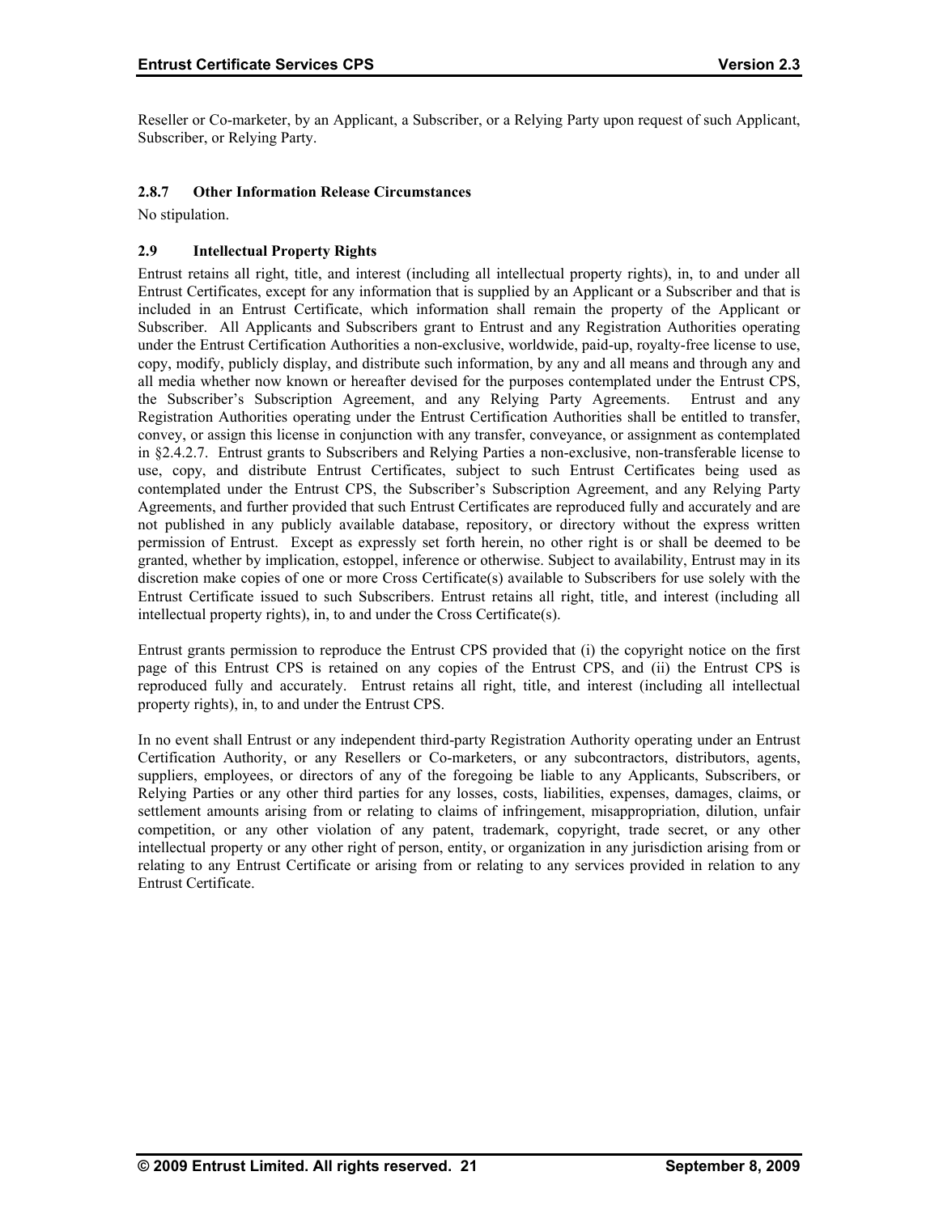Reseller or Co-marketer, by an Applicant, a Subscriber, or a Relying Party upon request of such Applicant, Subscriber, or Relying Party.

### 2.8.7 Other Information Release Circumstances

No stipulation.

## 2.9 Intellectual Property Rights

Entrust retains all right, title, and interest (including all intellectual property rights), in, to and under all Entrust Certificates, except for any information that is supplied by an Applicant or a Subscriber and that is included in an Entrust Certificate, which information shall remain the property of the Applicant or Subscriber. All Applicants and Subscribers grant to Entrust and any Registration Authorities operating under the Entrust Certification Authorities a non-exclusive, worldwide, paid-up, royalty-free license to use, copy, modify, publicly display, and distribute such information, by any and all means and through any and all media whether now known or hereafter devised for the purposes contemplated under the Entrust CPS, the Subscriber's Subscription Agreement, and any Relying Party Agreements. Entrust and any Registration Authorities operating under the Entrust Certification Authorities shall be entitled to transfer, convey, or assign this license in conjunction with any transfer, conveyance, or assignment as contemplated in §2.4.2.7. Entrust grants to Subscribers and Relying Parties a non-exclusive, non-transferable license to use, copy, and distribute Entrust Certificates, subject to such Entrust Certificates being used as contemplated under the Entrust CPS, the Subscriber's Subscription Agreement, and any Relying Party Agreements, and further provided that such Entrust Certificates are reproduced fully and accurately and are not published in any publicly available database, repository, or directory without the express written permission of Entrust. Except as expressly set forth herein, no other right is or shall be deemed to be granted, whether by implication, estoppel, inference or otherwise. Subject to availability, Entrust may in its discretion make copies of one or more Cross Certificate(s) available to Subscribers for use solely with the Entrust Certificate issued to such Subscribers. Entrust retains all right, title, and interest (including all intellectual property rights), in, to and under the Cross Certificate(s).

Entrust grants permission to reproduce the Entrust CPS provided that (i) the copyright notice on the first page of this Entrust CPS is retained on any copies of the Entrust CPS, and (ii) the Entrust CPS is reproduced fully and accurately. Entrust retains all right, title, and interest (including all intellectual property rights), in, to and under the Entrust CPS.

In no event shall Entrust or any independent third-party Registration Authority operating under an Entrust Certification Authority, or any Resellers or Co-marketers, or any subcontractors, distributors, agents, suppliers, employees, or directors of any of the foregoing be liable to any Applicants, Subscribers, or Relying Parties or any other third parties for any losses, costs, liabilities, expenses, damages, claims, or settlement amounts arising from or relating to claims of infringement, misappropriation, dilution, unfair competition, or any other violation of any patent, trademark, copyright, trade secret, or any other intellectual property or any other right of person, entity, or organization in any jurisdiction arising from or relating to any Entrust Certificate or arising from or relating to any services provided in relation to any Entrust Certificate.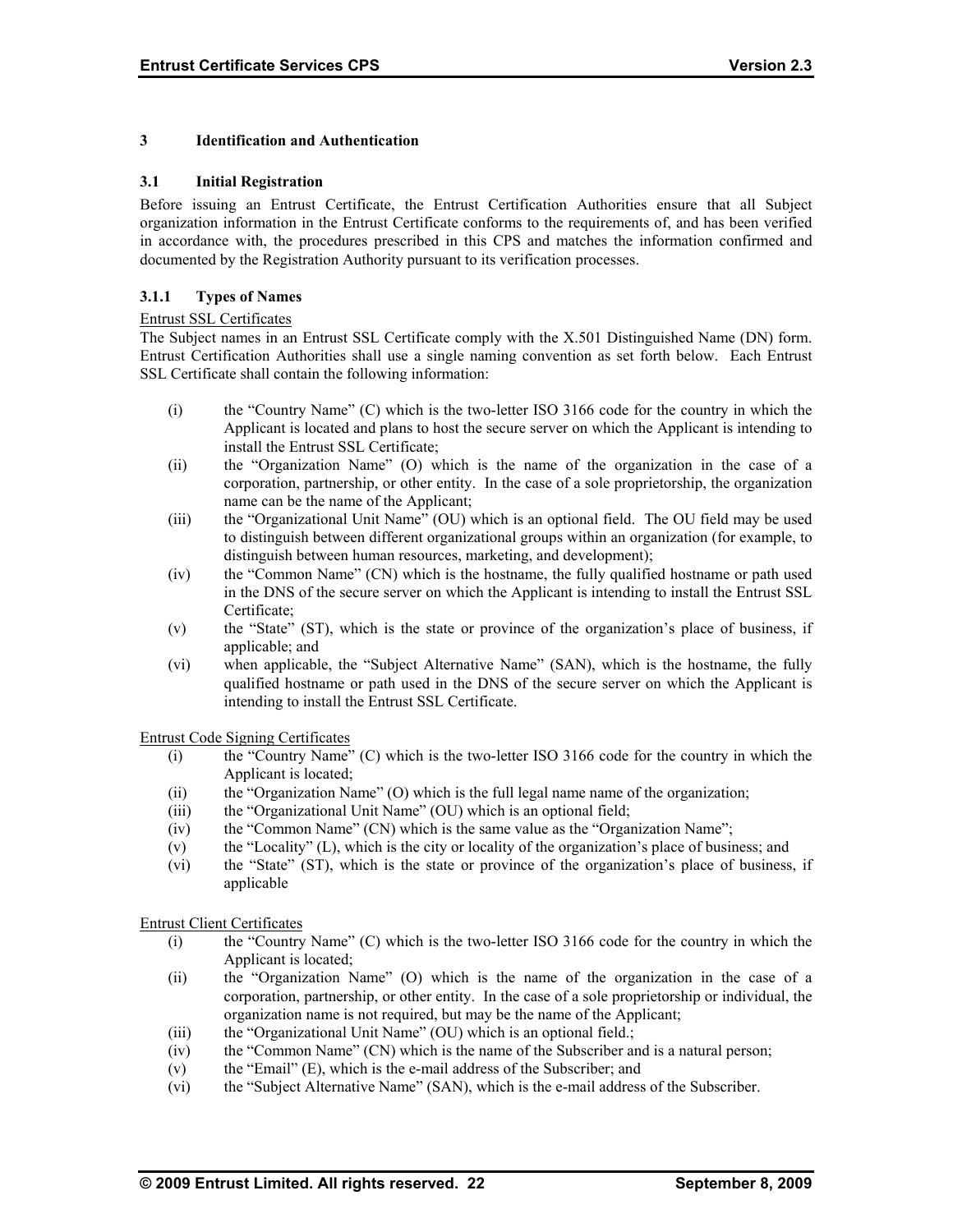# 3 Identification and Authentication

## 3.1 Initial Registration

Before issuing an Entrust Certificate, the Entrust Certification Authorities ensure that all Subject organization information in the Entrust Certificate conforms to the requirements of, and has been verified in accordance with, the procedures prescribed in this CPS and matches the information confirmed and documented by the Registration Authority pursuant to its verification processes.

### 3.1.1 Types of Names

Entrust SSL Certificates

The Subject names in an Entrust SSL Certificate comply with the X.501 Distinguished Name (DN) form. Entrust Certification Authorities shall use a single naming convention as set forth below. Each Entrust SSL Certificate shall contain the following information:

(i) the "Country Name" (C) which is the two-letter ISO 3166 code for the country in which the Applicant is located and plans to host the secure server on which the Applicant is intending to install the Entrust SSL Certificate;

(ii) the "Organization Name" (O) which is the name of the organization in the case of a corporation, partnership, or other entity. In the case of a sole proprietorship, the organization name can be the name of the Applicant;

(iii) the "Organizational Unit Name" (OU) which is an optional field. The OU field may be used to distinguish between different organizational groups within an organization (for example, to distinguish between human resources, marketing, and development);

(iv) the "Common Name" (CN) which is the hostname, the fully qualified hostname or path used in the DNS of the secure server on which the Applicant is intending to install the Entrust SSL Certificate;

(v) the "State" (ST), which is the state or province of the organization's place of business, if applicable; and

(vi) when applicable, the "Subject Alternative Name" (SAN), which is the hostname, the fully qualified hostname or path used in the DNS of the secure server on which the Applicant is intending to install the Entrust SSL Certificate.

Entrust Code Signing Certificates

(i) the "Country Name" (C) which is the two-letter ISO 3166 code for the country in which the Applicant is located;

(ii) the "Organization Name" (O) which is the full legal name name of the organization;

(iii) the "Organizational Unit Name" (OU) which is an optional field;

(iv) the "Common Name" (CN) which is the same value as the "Organization Name";

(v) the "Locality" (L), which is the city or locality of the organization's place of business; and

(vi) the "State" (ST), which is the state or province of the organization's place of business, if applicable

Entrust Client Certificates

(i) the "Country Name" (C) which is the two-letter ISO 3166 code for the country in which the Applicant is located;

(ii) the "Organization Name" (O) which is the name of the organization in the case of a corporation, partnership, or other entity. In the case of a sole proprietorship or individual, the organization name is not required, but may be the name of the Applicant;

(iii) the "Organizational Unit Name" (OU) which is an optional field.;

(iv) the "Common Name" (CN) which is the name of the Subscriber and is a natural person;

(v) the "Email" (E), which is the e-mail address of the Subscriber; and

(vi) the "Subject Alternative Name" (SAN), which is the e-mail address of the Subscriber.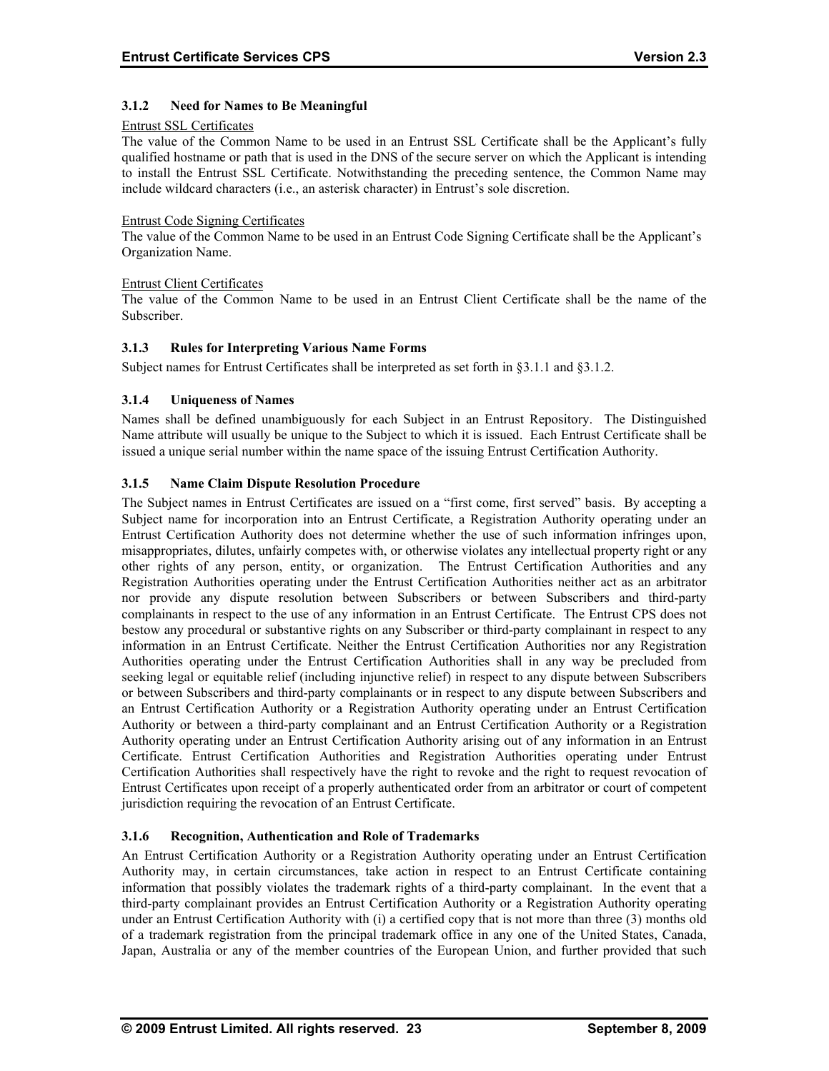### 3.1.2 Need for Names to Be Meaningful

Entrust SSL Certificates

The value of the Common Name to be used in an Entrust SSL Certificate shall be the Applicant's fully qualified hostname or path that is used in the DNS of the secure server on which the Applicant is intending to install the Entrust SSL Certificate. Notwithstanding the preceding sentence, the Common Name may include wildcard characters (i.e., an asterisk character) in Entrust's sole discretion.

Entrust Code Signing Certificates

The value of the Common Name to be used in an Entrust Code Signing Certificate shall be the Applicant's Organization Name.

Entrust Client Certificates

The value of the Common Name to be used in an Entrust Client Certificate shall be the name of the Subscriber.

### 3.1.3 Rules for Interpreting Various Name Forms

Subject names for Entrust Certificates shall be interpreted as set forth in §3.1.1 and §3.1.2.

### 3.1.4 Uniqueness of Names

Names shall be defined unambiguously for each Subject in an Entrust Repository. The Distinguished Name attribute will usually be unique to the Subject to which it is issued. Each Entrust Certificate shall be issued a unique serial number within the name space of the issuing Entrust Certification Authority.

### 3.1.5 Name Claim Dispute Resolution Procedure

The Subject names in Entrust Certificates are issued on a "first come, first served" basis. By accepting a Subject name for incorporation into an Entrust Certificate, a Registration Authority operating under an Entrust Certification Authority does not determine whether the use of such information infringes upon, misappropriates, dilutes, unfairly competes with, or otherwise violates any intellectual property right or any other rights of any person, entity, or organization. The Entrust Certification Authorities and any Registration Authorities operating under the Entrust Certification Authorities neither act as an arbitrator nor provide any dispute resolution between Subscribers or between Subscribers and third-party complainants in respect to the use of any information in an Entrust Certificate. The Entrust CPS does not bestow any procedural or substantive rights on any Subscriber or third-party complainant in respect to any information in an Entrust Certificate. Neither the Entrust Certification Authorities nor any Registration Authorities operating under the Entrust Certification Authorities shall in any way be precluded from seeking legal or equitable relief (including injunctive relief) in respect to any dispute between Subscribers or between Subscribers and third-party complainants or in respect to any dispute between Subscribers and an Entrust Certification Authority or a Registration Authority operating under an Entrust Certification Authority or between a third-party complainant and an Entrust Certification Authority or a Registration Authority operating under an Entrust Certification Authority arising out of any information in an Entrust Certificate. Entrust Certification Authorities and Registration Authorities operating under Entrust Certification Authorities shall respectively have the right to revoke and the right to request revocation of Entrust Certificates upon receipt of a properly authenticated order from an arbitrator or court of competent jurisdiction requiring the revocation of an Entrust Certificate.

### 3.1.6 Recognition, Authentication and Role of Trademarks

An Entrust Certification Authority or a Registration Authority operating under an Entrust Certification Authority may, in certain circumstances, take action in respect to an Entrust Certificate containing information that possibly violates the trademark rights of a third-party complainant. In the event that a third-party complainant provides an Entrust Certification Authority or a Registration Authority operating under an Entrust Certification Authority with (i) a certified copy that is not more than three (3) months old of a trademark registration from the principal trademark office in any one of the United States, Canada, Japan, Australia or any of the member countries of the European Union, and further provided that such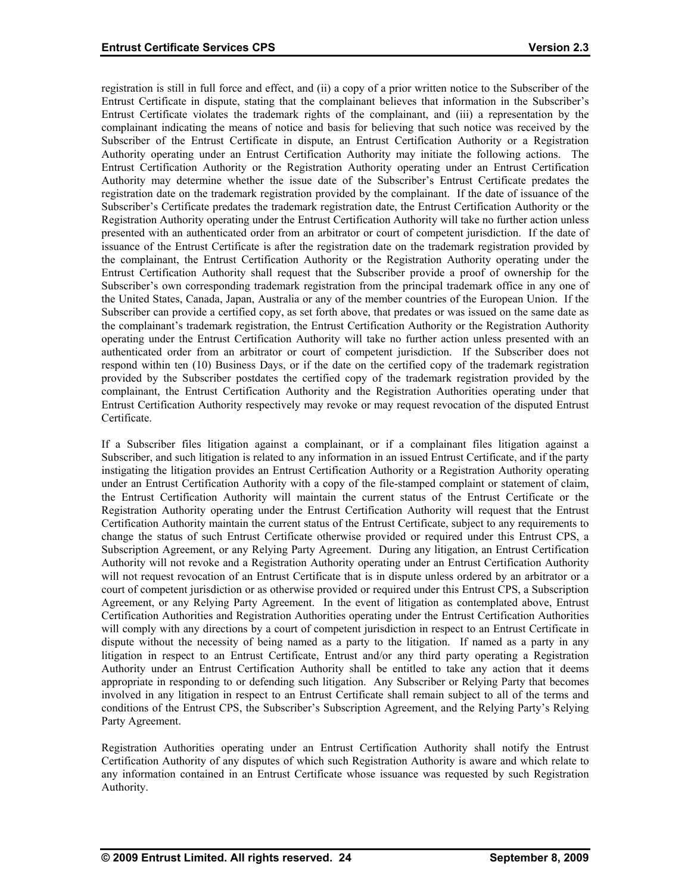registration is still in full force and effect, and (ii) a copy of a prior written notice to the Subscriber of the Entrust Certificate in dispute, stating that the complainant believes that information in the Subscriber's Entrust Certificate violates the trademark rights of the complainant, and (iii) a representation by the complainant indicating the means of notice and basis for believing that such notice was received by the Subscriber of the Entrust Certificate in dispute, an Entrust Certification Authority or a Registration Authority operating under an Entrust Certification Authority may initiate the following actions. The Entrust Certification Authority or the Registration Authority operating under an Entrust Certification Authority may determine whether the issue date of the Subscriber's Entrust Certificate predates the registration date on the trademark registration provided by the complainant. If the date of issuance of the Subscriber's Certificate predates the trademark registration date, the Entrust Certification Authority or the Registration Authority operating under the Entrust Certification Authority will take no further action unless presented with an authenticated order from an arbitrator or court of competent jurisdiction. If the date of issuance of the Entrust Certificate is after the registration date on the trademark registration provided by the complainant, the Entrust Certification Authority or the Registration Authority operating under the Entrust Certification Authority shall request that the Subscriber provide a proof of ownership for the Subscriber's own corresponding trademark registration from the principal trademark office in any one of the United States, Canada, Japan, Australia or any of the member countries of the European Union. If the Subscriber can provide a certified copy, as set forth above, that predates or was issued on the same date as the complainant's trademark registration, the Entrust Certification Authority or the Registration Authority operating under the Entrust Certification Authority will take no further action unless presented with an authenticated order from an arbitrator or court of competent jurisdiction. If the Subscriber does not respond within ten (10) Business Days, or if the date on the certified copy of the trademark registration provided by the Subscriber postdates the certified copy of the trademark registration provided by the complainant, the Entrust Certification Authority and the Registration Authorities operating under that Entrust Certification Authority respectively may revoke or may request revocation of the disputed Entrust Certificate.

If a Subscriber files litigation against a complainant, or if a complainant files litigation against a Subscriber, and such litigation is related to any information in an issued Entrust Certificate, and if the party instigating the litigation provides an Entrust Certification Authority or a Registration Authority operating under an Entrust Certification Authority with a copy of the file-stamped complaint or statement of claim, the Entrust Certification Authority will maintain the current status of the Entrust Certificate or the Registration Authority operating under the Entrust Certification Authority will request that the Entrust Certification Authority maintain the current status of the Entrust Certificate, subject to any requirements to change the status of such Entrust Certificate otherwise provided or required under this Entrust CPS, a Subscription Agreement, or any Relying Party Agreement. During any litigation, an Entrust Certification Authority will not revoke and a Registration Authority operating under an Entrust Certification Authority will not request revocation of an Entrust Certificate that is in dispute unless ordered by an arbitrator or a court of competent jurisdiction or as otherwise provided or required under this Entrust CPS, a Subscription Agreement, or any Relying Party Agreement. In the event of litigation as contemplated above, Entrust Certification Authorities and Registration Authorities operating under the Entrust Certification Authorities will comply with any directions by a court of competent jurisdiction in respect to an Entrust Certificate in dispute without the necessity of being named as a party to the litigation. If named as a party in any litigation in respect to an Entrust Certificate, Entrust and/or any third party operating a Registration Authority under an Entrust Certification Authority shall be entitled to take any action that it deems appropriate in responding to or defending such litigation. Any Subscriber or Relying Party that becomes involved in any litigation in respect to an Entrust Certificate shall remain subject to all of the terms and conditions of the Entrust CPS, the Subscriber's Subscription Agreement, and the Relying Party's Relying Party Agreement.

Registration Authorities operating under an Entrust Certification Authority shall notify the Entrust Certification Authority of any disputes of which such Registration Authority is aware and which relate to any information contained in an Entrust Certificate whose issuance was requested by such Registration Authority.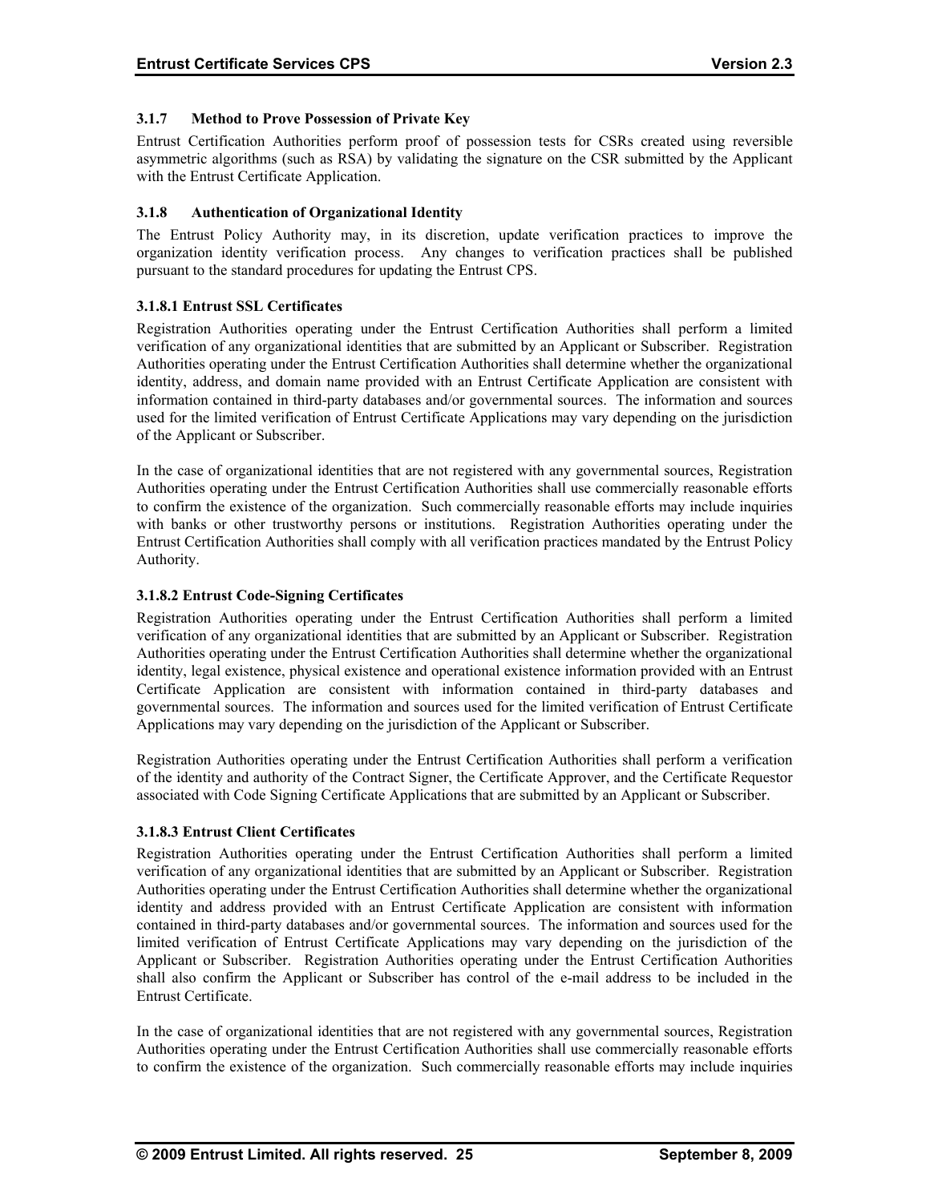### 3.1.7 Method to Prove Possession of Private Key

Entrust Certification Authorities perform proof of possession tests for CSRs created using reversible asymmetric algorithms (such as RSA) by validating the signature on the CSR submitted by the Applicant with the Entrust Certificate Application.

### 3.1.8 Authentication of Organizational Identity

The Entrust Policy Authority may, in its discretion, update verification practices to improve the organization identity verification process. Any changes to verification practices shall be published pursuant to the standard procedures for updating the Entrust CPS.

#### 3.1.8.1 Entrust SSL Certificates

Registration Authorities operating under the Entrust Certification Authorities shall perform a limited verification of any organizational identities that are submitted by an Applicant or Subscriber. Registration Authorities operating under the Entrust Certification Authorities shall determine whether the organizational identity, address, and domain name provided with an Entrust Certificate Application are consistent with information contained in third-party databases and/or governmental sources. The information and sources used for the limited verification of Entrust Certificate Applications may vary depending on the jurisdiction of the Applicant or Subscriber.

In the case of organizational identities that are not registered with any governmental sources, Registration Authorities operating under the Entrust Certification Authorities shall use commercially reasonable efforts to confirm the existence of the organization. Such commercially reasonable efforts may include inquiries with banks or other trustworthy persons or institutions. Registration Authorities operating under the Entrust Certification Authorities shall comply with all verification practices mandated by the Entrust Policy Authority.

#### 3.1.8.2 Entrust Code-Signing Certificates

Registration Authorities operating under the Entrust Certification Authorities shall perform a limited verification of any organizational identities that are submitted by an Applicant or Subscriber. Registration Authorities operating under the Entrust Certification Authorities shall determine whether the organizational identity, legal existence, physical existence and operational existence information provided with an Entrust Certificate Application are consistent with information contained in third-party databases and governmental sources. The information and sources used for the limited verification of Entrust Certificate Applications may vary depending on the jurisdiction of the Applicant or Subscriber.

Registration Authorities operating under the Entrust Certification Authorities shall perform a verification of the identity and authority of the Contract Signer, the Certificate Approver, and the Certificate Requestor associated with Code Signing Certificate Applications that are submitted by an Applicant or Subscriber.

#### 3.1.8.3 Entrust Client Certificates

Registration Authorities operating under the Entrust Certification Authorities shall perform a limited verification of any organizational identities that are submitted by an Applicant or Subscriber. Registration Authorities operating under the Entrust Certification Authorities shall determine whether the organizational identity and address provided with an Entrust Certificate Application are consistent with information contained in third-party databases and/or governmental sources. The information and sources used for the limited verification of Entrust Certificate Applications may vary depending on the jurisdiction of the Applicant or Subscriber. Registration Authorities operating under the Entrust Certification Authorities shall also confirm the Applicant or Subscriber has control of the e-mail address to be included in the Entrust Certificate.

In the case of organizational identities that are not registered with any governmental sources, Registration Authorities operating under the Entrust Certification Authorities shall use commercially reasonable efforts to confirm the existence of the organization. Such commercially reasonable efforts may include inquiries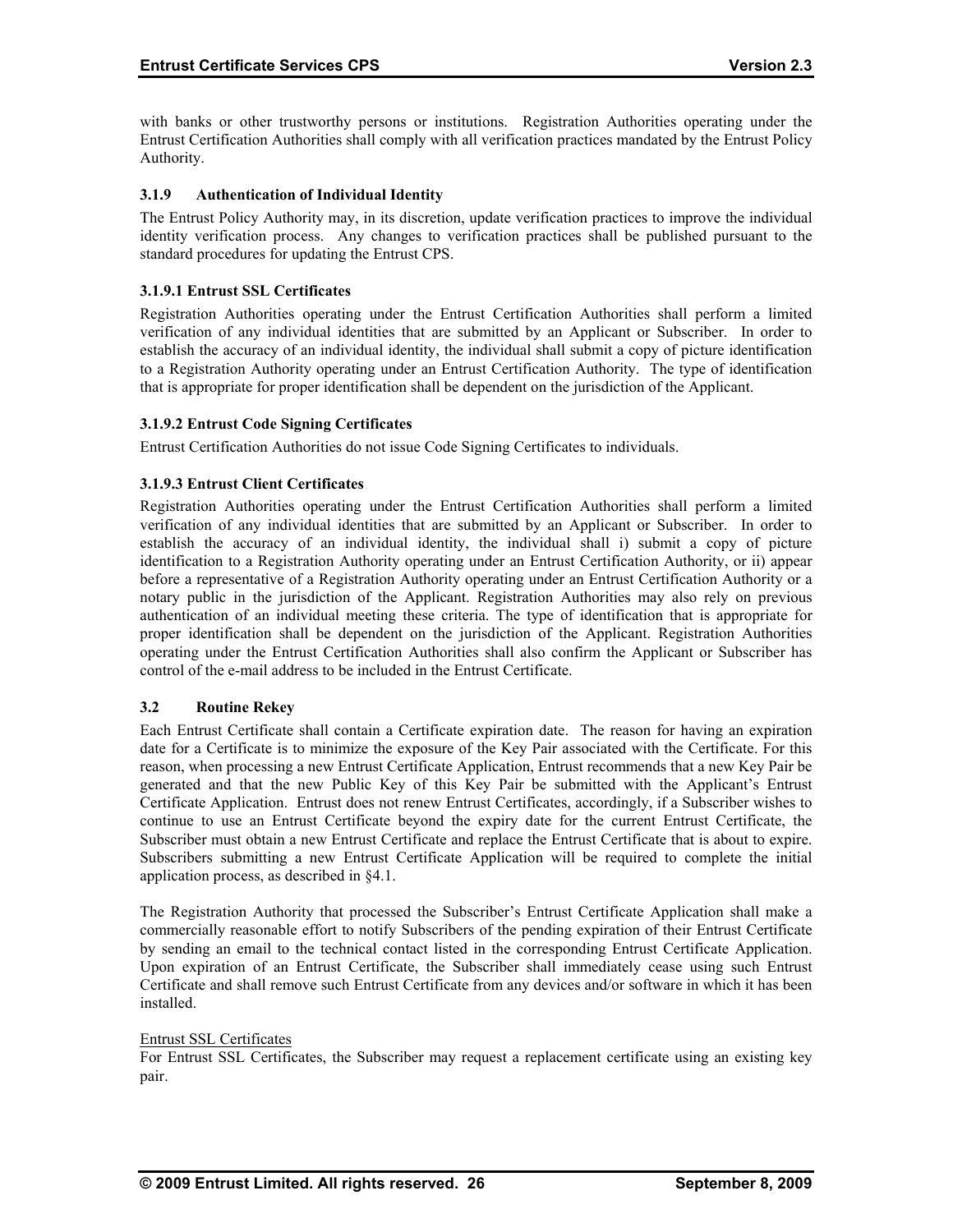with banks or other trustworthy persons or institutions. Registration Authorities operating under the Entrust Certification Authorities shall comply with all verification practices mandated by the Entrust Policy Authority.

### 3.1.9 Authentication of Individual Identity

The Entrust Policy Authority may, in its discretion, update verification practices to improve the individual identity verification process. Any changes to verification practices shall be published pursuant to the standard procedures for updating the Entrust CPS.

#### 3.1.9.1 Entrust SSL Certificates

Registration Authorities operating under the Entrust Certification Authorities shall perform a limited verification of any individual identities that are submitted by an Applicant or Subscriber. In order to establish the accuracy of an individual identity, the individual shall submit a copy of picture identification to a Registration Authority operating under an Entrust Certification Authority. The type of identification that is appropriate for proper identification shall be dependent on the jurisdiction of the Applicant.

#### 3.1.9.2 Entrust Code Signing Certificates

Entrust Certification Authorities do not issue Code Signing Certificates to individuals.

#### 3.1.9.3 Entrust Client Certificates

Registration Authorities operating under the Entrust Certification Authorities shall perform a limited verification of any individual identities that are submitted by an Applicant or Subscriber. In order to establish the accuracy of an individual identity, the individual shall i) submit a copy of picture identification to a Registration Authority operating under an Entrust Certification Authority, or ii) appear before a representative of a Registration Authority operating under an Entrust Certification Authority or a notary public in the jurisdiction of the Applicant. Registration Authorities may also rely on previous authentication of an individual meeting these criteria. The type of identification that is appropriate for proper identification shall be dependent on the jurisdiction of the Applicant. Registration Authorities operating under the Entrust Certification Authorities shall also confirm the Applicant or Subscriber has control of the e-mail address to be included in the Entrust Certificate.

## 3.2 Routine Rekey

Each Entrust Certificate shall contain a Certificate expiration date. The reason for having an expiration date for a Certificate is to minimize the exposure of the Key Pair associated with the Certificate. For this reason, when processing a new Entrust Certificate Application, Entrust recommends that a new Key Pair be generated and that the new Public Key of this Key Pair be submitted with the Applicant's Entrust Certificate Application. Entrust does not renew Entrust Certificates, accordingly, if a Subscriber wishes to continue to use an Entrust Certificate beyond the expiry date for the current Entrust Certificate, the Subscriber must obtain a new Entrust Certificate and replace the Entrust Certificate that is about to expire. Subscribers submitting a new Entrust Certificate Application will be required to complete the initial application process, as described in §4.1.

The Registration Authority that processed the Subscriber's Entrust Certificate Application shall make a commercially reasonable effort to notify Subscribers of the pending expiration of their Entrust Certificate by sending an email to the technical contact listed in the corresponding Entrust Certificate Application. Upon expiration of an Entrust Certificate, the Subscriber shall immediately cease using such Entrust Certificate and shall remove such Entrust Certificate from any devices and/or software in which it has been installed.

<u>Entrust SSL Certificates</u>

For Entrust SSL Certificates, the Subscriber may request a replacement certificate using an existing key pair.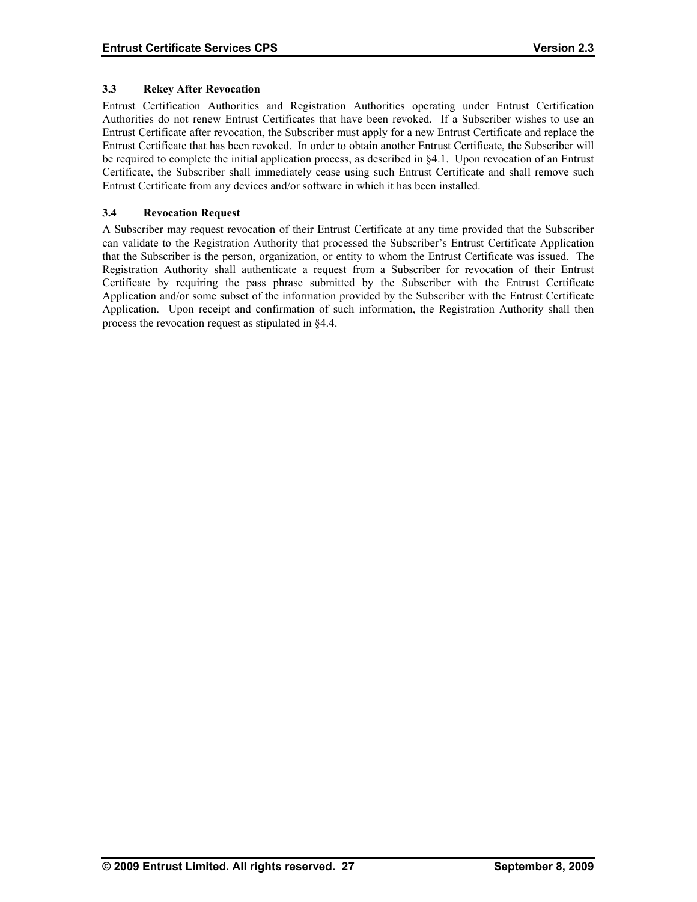### 3.3 Rekey After Revocation

Entrust Certification Authorities and Registration Authorities operating under Entrust Certification Authorities do not renew Entrust Certificates that have been revoked. If a Subscriber wishes to use an Entrust Certificate after revocation, the Subscriber must apply for a new Entrust Certificate and replace the Entrust Certificate that has been revoked. In order to obtain another Entrust Certificate, the Subscriber will be required to complete the initial application process, as described in §4.1. Upon revocation of an Entrust Certificate, the Subscriber shall immediately cease using such Entrust Certificate and shall remove such Entrust Certificate from any devices and/or software in which it has been installed.

### 3.4 Revocation Request

A Subscriber may request revocation of their Entrust Certificate at any time provided that the Subscriber can validate to the Registration Authority that processed the Subscriber's Entrust Certificate Application that the Subscriber is the person, organization, or entity to whom the Entrust Certificate was issued. The Registration Authority shall authenticate a request from a Subscriber for revocation of their Entrust Certificate by requiring the pass phrase submitted by the Subscriber with the Entrust Certificate Application and/or some subset of the information provided by the Subscriber with the Entrust Certificate Application. Upon receipt and confirmation of such information, the Registration Authority shall then process the revocation request as stipulated in §4.4.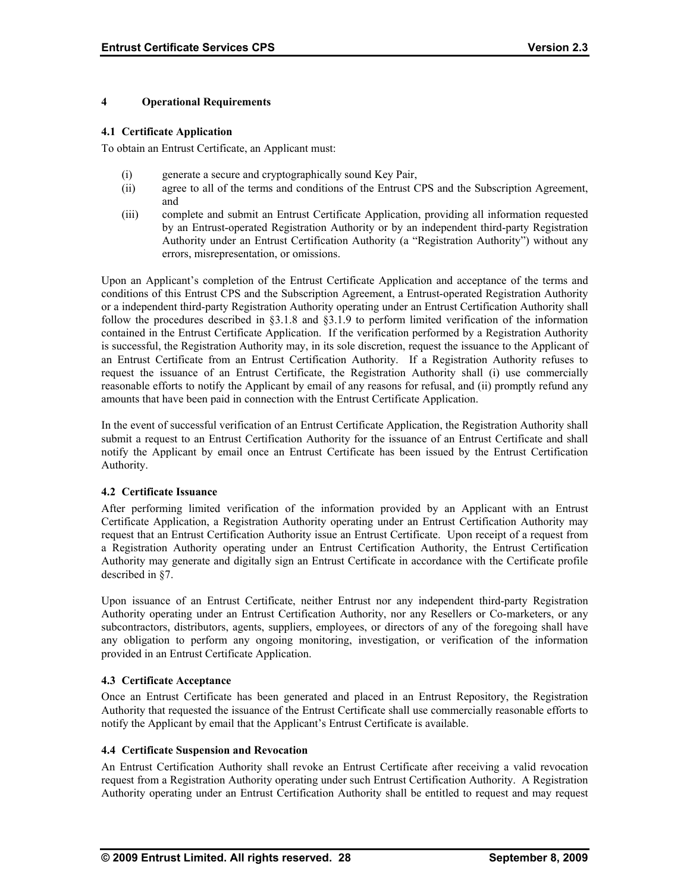# 4 Operational Requirements

## 4.1 Certificate Application

To obtain an Entrust Certificate, an Applicant must:

(i) generate a secure and cryptographically sound Key Pair,

(ii) agree to all of the terms and conditions of the Entrust CPS and the Subscription Agreement, and

(iii) complete and submit an Entrust Certificate Application, providing all information requested by an Entrust-operated Registration Authority or by an independent third-party Registration Authority under an Entrust Certification Authority (a "Registration Authority") without any errors, misrepresentation, or omissions.

Upon an Applicant's completion of the Entrust Certificate Application and acceptance of the terms and conditions of this Entrust CPS and the Subscription Agreement, a Entrust-operated Registration Authority or a independent third-party Registration Authority operating under an Entrust Certification Authority shall follow the procedures described in §3.1.8 and §3.1.9 to perform limited verification of the information contained in the Entrust Certificate Application. If the verification performed by a Registration Authority is successful, the Registration Authority may, in its sole discretion, request the issuance to the Applicant of an Entrust Certificate from an Entrust Certification Authority. If a Registration Authority refuses to request the issuance of an Entrust Certificate, the Registration Authority shall (i) use commercially reasonable efforts to notify the Applicant by email of any reasons for refusal, and (ii) promptly refund any amounts that have been paid in connection with the Entrust Certificate Application.

In the event of successful verification of an Entrust Certificate Application, the Registration Authority shall submit a request to an Entrust Certification Authority for the issuance of an Entrust Certificate and shall notify the Applicant by email once an Entrust Certificate has been issued by the Entrust Certification Authority.

## 4.2 Certificate Issuance

After performing limited verification of the information provided by an Applicant with an Entrust Certificate Application, a Registration Authority operating under an Entrust Certification Authority may request that an Entrust Certification Authority issue an Entrust Certificate. Upon receipt of a request from a Registration Authority operating under an Entrust Certification Authority, the Entrust Certification Authority may generate and digitally sign an Entrust Certificate in accordance with the Certificate profile described in §7.

Upon issuance of an Entrust Certificate, neither Entrust nor any independent third-party Registration Authority operating under an Entrust Certification Authority, nor any Resellers or Co-marketers, or any subcontractors, distributors, agents, suppliers, employees, or directors of any of the foregoing shall have any obligation to perform any ongoing monitoring, investigation, or verification of the information provided in an Entrust Certificate Application.

## 4.3 Certificate Acceptance

Once an Entrust Certificate has been generated and placed in an Entrust Repository, the Registration Authority that requested the issuance of the Entrust Certificate shall use commercially reasonable efforts to notify the Applicant by email that the Applicant's Entrust Certificate is available.

## 4.4 Certificate Suspension and Revocation

An Entrust Certification Authority shall revoke an Entrust Certificate after receiving a valid revocation request from a Registration Authority operating under such Entrust Certification Authority. A Registration Authority operating under an Entrust Certification Authority shall be entitled to request and may request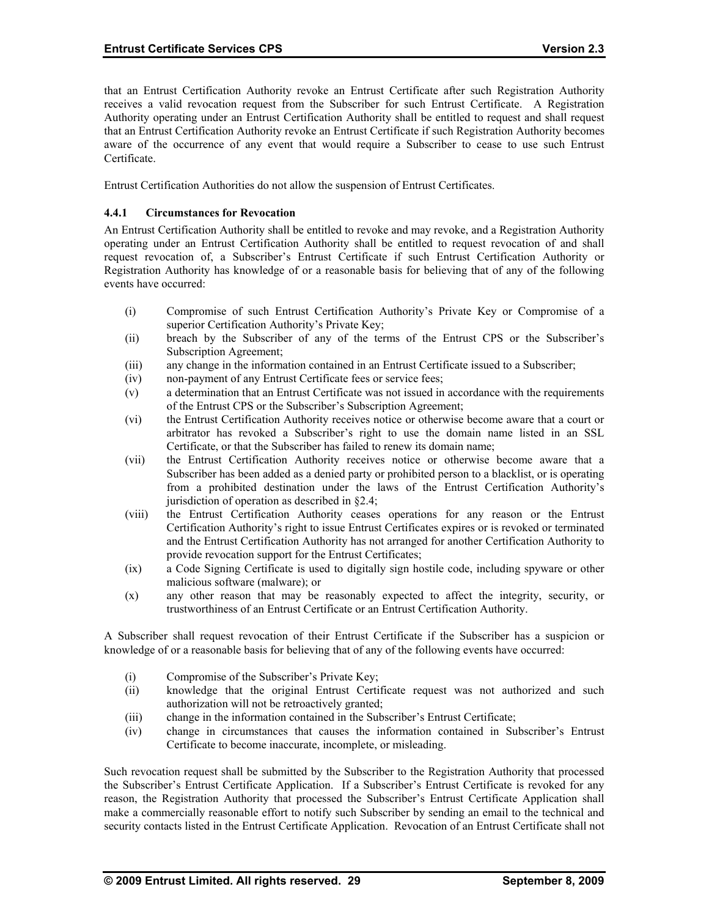that an Entrust Certification Authority revoke an Entrust Certificate after such Registration Authority receives a valid revocation request from the Subscriber for such Entrust Certificate. A Registration Authority operating under an Entrust Certification Authority shall be entitled to request and shall request that an Entrust Certification Authority revoke an Entrust Certificate if such Registration Authority becomes aware of the occurrence of any event that would require a Subscriber to cease to use such Entrust Certificate.

Entrust Certification Authorities do not allow the suspension of Entrust Certificates.

### 4.4.1 Circumstances for Revocation

An Entrust Certification Authority shall be entitled to revoke and may revoke, and a Registration Authority operating under an Entrust Certification Authority shall be entitled to request revocation of and shall request revocation of, a Subscriber's Entrust Certificate if such Entrust Certification Authority or Registration Authority has knowledge of or a reasonable basis for believing that of any of the following events have occurred:

(i) Compromise of such Entrust Certification Authority's Private Key or Compromise of a superior Certification Authority's Private Key;

(ii) breach by the Subscriber of any of the terms of the Entrust CPS or the Subscriber's Subscription Agreement;

(iii) any change in the information contained in an Entrust Certificate issued to a Subscriber;

(iv) non-payment of any Entrust Certificate fees or service fees;

(v) a determination that an Entrust Certificate was not issued in accordance with the requirements of the Entrust CPS or the Subscriber's Subscription Agreement;

(vi) the Entrust Certification Authority receives notice or otherwise become aware that a court or arbitrator has revoked a Subscriber's right to use the domain name listed in an SSL Certificate, or that the Subscriber has failed to renew its domain name;

(vii) the Entrust Certification Authority receives notice or otherwise become aware that a Subscriber has been added as a denied party or prohibited person to a blacklist, or is operating from a prohibited destination under the laws of the Entrust Certification Authority's jurisdiction of operation as described in §2.4;

(viii) the Entrust Certification Authority ceases operations for any reason or the Entrust Certification Authority's right to issue Entrust Certificates expires or is revoked or terminated and the Entrust Certification Authority has not arranged for another Certification Authority to provide revocation support for the Entrust Certificates;

(ix) a Code Signing Certificate is used to digitally sign hostile code, including spyware or other malicious software (malware); or

(x) any other reason that may be reasonably expected to affect the integrity, security, or trustworthiness of an Entrust Certificate or an Entrust Certification Authority.

A Subscriber shall request revocation of their Entrust Certificate if the Subscriber has a suspicion or knowledge of or a reasonable basis for believing that of any of the following events have occurred:

(i) Compromise of the Subscriber's Private Key;

(ii) knowledge that the original Entrust Certificate request was not authorized and such authorization will not be retroactively granted;

(iii) change in the information contained in the Subscriber's Entrust Certificate;

(iv) change in circumstances that causes the information contained in Subscriber's Entrust Certificate to become inaccurate, incomplete, or misleading.

Such revocation request shall be submitted by the Subscriber to the Registration Authority that processed the Subscriber's Entrust Certificate Application. If a Subscriber's Entrust Certificate is revoked for any reason, the Registration Authority that processed the Subscriber's Entrust Certificate Application shall make a commercially reasonable effort to notify such Subscriber by sending an email to the technical and security contacts listed in the Entrust Certificate Application. Revocation of an Entrust Certificate shall not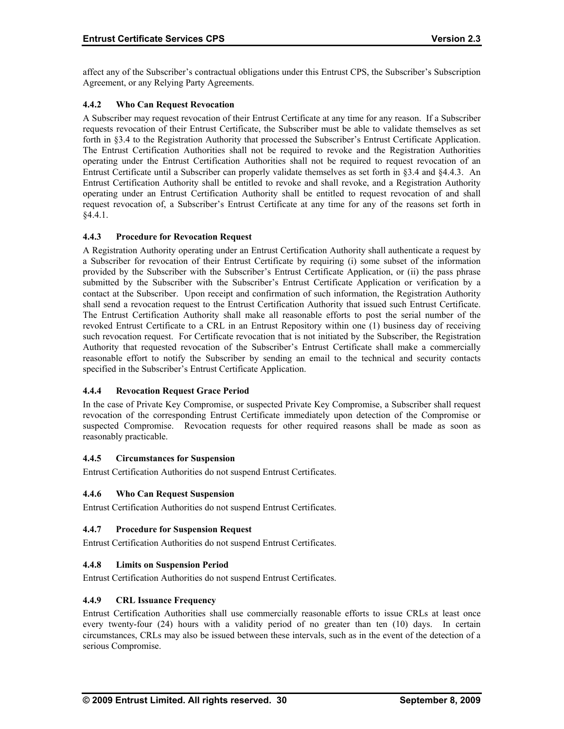affect any of the Subscriber's contractual obligations under this Entrust CPS, the Subscriber's Subscription Agreement, or any Relying Party Agreements.

### 4.4.2 Who Can Request Revocation

A Subscriber may request revocation of their Entrust Certificate at any time for any reason. If a Subscriber requests revocation of their Entrust Certificate, the Subscriber must be able to validate themselves as set forth in §3.4 to the Registration Authority that processed the Subscriber's Entrust Certificate Application. The Entrust Certification Authorities shall not be required to revoke and the Registration Authorities operating under the Entrust Certification Authorities shall not be required to request revocation of an Entrust Certificate until a Subscriber can properly validate themselves as set forth in §3.4 and §4.4.3. An Entrust Certification Authority shall be entitled to revoke and shall revoke, and a Registration Authority operating under an Entrust Certification Authority shall be entitled to request revocation of and shall request revocation of, a Subscriber's Entrust Certificate at any time for any of the reasons set forth in §4.4.1.

### 4.4.3 Procedure for Revocation Request

A Registration Authority operating under an Entrust Certification Authority shall authenticate a request by a Subscriber for revocation of their Entrust Certificate by requiring (i) some subset of the information provided by the Subscriber with the Subscriber's Entrust Certificate Application, or (ii) the pass phrase submitted by the Subscriber with the Subscriber's Entrust Certificate Application or verification by a contact at the Subscriber. Upon receipt and confirmation of such information, the Registration Authority shall send a revocation request to the Entrust Certification Authority that issued such Entrust Certificate. The Entrust Certification Authority shall make all reasonable efforts to post the serial number of the revoked Entrust Certificate to a CRL in an Entrust Repository within one (1) business day of receiving such revocation request. For Certificate revocation that is not initiated by the Subscriber, the Registration Authority that requested revocation of the Subscriber's Entrust Certificate shall make a commercially reasonable effort to notify the Subscriber by sending an email to the technical and security contacts specified in the Subscriber's Entrust Certificate Application.

### 4.4.4 Revocation Request Grace Period

In the case of Private Key Compromise, or suspected Private Key Compromise, a Subscriber shall request revocation of the corresponding Entrust Certificate immediately upon detection of the Compromise or suspected Compromise. Revocation requests for other required reasons shall be made as soon as reasonably practicable.

### 4.4.5 Circumstances for Suspension

Entrust Certification Authorities do not suspend Entrust Certificates.

### 4.4.6 Who Can Request Suspension

Entrust Certification Authorities do not suspend Entrust Certificates.

### 4.4.7 Procedure for Suspension Request

Entrust Certification Authorities do not suspend Entrust Certificates.

### 4.4.8 Limits on Suspension Period

Entrust Certification Authorities do not suspend Entrust Certificates.

### 4.4.9 CRL Issuance Frequency

Entrust Certification Authorities shall use commercially reasonable efforts to issue CRLs at least once every twenty-four (24) hours with a validity period of no greater than ten (10) days. In certain circumstances, CRLs may also be issued between these intervals, such as in the event of the detection of a serious Compromise.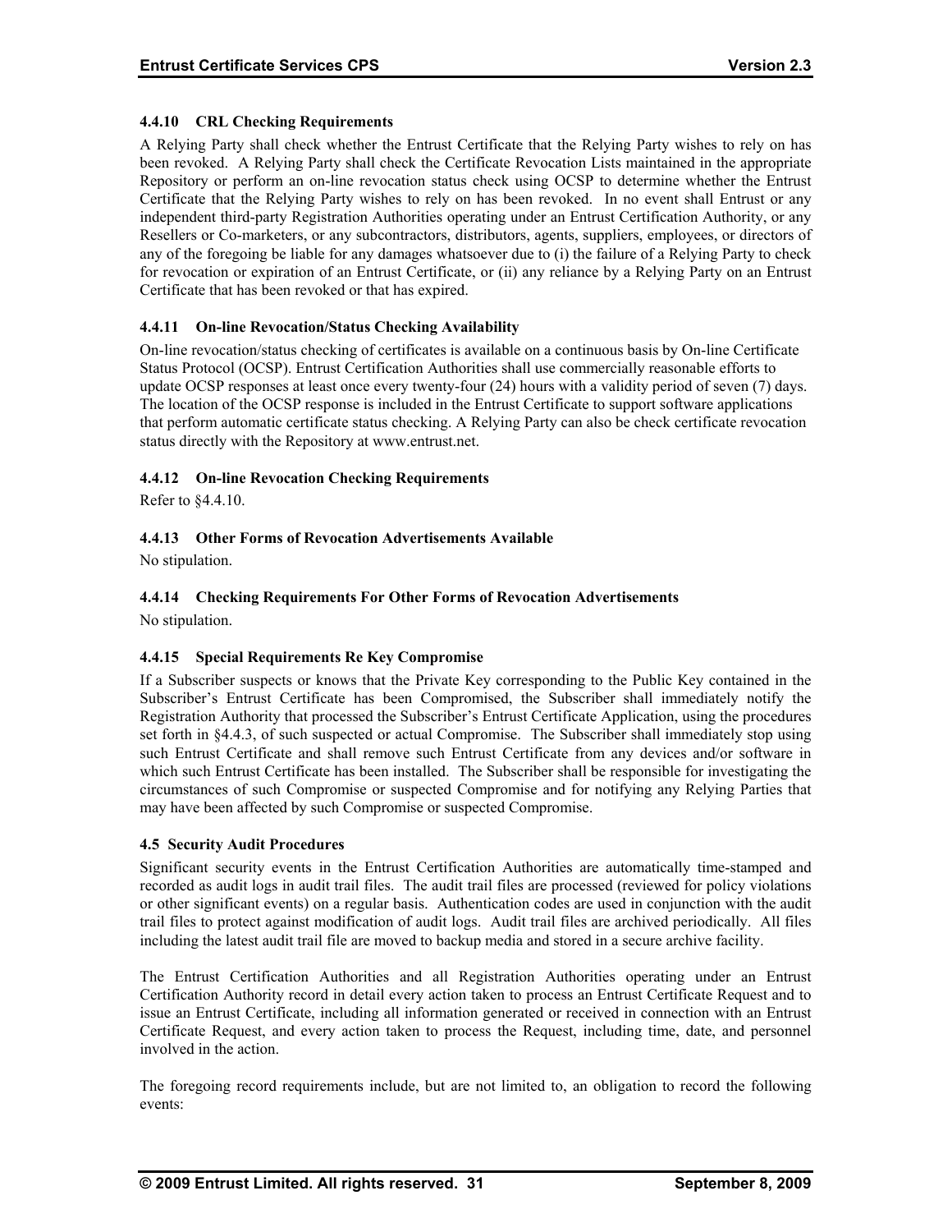### 4.4.10 CRL Checking Requirements

A Relying Party shall check whether the Entrust Certificate that the Relying Party wishes to rely on has been revoked. A Relying Party shall check the Certificate Revocation Lists maintained in the appropriate Repository or perform an on-line revocation status check using OCSP to determine whether the Entrust Certificate that the Relying Party wishes to rely on has been revoked. In no event shall Entrust or any independent third-party Registration Authorities operating under an Entrust Certification Authority, or any Resellers or Co-marketers, or any subcontractors, distributors, agents, suppliers, employees, or directors of any of the foregoing be liable for any damages whatsoever due to (i) the failure of a Relying Party to check for revocation or expiration of an Entrust Certificate, or (ii) any reliance by a Relying Party on an Entrust Certificate that has been revoked or that has expired.

### 4.4.11 On-line Revocation/Status Checking Availability

On-line revocation/status checking of certificates is available on a continuous basis by On-line Certificate Status Protocol (OCSP). Entrust Certification Authorities shall use commercially reasonable efforts to update OCSP responses at least once every twenty-four (24) hours with a validity period of seven (7) days. The location of the OCSP response is included in the Entrust Certificate to support software applications that perform automatic certificate status checking. A Relying Party can also be check certificate revocation status directly with the Repository at www.entrust.net.

### 4.4.12 On-line Revocation Checking Requirements

Refer to §4.4.10.

### 4.4.13 Other Forms of Revocation Advertisements Available

No stipulation.

### 4.4.14 Checking Requirements For Other Forms of Revocation Advertisements

No stipulation.

### 4.4.15 Special Requirements Re Key Compromise

If a Subscriber suspects or knows that the Private Key corresponding to the Public Key contained in the Subscriber's Entrust Certificate has been Compromised, the Subscriber shall immediately notify the Registration Authority that processed the Subscriber's Entrust Certificate Application, using the procedures set forth in §4.4.3, of such suspected or actual Compromise. The Subscriber shall immediately stop using such Entrust Certificate and shall remove such Entrust Certificate from any devices and/or software in which such Entrust Certificate has been installed. The Subscriber shall be responsible for investigating the circumstances of such Compromise or suspected Compromise and for notifying any Relying Parties that may have been affected by such Compromise or suspected Compromise.

### 4.5 Security Audit Procedures

Significant security events in the Entrust Certification Authorities are automatically time-stamped and recorded as audit logs in audit trail files. The audit trail files are processed (reviewed for policy violations or other significant events) on a regular basis. Authentication codes are used in conjunction with the audit trail files to protect against modification of audit logs. Audit trail files are archived periodically. All files including the latest audit trail file are moved to backup media and stored in a secure archive facility.

The Entrust Certification Authorities and all Registration Authorities operating under an Entrust Certification Authority record in detail every action taken to process an Entrust Certificate Request and to issue an Entrust Certificate, including all information generated or received in connection with an Entrust Certificate Request, and every action taken to process the Request, including time, date, and personnel involved in the action.

The foregoing record requirements include, but are not limited to, an obligation to record the following events: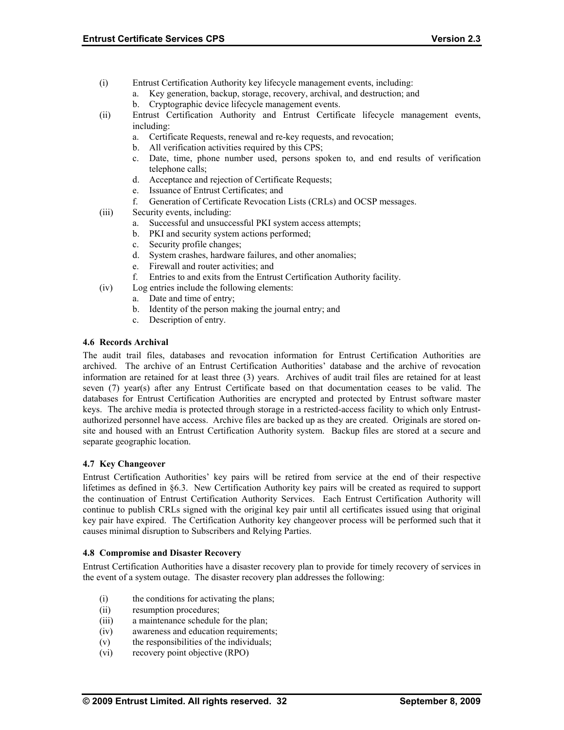(i) Entrust Certification Authority key lifecycle management events, including:
   a. Key generation, backup, storage, recovery, archival, and destruction; and
   b. Cryptographic device lifecycle management events.

(ii) Entrust Certification Authority and Entrust Certificate lifecycle management events, including:
   a. Certificate Requests, renewal and re-key requests, and revocation;
   b. All verification activities required by this CPS;
   c. Date, time, phone number used, persons spoken to, and end results of verification telephone calls;
   d. Acceptance and rejection of Certificate Requests;
   e. Issuance of Entrust Certificates; and
   f. Generation of Certificate Revocation Lists (CRLs) and OCSP messages.

(iii) Security events, including:
   a. Successful and unsuccessful PKI system access attempts;
   b. PKI and security system actions performed;
   c. Security profile changes;
   d. System crashes, hardware failures, and other anomalies;
   e. Firewall and router activities; and
   f. Entries to and exits from the Entrust Certification Authority facility.

(iv) Log entries include the following elements:
   a. Date and time of entry;
   b. Identity of the person making the journal entry; and
   c. Description of entry.

#### 4.6 Records Archival

The audit trail files, databases and revocation information for Entrust Certification Authorities are archived. The archive of an Entrust Certification Authorities' database and the archive of revocation information are retained for at least three (3) years. Archives of audit trail files are retained for at least seven (7) year(s) after any Entrust Certificate based on that documentation ceases to be valid. The databases for Entrust Certification Authorities are encrypted and protected by Entrust software master keys. The archive media is protected through storage in a restricted-access facility to which only Entrust-authorized personnel have access. Archive files are backed up as they are created. Originals are stored on-site and housed with an Entrust Certification Authority system. Backup files are stored at a secure and separate geographic location.

#### 4.7 Key Changeover

Entrust Certification Authorities' key pairs will be retired from service at the end of their respective lifetimes as defined in §6.3. New Certification Authority key pairs will be created as required to support the continuation of Entrust Certification Authority Services. Each Entrust Certification Authority will continue to publish CRLs signed with the original key pair until all certificates issued using that original key pair have expired. The Certification Authority key changeover process will be performed such that it causes minimal disruption to Subscribers and Relying Parties.

#### 4.8 Compromise and Disaster Recovery

Entrust Certification Authorities have a disaster recovery plan to provide for timely recovery of services in the event of a system outage. The disaster recovery plan addresses the following:

(i) the conditions for activating the plans;
(ii) resumption procedures;
(iii) a maintenance schedule for the plan;
(iv) awareness and education requirements;
(v) the responsibilities of the individuals;
(vi) recovery point objective (RPO)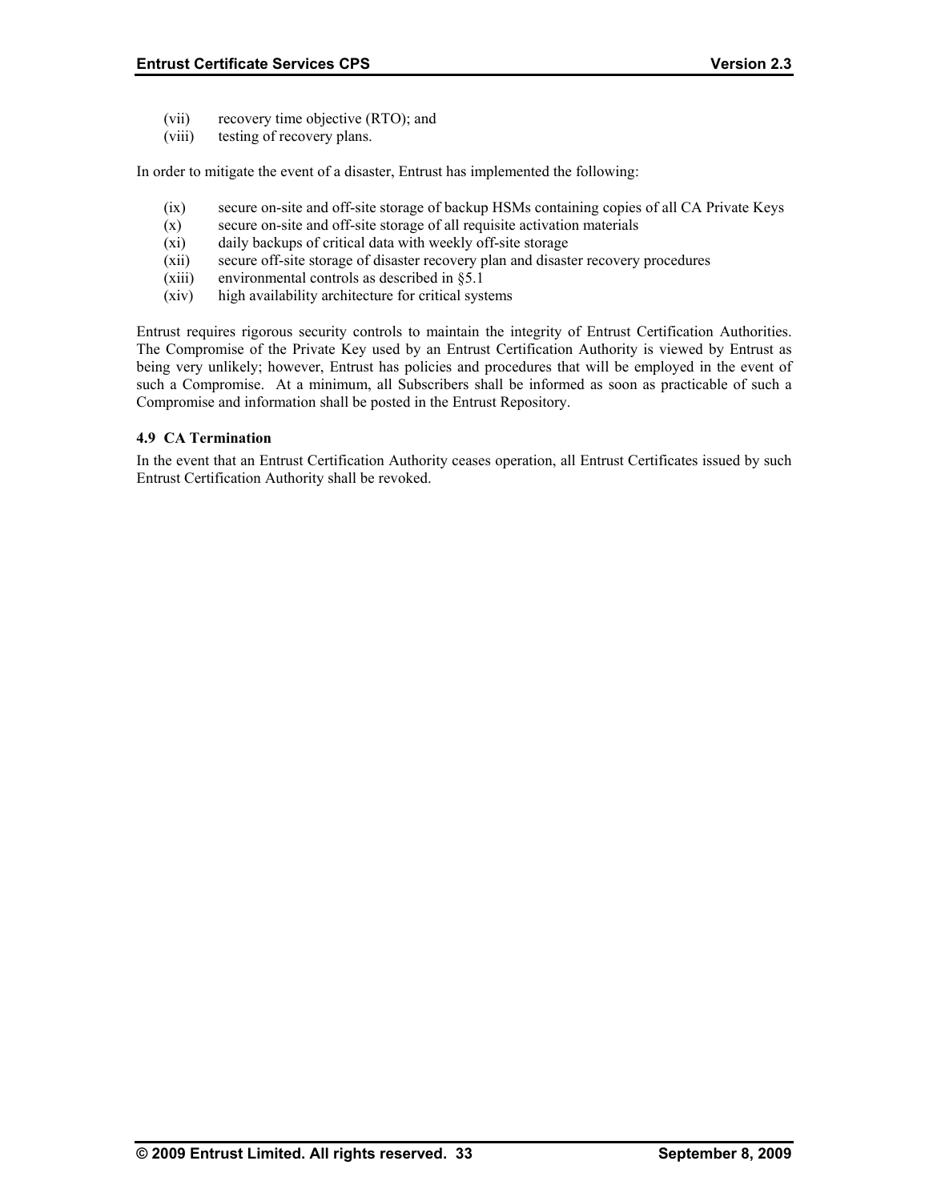(vii) recovery time objective (RTO); and
(viii) testing of recovery plans.

In order to mitigate the event of a disaster, Entrust has implemented the following:

(ix) secure on-site and off-site storage of backup HSMs containing copies of all CA Private Keys
(x) secure on-site and off-site storage of all requisite activation materials
(xi) daily backups of critical data with weekly off-site storage
(xii) secure off-site storage of disaster recovery plan and disaster recovery procedures
(xiii) environmental controls as described in §5.1
(xiv) high availability architecture for critical systems

Entrust requires rigorous security controls to maintain the integrity of Entrust Certification Authorities. The Compromise of the Private Key used by an Entrust Certification Authority is viewed by Entrust as being very unlikely; however, Entrust has policies and procedures that will be employed in the event of such a Compromise. At a minimum, all Subscribers shall be informed as soon as practicable of such a Compromise and information shall be posted in the Entrust Repository.

### 4.9 CA Termination

In the event that an Entrust Certification Authority ceases operation, all Entrust Certificates issued by such Entrust Certification Authority shall be revoked.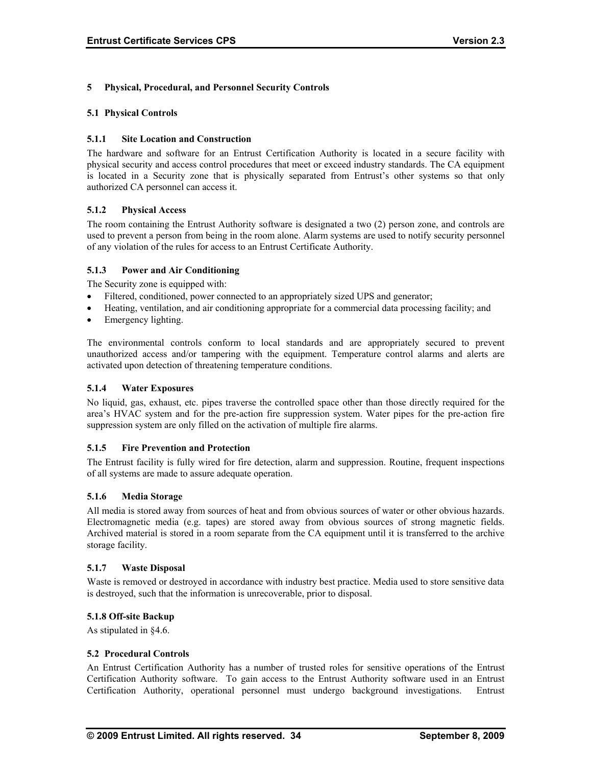# 5 Physical, Procedural, and Personnel Security Controls

## 5.1 Physical Controls

### 5.1.1 Site Location and Construction

The hardware and software for an Entrust Certification Authority is located in a secure facility with physical security and access control procedures that meet or exceed industry standards. The CA equipment is located in a Security zone that is physically separated from Entrust's other systems so that only authorized CA personnel can access it.

### 5.1.2 Physical Access

The room containing the Entrust Authority software is designated a two (2) person zone, and controls are used to prevent a person from being in the room alone. Alarm systems are used to notify security personnel of any violation of the rules for access to an Entrust Certificate Authority.

### 5.1.3 Power and Air Conditioning

The Security zone is equipped with:

- Filtered, conditioned, power connected to an appropriately sized UPS and generator;
- Heating, ventilation, and air conditioning appropriate for a commercial data processing facility; and
- Emergency lighting.

The environmental controls conform to local standards and are appropriately secured to prevent unauthorized access and/or tampering with the equipment. Temperature control alarms and alerts are activated upon detection of threatening temperature conditions.

### 5.1.4 Water Exposures

No liquid, gas, exhaust, etc. pipes traverse the controlled space other than those directly required for the area's HVAC system and for the pre-action fire suppression system. Water pipes for the pre-action fire suppression system are only filled on the activation of multiple fire alarms.

### 5.1.5 Fire Prevention and Protection

The Entrust facility is fully wired for fire detection, alarm and suppression. Routine, frequent inspections of all systems are made to assure adequate operation.

### 5.1.6 Media Storage

All media is stored away from sources of heat and from obvious sources of water or other obvious hazards. Electromagnetic media (e.g. tapes) are stored away from obvious sources of strong magnetic fields. Archived material is stored in a room separate from the CA equipment until it is transferred to the archive storage facility.

### 5.1.7 Waste Disposal

Waste is removed or destroyed in accordance with industry best practice. Media used to store sensitive data is destroyed, such that the information is unrecoverable, prior to disposal.

### 5.1.8 Off-site Backup

As stipulated in §4.6.

## 5.2 Procedural Controls

An Entrust Certification Authority has a number of trusted roles for sensitive operations of the Entrust Certification Authority software. To gain access to the Entrust Authority software used in an Entrust Certification Authority, operational personnel must undergo background investigations. Entrust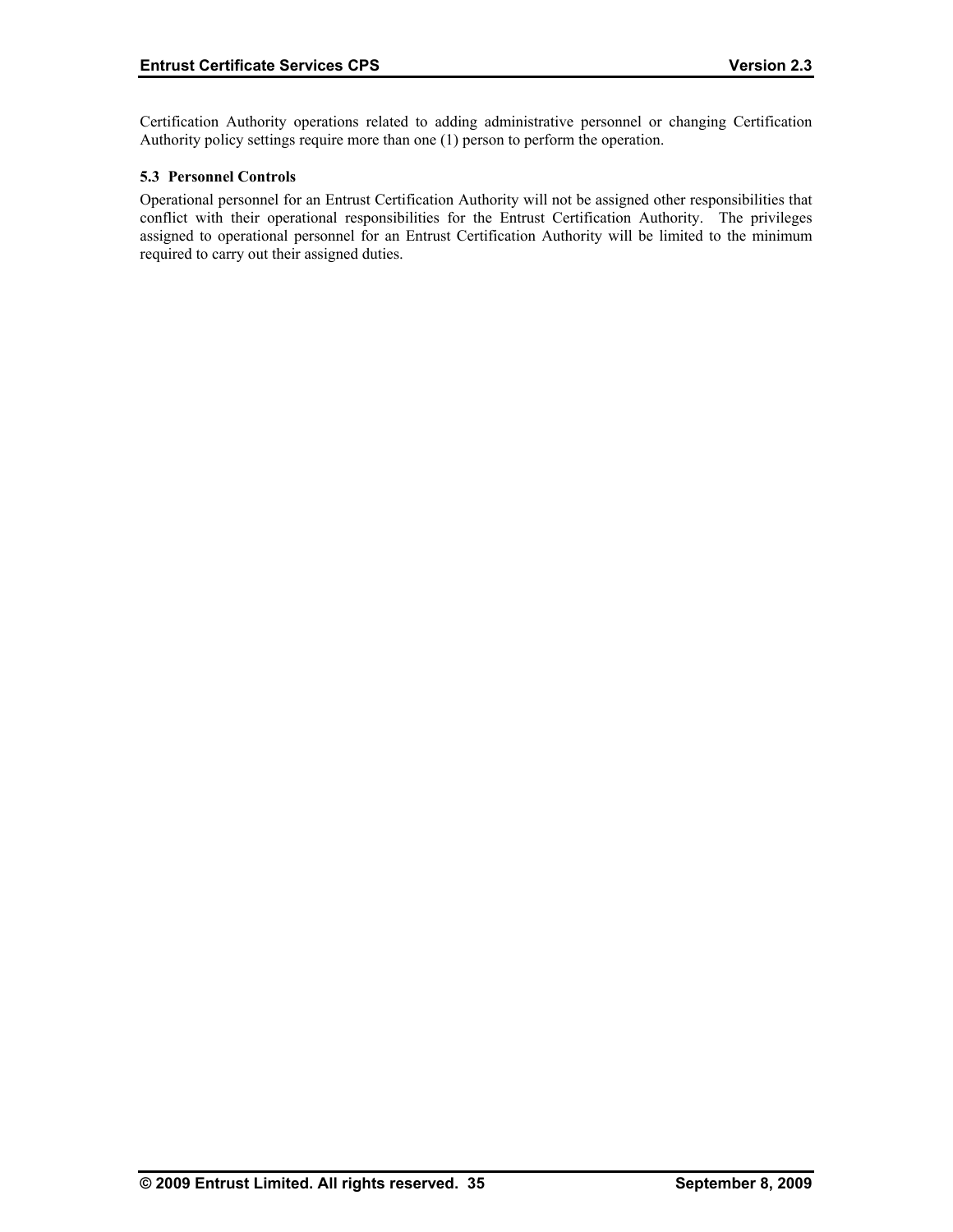Certification Authority operations related to adding administrative personnel or changing Certification Authority policy settings require more than one (1) person to perform the operation.

### 5.3 Personnel Controls

Operational personnel for an Entrust Certification Authority will not be assigned other responsibilities that conflict with their operational responsibilities for the Entrust Certification Authority. The privileges assigned to operational personnel for an Entrust Certification Authority will be limited to the minimum required to carry out their assigned duties.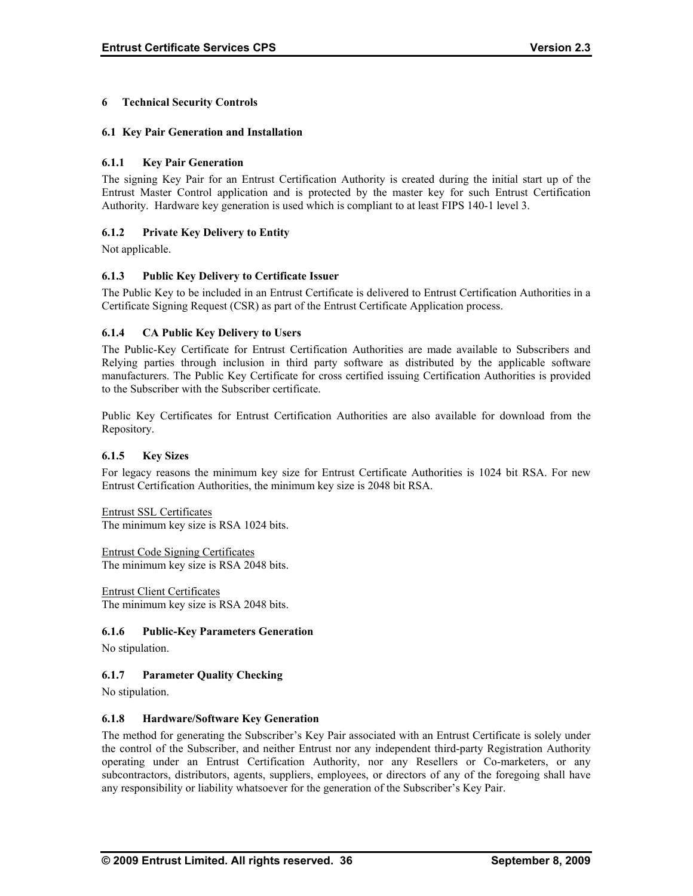# 6 Technical Security Controls

## 6.1 Key Pair Generation and Installation

### 6.1.1 Key Pair Generation

The signing Key Pair for an Entrust Certification Authority is created during the initial start up of the Entrust Master Control application and is protected by the master key for such Entrust Certification Authority. Hardware key generation is used which is compliant to at least FIPS 140-1 level 3.

### 6.1.2 Private Key Delivery to Entity

Not applicable.

### 6.1.3 Public Key Delivery to Certificate Issuer

The Public Key to be included in an Entrust Certificate is delivered to Entrust Certification Authorities in a Certificate Signing Request (CSR) as part of the Entrust Certificate Application process.

### 6.1.4 CA Public Key Delivery to Users

The Public-Key Certificate for Entrust Certification Authorities are made available to Subscribers and Relying parties through inclusion in third party software as distributed by the applicable software manufacturers. The Public Key Certificate for cross certified issuing Certification Authorities is provided to the Subscriber with the Subscriber certificate.

Public Key Certificates for Entrust Certification Authorities are also available for download from the Repository.

### 6.1.5 Key Sizes

For legacy reasons the minimum key size for Entrust Certificate Authorities is 1024 bit RSA. For new Entrust Certification Authorities, the minimum key size is 2048 bit RSA.

Entrust SSL Certificates
The minimum key size is RSA 1024 bits.

Entrust Code Signing Certificates
The minimum key size is RSA 2048 bits.

Entrust Client Certificates
The minimum key size is RSA 2048 bits.

### 6.1.6 Public-Key Parameters Generation

No stipulation.

### 6.1.7 Parameter Quality Checking

No stipulation.

### 6.1.8 Hardware/Software Key Generation

The method for generating the Subscriber's Key Pair associated with an Entrust Certificate is solely under the control of the Subscriber, and neither Entrust nor any independent third-party Registration Authority operating under an Entrust Certification Authority, nor any Resellers or Co-marketers, or any subcontractors, distributors, agents, suppliers, employees, or directors of any of the foregoing shall have any responsibility or liability whatsoever for the generation of the Subscriber's Key Pair.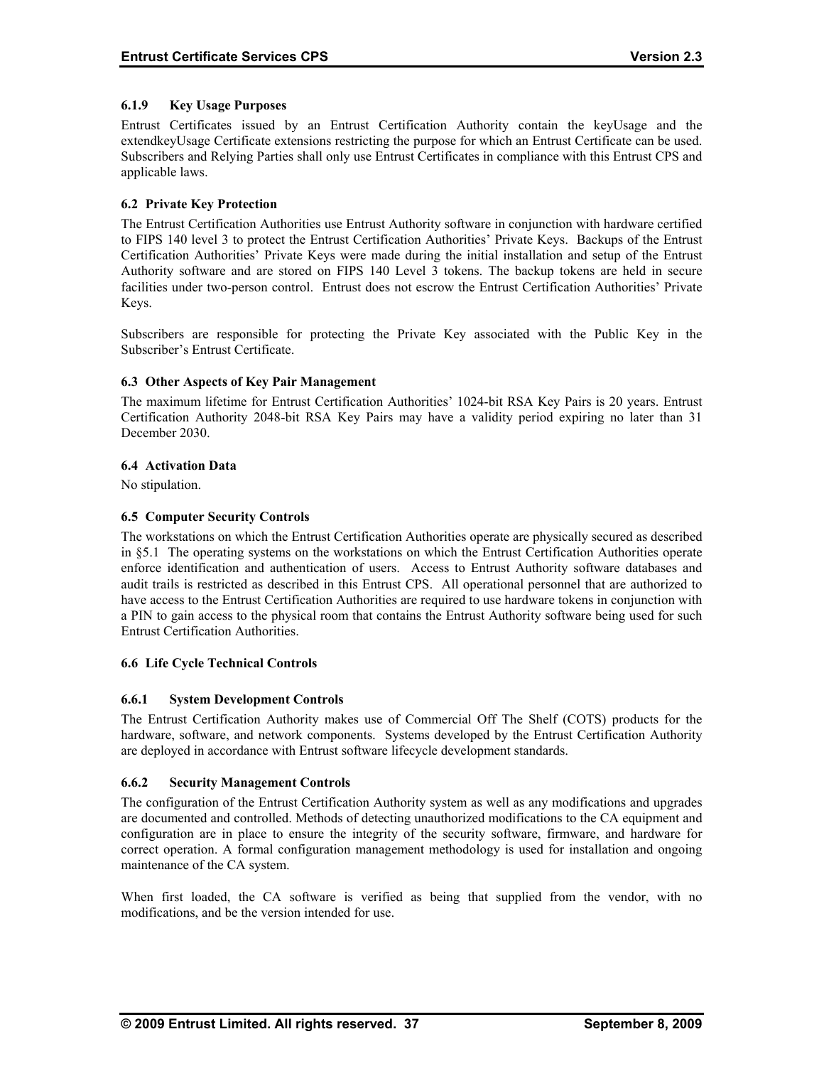#### 6.1.9 Key Usage Purposes

Entrust Certificates issued by an Entrust Certification Authority contain the keyUsage and the extendkeyUsage Certificate extensions restricting the purpose for which an Entrust Certificate can be used. Subscribers and Relying Parties shall only use Entrust Certificates in compliance with this Entrust CPS and applicable laws.

### 6.2 Private Key Protection

The Entrust Certification Authorities use Entrust Authority software in conjunction with hardware certified to FIPS 140 level 3 to protect the Entrust Certification Authorities' Private Keys. Backups of the Entrust Certification Authorities' Private Keys were made during the initial installation and setup of the Entrust Authority software and are stored on FIPS 140 Level 3 tokens. The backup tokens are held in secure facilities under two-person control. Entrust does not escrow the Entrust Certification Authorities' Private Keys.

Subscribers are responsible for protecting the Private Key associated with the Public Key in the Subscriber's Entrust Certificate.

### 6.3 Other Aspects of Key Pair Management

The maximum lifetime for Entrust Certification Authorities' 1024-bit RSA Key Pairs is 20 years. Entrust Certification Authority 2048-bit RSA Key Pairs may have a validity period expiring no later than 31 December 2030.

### 6.4 Activation Data

No stipulation.

### 6.5 Computer Security Controls

The workstations on which the Entrust Certification Authorities operate are physically secured as described in §5.1 The operating systems on the workstations on which the Entrust Certification Authorities operate enforce identification and authentication of users. Access to Entrust Authority software databases and audit trails is restricted as described in this Entrust CPS. All operational personnel that are authorized to have access to the Entrust Certification Authorities are required to use hardware tokens in conjunction with a PIN to gain access to the physical room that contains the Entrust Authority software being used for such Entrust Certification Authorities.

### 6.6 Life Cycle Technical Controls

#### 6.6.1 System Development Controls

The Entrust Certification Authority makes use of Commercial Off The Shelf (COTS) products for the hardware, software, and network components. Systems developed by the Entrust Certification Authority are deployed in accordance with Entrust software lifecycle development standards.

#### 6.6.2 Security Management Controls

The configuration of the Entrust Certification Authority system as well as any modifications and upgrades are documented and controlled. Methods of detecting unauthorized modifications to the CA equipment and configuration are in place to ensure the integrity of the security software, firmware, and hardware for correct operation. A formal configuration management methodology is used for installation and ongoing maintenance of the CA system.

When first loaded, the CA software is verified as being that supplied from the vendor, with no modifications, and be the version intended for use.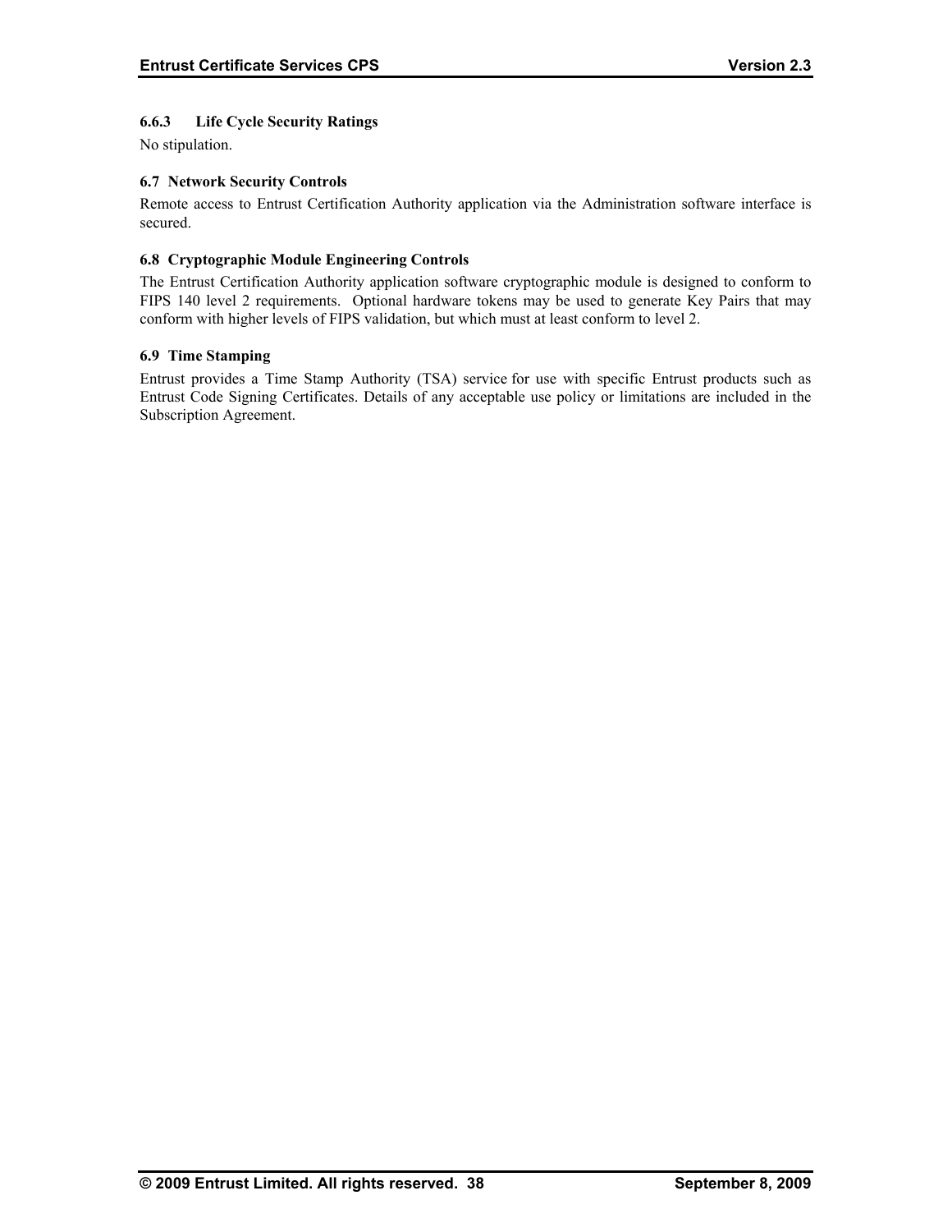### 6.6.3 Life Cycle Security Ratings

No stipulation.

### 6.7 Network Security Controls

Remote access to Entrust Certification Authority application via the Administration software interface is secured.

### 6.8 Cryptographic Module Engineering Controls

The Entrust Certification Authority application software cryptographic module is designed to conform to FIPS 140 level 2 requirements. Optional hardware tokens may be used to generate Key Pairs that may conform with higher levels of FIPS validation, but which must at least conform to level 2.

### 6.9 Time Stamping

Entrust provides a Time Stamp Authority (TSA) service for use with specific Entrust products such as Entrust Code Signing Certificates. Details of any acceptable use policy or limitations are included in the Subscription Agreement.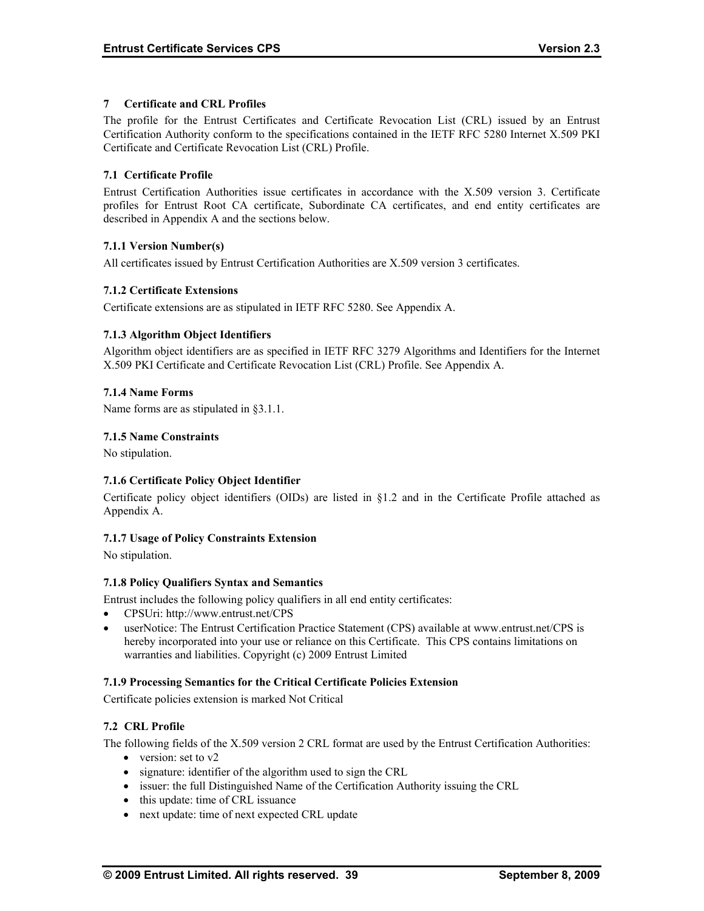# 7 Certificate and CRL Profiles

The profile for the Entrust Certificates and Certificate Revocation List (CRL) issued by an Entrust Certification Authority conform to the specifications contained in the IETF RFC 5280 Internet X.509 PKI Certificate and Certificate Revocation List (CRL) Profile.

## 7.1 Certificate Profile

Entrust Certification Authorities issue certificates in accordance with the X.509 version 3. Certificate profiles for Entrust Root CA certificate, Subordinate CA certificates, and end entity certificates are described in Appendix A and the sections below.

### 7.1.1 Version Number(s)

All certificates issued by Entrust Certification Authorities are X.509 version 3 certificates.

### 7.1.2 Certificate Extensions

Certificate extensions are as stipulated in IETF RFC 5280. See Appendix A.

### 7.1.3 Algorithm Object Identifiers

Algorithm object identifiers are as specified in IETF RFC 3279 Algorithms and Identifiers for the Internet X.509 PKI Certificate and Certificate Revocation List (CRL) Profile. See Appendix A.

### 7.1.4 Name Forms

Name forms are as stipulated in §3.1.1.

### 7.1.5 Name Constraints

No stipulation.

### 7.1.6 Certificate Policy Object Identifier

Certificate policy object identifiers (OIDs) are listed in §1.2 and in the Certificate Profile attached as Appendix A.

### 7.1.7 Usage of Policy Constraints Extension

No stipulation.

### 7.1.8 Policy Qualifiers Syntax and Semantics

Entrust includes the following policy qualifiers in all end entity certificates:

- CPSUri: http://www.entrust.net/CPS
- userNotice: The Entrust Certification Practice Statement (CPS) available at www.entrust.net/CPS is hereby incorporated into your use or reliance on this Certificate. This CPS contains limitations on warranties and liabilities. Copyright (c) 2009 Entrust Limited

### 7.1.9 Processing Semantics for the Critical Certificate Policies Extension

Certificate policies extension is marked Not Critical

## 7.2 CRL Profile

The following fields of the X.509 version 2 CRL format are used by the Entrust Certification Authorities:

- version: set to v2
- signature: identifier of the algorithm used to sign the CRL
- issuer: the full Distinguished Name of the Certification Authority issuing the CRL
- this update: time of CRL issuance
- next update: time of next expected CRL update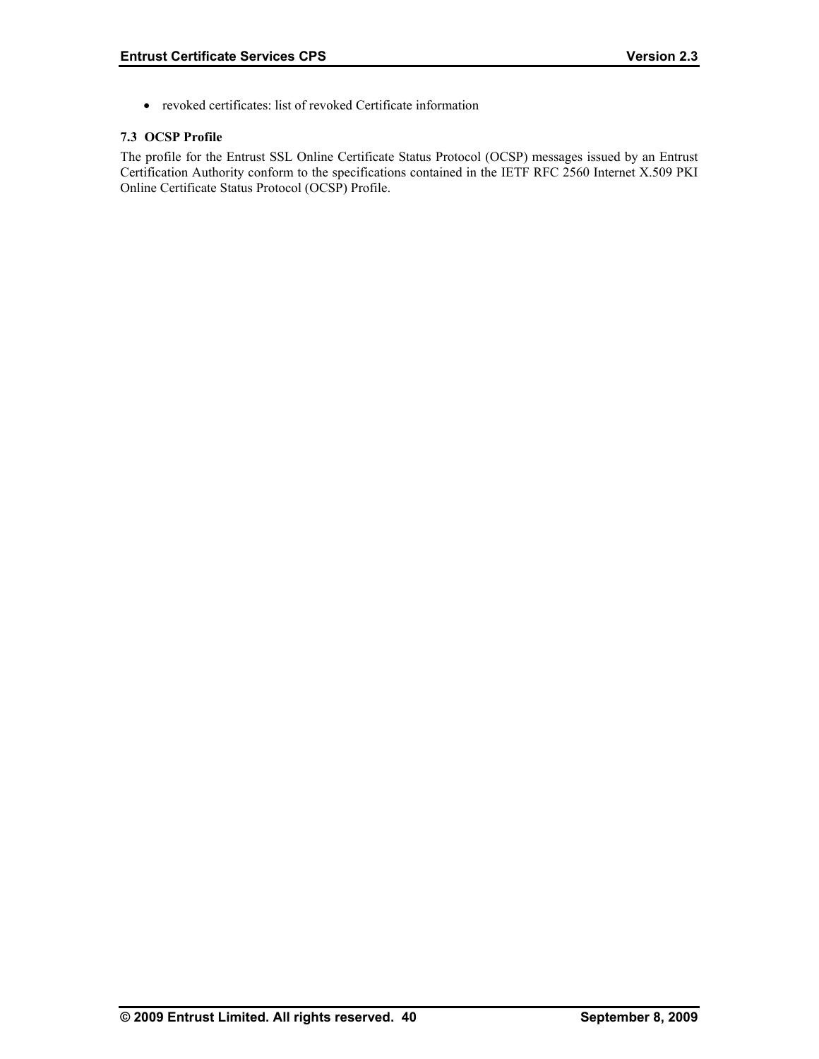- revoked certificates: list of revoked Certificate information

### 7.3 OCSP Profile

The profile for the Entrust SSL Online Certificate Status Protocol (OCSP) messages issued by an Entrust Certification Authority conform to the specifications contained in the IETF RFC 2560 Internet X.509 PKI Online Certificate Status Protocol (OCSP) Profile.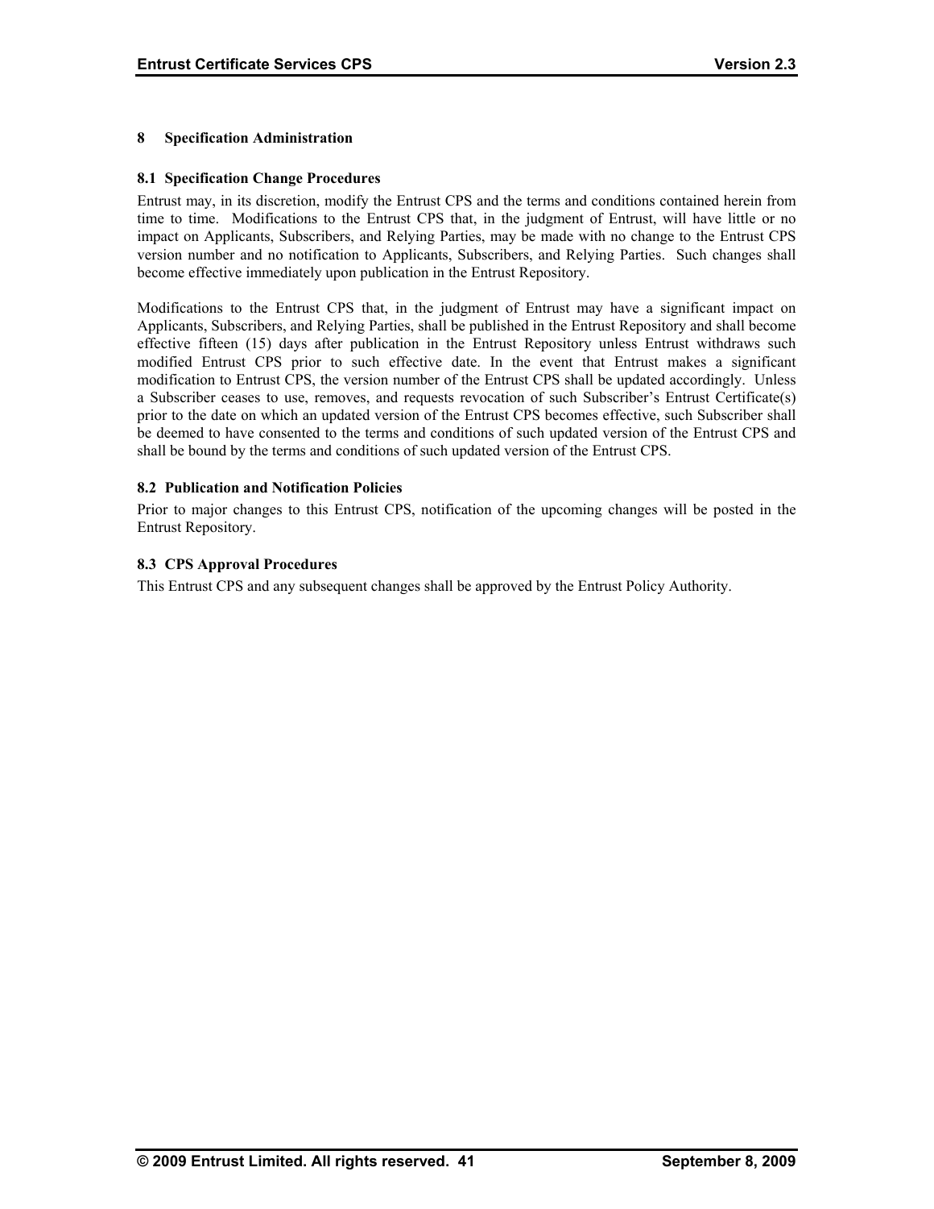# 8 Specification Administration

## 8.1 Specification Change Procedures

Entrust may, in its discretion, modify the Entrust CPS and the terms and conditions contained herein from time to time. Modifications to the Entrust CPS that, in the judgment of Entrust, will have little or no impact on Applicants, Subscribers, and Relying Parties, may be made with no change to the Entrust CPS version number and no notification to Applicants, Subscribers, and Relying Parties. Such changes shall become effective immediately upon publication in the Entrust Repository.

Modifications to the Entrust CPS that, in the judgment of Entrust may have a significant impact on Applicants, Subscribers, and Relying Parties, shall be published in the Entrust Repository and shall become effective fifteen (15) days after publication in the Entrust Repository unless Entrust withdraws such modified Entrust CPS prior to such effective date. In the event that Entrust makes a significant modification to Entrust CPS, the version number of the Entrust CPS shall be updated accordingly. Unless a Subscriber ceases to use, removes, and requests revocation of such Subscriber's Entrust Certificate(s) prior to the date on which an updated version of the Entrust CPS becomes effective, such Subscriber shall be deemed to have consented to the terms and conditions of such updated version of the Entrust CPS and shall be bound by the terms and conditions of such updated version of the Entrust CPS.

## 8.2 Publication and Notification Policies

Prior to major changes to this Entrust CPS, notification of the upcoming changes will be posted in the Entrust Repository.

## 8.3 CPS Approval Procedures

This Entrust CPS and any subsequent changes shall be approved by the Entrust Policy Authority.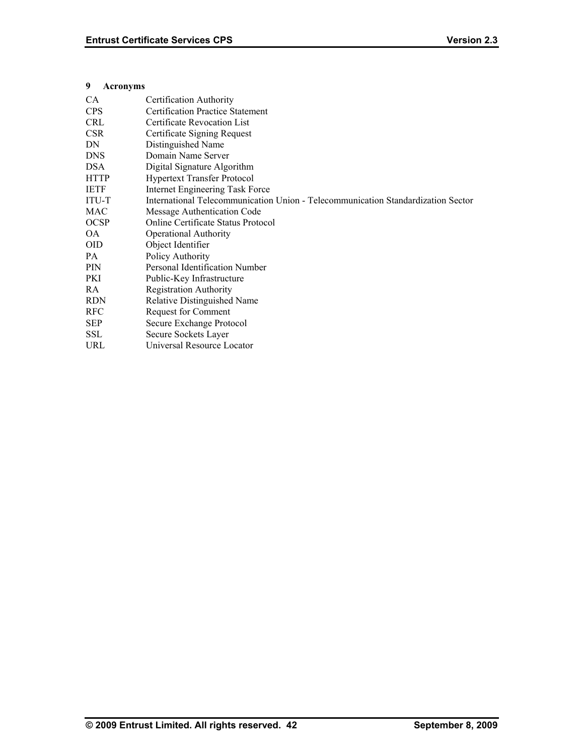# 9 Acronyms

| | |
|---|---|
| CA | Certification Authority |
| CPS | Certification Practice Statement |
| CRL | Certificate Revocation List |
| CSR | Certificate Signing Request |
| DN | Distinguished Name |
| DNS | Domain Name Server |
| DSA | Digital Signature Algorithm |
| HTTP | Hypertext Transfer Protocol |
| IETF | Internet Engineering Task Force |
| ITU-T | International Telecommunication Union - Telecommunication Standardization Sector |
| MAC | Message Authentication Code |
| OCSP | Online Certificate Status Protocol |
| OA | Operational Authority |
| OID | Object Identifier |
| PA | Policy Authority |
| PIN | Personal Identification Number |
| PKI | Public-Key Infrastructure |
| RA | Registration Authority |
| RDN | Relative Distinguished Name |
| RFC | Request for Comment |
| SEP | Secure Exchange Protocol |
| SSL | Secure Sockets Layer |
| URL | Universal Resource Locator |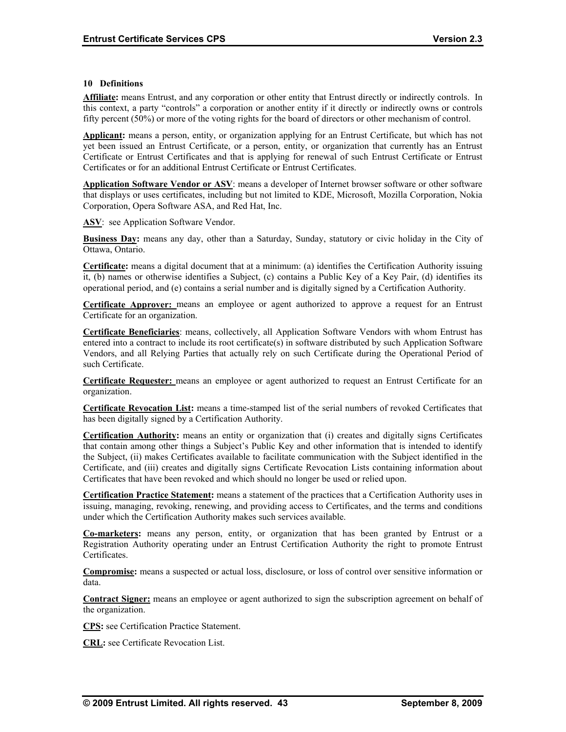## 10 Definitions

**Affiliate:** means Entrust, and any corporation or other entity that Entrust directly or indirectly controls. In this context, a party "controls" a corporation or another entity if it directly or indirectly owns or controls fifty percent (50%) or more of the voting rights for the board of directors or other mechanism of control.

**Applicant:** means a person, entity, or organization applying for an Entrust Certificate, but which has not yet been issued an Entrust Certificate, or a person, entity, or organization that currently has an Entrust Certificate or Entrust Certificates and that is applying for renewal of such Entrust Certificate or Entrust Certificates or for an additional Entrust Certificate or Entrust Certificates.

**Application Software Vendor or ASV**: means a developer of Internet browser software or other software that displays or uses certificates, including but not limited to KDE, Microsoft, Mozilla Corporation, Nokia Corporation, Opera Software ASA, and Red Hat, Inc.

**ASV**: see Application Software Vendor.

**Business Day:** means any day, other than a Saturday, Sunday, statutory or civic holiday in the City of Ottawa, Ontario.

**Certificate:** means a digital document that at a minimum: (a) identifies the Certification Authority issuing it, (b) names or otherwise identifies a Subject, (c) contains a Public Key of a Key Pair, (d) identifies its operational period, and (e) contains a serial number and is digitally signed by a Certification Authority.

**Certificate Approver:** means an employee or agent authorized to approve a request for an Entrust Certificate for an organization.

**Certificate Beneficiaries**: means, collectively, all Application Software Vendors with whom Entrust has entered into a contract to include its root certificate(s) in software distributed by such Application Software Vendors, and all Relying Parties that actually rely on such Certificate during the Operational Period of such Certificate.

**Certificate Requester:** means an employee or agent authorized to request an Entrust Certificate for an organization.

**Certificate Revocation List:** means a time-stamped list of the serial numbers of revoked Certificates that has been digitally signed by a Certification Authority.

**Certification Authority:** means an entity or organization that (i) creates and digitally signs Certificates that contain among other things a Subject's Public Key and other information that is intended to identify the Subject, (ii) makes Certificates available to facilitate communication with the Subject identified in the Certificate, and (iii) creates and digitally signs Certificate Revocation Lists containing information about Certificates that have been revoked and which should no longer be used or relied upon.

**Certification Practice Statement:** means a statement of the practices that a Certification Authority uses in issuing, managing, revoking, renewing, and providing access to Certificates, and the terms and conditions under which the Certification Authority makes such services available.

**Co-marketers:** means any person, entity, or organization that has been granted by Entrust or a Registration Authority operating under an Entrust Certification Authority the right to promote Entrust Certificates.

**Compromise:** means a suspected or actual loss, disclosure, or loss of control over sensitive information or data.

**Contract Signer:** means an employee or agent authorized to sign the subscription agreement on behalf of the organization.

**CPS:** see Certification Practice Statement.

**CRL:** see Certificate Revocation List.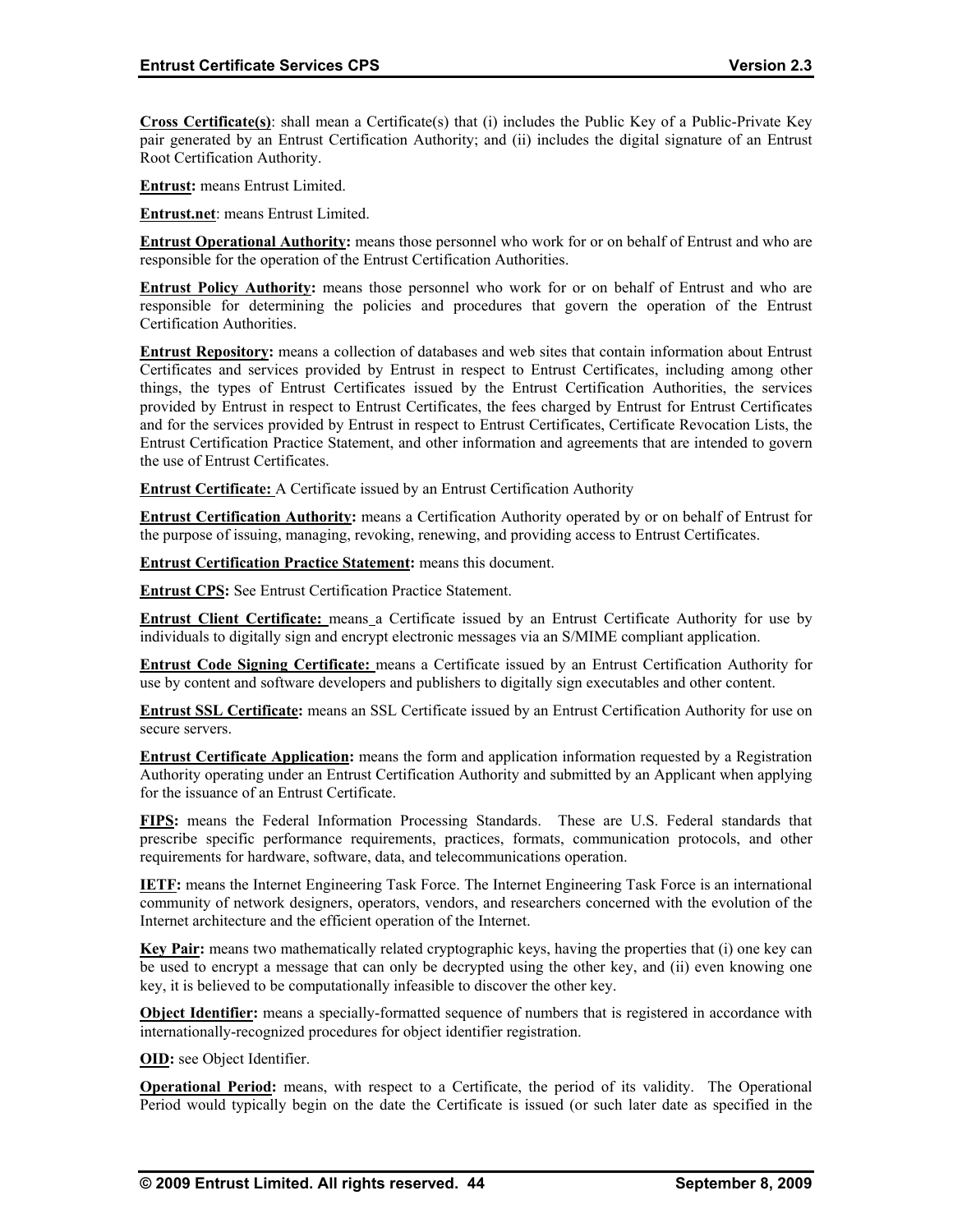**Cross Certificate(s)**: shall mean a Certificate(s) that (i) includes the Public Key of a Public-Private Key pair generated by an Entrust Certification Authority; and (ii) includes the digital signature of an Entrust Root Certification Authority.

**Entrust:** means Entrust Limited.

**Entrust.net**: means Entrust Limited.

**Entrust Operational Authority:** means those personnel who work for or on behalf of Entrust and who are responsible for the operation of the Entrust Certification Authorities.

**Entrust Policy Authority:** means those personnel who work for or on behalf of Entrust and who are responsible for determining the policies and procedures that govern the operation of the Entrust Certification Authorities.

**Entrust Repository:** means a collection of databases and web sites that contain information about Entrust Certificates and services provided by Entrust in respect to Entrust Certificates, including among other things, the types of Entrust Certificates issued by the Entrust Certification Authorities, the services provided by Entrust in respect to Entrust Certificates, the fees charged by Entrust for Entrust Certificates and for the services provided by Entrust in respect to Entrust Certificates, Certificate Revocation Lists, the Entrust Certification Practice Statement, and other information and agreements that are intended to govern the use of Entrust Certificates.

**Entrust Certificate:** A Certificate issued by an Entrust Certification Authority

**Entrust Certification Authority:** means a Certification Authority operated by or on behalf of Entrust for the purpose of issuing, managing, revoking, renewing, and providing access to Entrust Certificates.

**Entrust Certification Practice Statement:** means this document.

**Entrust CPS:** See Entrust Certification Practice Statement.

**Entrust Client Certificate:** means a Certificate issued by an Entrust Certificate Authority for use by individuals to digitally sign and encrypt electronic messages via an S/MIME compliant application.

**Entrust Code Signing Certificate:** means a Certificate issued by an Entrust Certification Authority for use by content and software developers and publishers to digitally sign executables and other content.

**Entrust SSL Certificate:** means an SSL Certificate issued by an Entrust Certification Authority for use on secure servers.

**Entrust Certificate Application:** means the form and application information requested by a Registration Authority operating under an Entrust Certification Authority and submitted by an Applicant when applying for the issuance of an Entrust Certificate.

**FIPS:** means the Federal Information Processing Standards. These are U.S. Federal standards that prescribe specific performance requirements, practices, formats, communication protocols, and other requirements for hardware, software, data, and telecommunications operation.

**IETF:** means the Internet Engineering Task Force. The Internet Engineering Task Force is an international community of network designers, operators, vendors, and researchers concerned with the evolution of the Internet architecture and the efficient operation of the Internet.

**Key Pair:** means two mathematically related cryptographic keys, having the properties that (i) one key can be used to encrypt a message that can only be decrypted using the other key, and (ii) even knowing one key, it is believed to be computationally infeasible to discover the other key.

**Object Identifier:** means a specially-formatted sequence of numbers that is registered in accordance with internationally-recognized procedures for object identifier registration.

**OID:** see Object Identifier.

**Operational Period:** means, with respect to a Certificate, the period of its validity. The Operational Period would typically begin on the date the Certificate is issued (or such later date as specified in the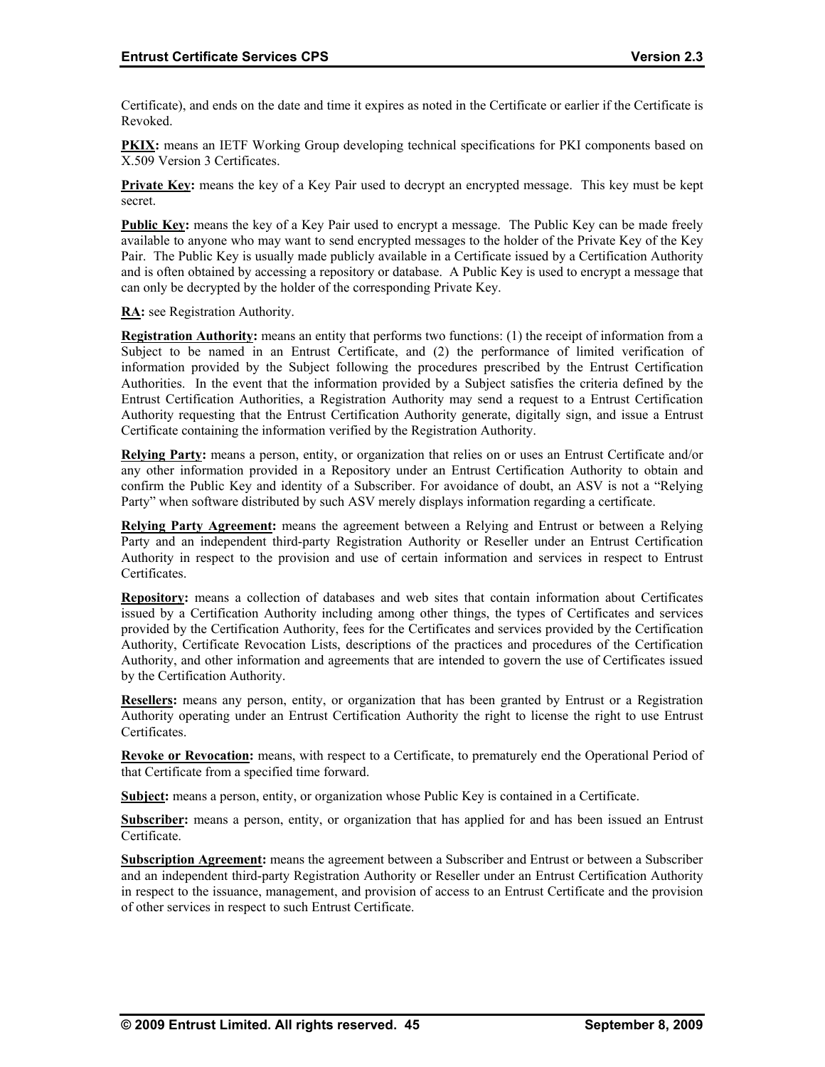Certificate), and ends on the date and time it expires as noted in the Certificate or earlier if the Certificate is Revoked.

**PKIX:** means an IETF Working Group developing technical specifications for PKI components based on X.509 Version 3 Certificates.

**Private Key:** means the key of a Key Pair used to decrypt an encrypted message. This key must be kept secret.

**Public Key:** means the key of a Key Pair used to encrypt a message. The Public Key can be made freely available to anyone who may want to send encrypted messages to the holder of the Private Key of the Key Pair. The Public Key is usually made publicly available in a Certificate issued by a Certification Authority and is often obtained by accessing a repository or database. A Public Key is used to encrypt a message that can only be decrypted by the holder of the corresponding Private Key.

**RA:** see Registration Authority.

**Registration Authority:** means an entity that performs two functions: (1) the receipt of information from a Subject to be named in an Entrust Certificate, and (2) the performance of limited verification of information provided by the Subject following the procedures prescribed by the Entrust Certification Authorities. In the event that the information provided by a Subject satisfies the criteria defined by the Entrust Certification Authorities, a Registration Authority may send a request to a Entrust Certification Authority requesting that the Entrust Certification Authority generate, digitally sign, and issue a Entrust Certificate containing the information verified by the Registration Authority.

**Relying Party:** means a person, entity, or organization that relies on or uses an Entrust Certificate and/or any other information provided in a Repository under an Entrust Certification Authority to obtain and confirm the Public Key and identity of a Subscriber. For avoidance of doubt, an ASV is not a "Relying Party" when software distributed by such ASV merely displays information regarding a certificate.

**Relying Party Agreement:** means the agreement between a Relying and Entrust or between a Relying Party and an independent third-party Registration Authority or Reseller under an Entrust Certification Authority in respect to the provision and use of certain information and services in respect to Entrust Certificates.

**Repository:** means a collection of databases and web sites that contain information about Certificates issued by a Certification Authority including among other things, the types of Certificates and services provided by the Certification Authority, fees for the Certificates and services provided by the Certification Authority, Certificate Revocation Lists, descriptions of the practices and procedures of the Certification Authority, and other information and agreements that are intended to govern the use of Certificates issued by the Certification Authority.

**Resellers:** means any person, entity, or organization that has been granted by Entrust or a Registration Authority operating under an Entrust Certification Authority the right to license the right to use Entrust Certificates.

**Revoke or Revocation:** means, with respect to a Certificate, to prematurely end the Operational Period of that Certificate from a specified time forward.

**Subject:** means a person, entity, or organization whose Public Key is contained in a Certificate.

**Subscriber:** means a person, entity, or organization that has applied for and has been issued an Entrust Certificate.

**Subscription Agreement:** means the agreement between a Subscriber and Entrust or between a Subscriber and an independent third-party Registration Authority or Reseller under an Entrust Certification Authority in respect to the issuance, management, and provision of access to an Entrust Certificate and the provision of other services in respect to such Entrust Certificate.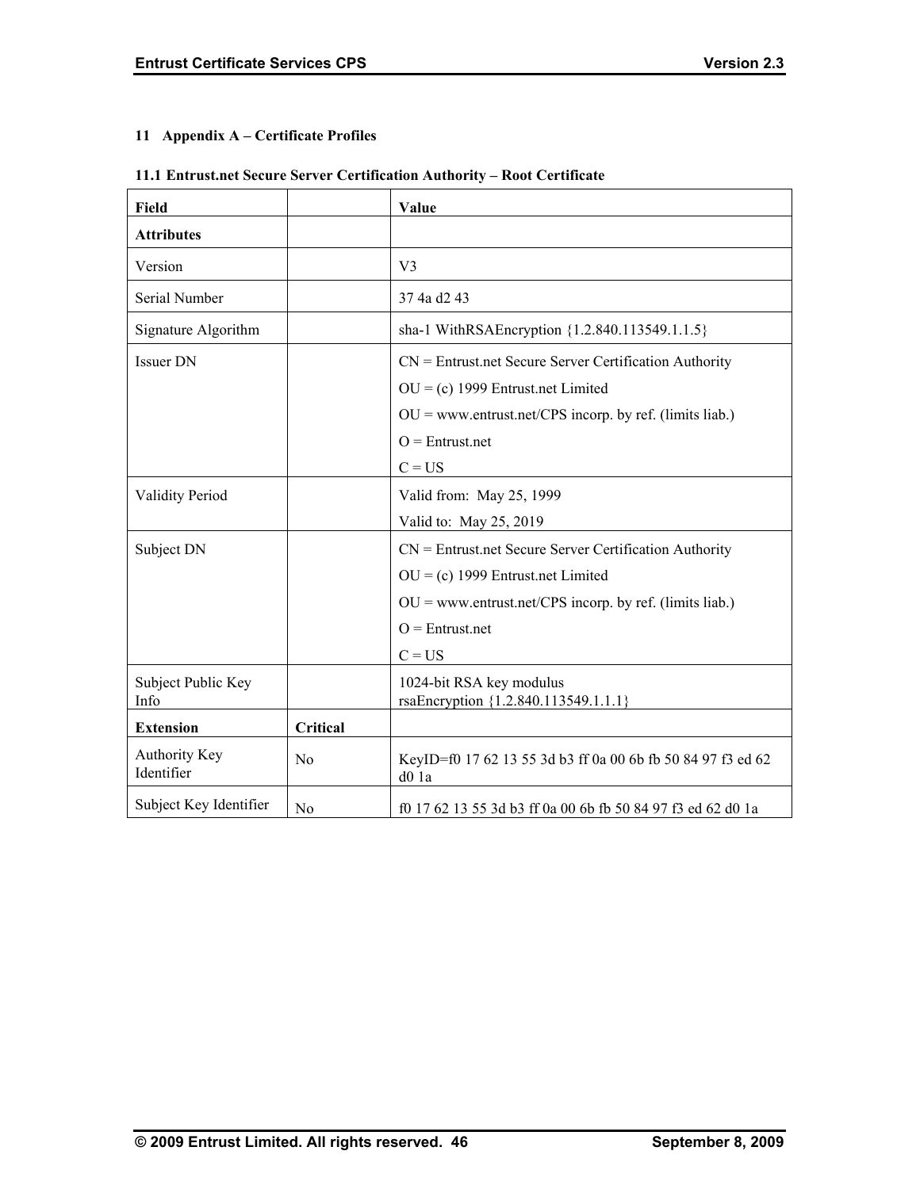# 11 Appendix A – Certificate Profiles

## 11.1 Entrust.net Secure Server Certification Authority – Root Certificate

| Field | | Value |
|---|---|---|
| **Attributes** | | |
| Version | | V3 |
| Serial Number | | 37 4a d2 43 |
| Signature Algorithm | | sha-1 WithRSAEncryption {1.2.840.113549.1.1.5} |
| Issuer DN | | CN = Entrust.net Secure Server Certification Authority<br>OU = (c) 1999 Entrust.net Limited<br>OU = www.entrust.net/CPS incorp. by ref. (limits liab.)<br>O = Entrust.net<br>C = US |
| Validity Period | | Valid from: May 25, 1999<br>Valid to: May 25, 2019 |
| Subject DN | | CN = Entrust.net Secure Server Certification Authority<br>OU = (c) 1999 Entrust.net Limited<br>OU = www.entrust.net/CPS incorp. by ref. (limits liab.)<br>O = Entrust.net<br>C = US |
| Subject Public Key Info | | 1024-bit RSA key modulus<br>rsaEncryption {1.2.840.113549.1.1.1} |
| **Extension** | **Critical** | |
| Authority Key Identifier | No | KeyID=f0 17 62 13 55 3d b3 ff 0a 00 6b fb 50 84 97 f3 ed 62 d0 1a |
| Subject Key Identifier | No | f0 17 62 13 55 3d b3 ff 0a 00 6b fb 50 84 97 f3 ed 62 d0 1a |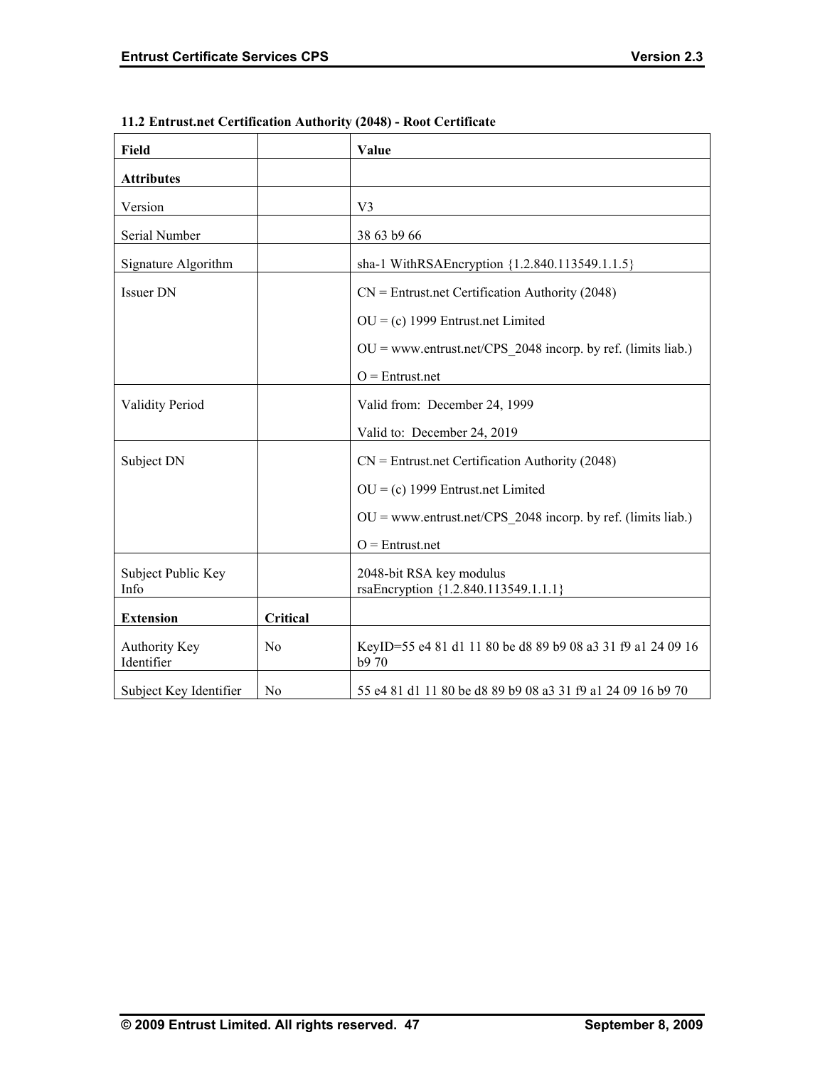**11.2 Entrust.net Certification Authority (2048) - Root Certificate**

| Field | | Value |
|---|---|---|
| **Attributes** | | |
| Version | | V3 |
| Serial Number | | 38 63 b9 66 |
| Signature Algorithm | | sha-1 WithRSAEncryption {1.2.840.113549.1.1.5} |
| Issuer DN | | CN = Entrust.net Certification Authority (2048)<br><br>OU = (c) 1999 Entrust.net Limited<br><br>OU = www.entrust.net/CPS_2048 incorp. by ref. (limits liab.)<br><br>O = Entrust.net |
| Validity Period | | Valid from: December 24, 1999<br><br>Valid to: December 24, 2019 |
| Subject DN | | CN = Entrust.net Certification Authority (2048)<br><br>OU = (c) 1999 Entrust.net Limited<br><br>OU = www.entrust.net/CPS_2048 incorp. by ref. (limits liab.)<br><br>O = Entrust.net |
| Subject Public Key Info | | 2048-bit RSA key modulus<br>rsaEncryption {1.2.840.113549.1.1.1} |
| **Extension** | **Critical** | |
| Authority Key Identifier | No | KeyID=55 e4 81 d1 11 80 be d8 89 b9 08 a3 31 f9 a1 24 09 16 b9 70 |
| Subject Key Identifier | No | 55 e4 81 d1 11 80 be d8 89 b9 08 a3 31 f9 a1 24 09 16 b9 70 |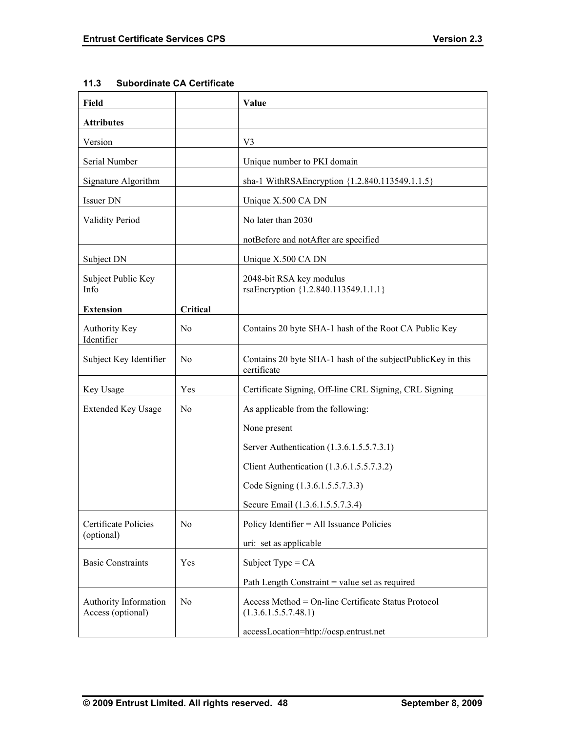### 11.3 Subordinate CA Certificate

| Field | | Value |
|---|---|---|
| **Attributes** | | |
| Version | | V3 |
| Serial Number | | Unique number to PKI domain |
| Signature Algorithm | | sha-1 WithRSAEncryption {1.2.840.113549.1.1.5} |
| Issuer DN | | Unique X.500 CA DN |
| Validity Period | | No later than 2030<br><br>notBefore and notAfter are specified |
| Subject DN | | Unique X.500 CA DN |
| Subject Public Key Info | | 2048-bit RSA key modulus<br>rsaEncryption {1.2.840.113549.1.1.1} |
| **Extension** | **Critical** | |
| Authority Key Identifier | No | Contains 20 byte SHA-1 hash of the Root CA Public Key |
| Subject Key Identifier | No | Contains 20 byte SHA-1 hash of the subjectPublicKey in this certificate |
| Key Usage | Yes | Certificate Signing, Off-line CRL Signing, CRL Signing |
| Extended Key Usage | No | As applicable from the following:<br><br>None present<br><br>Server Authentication (1.3.6.1.5.5.7.3.1)<br><br>Client Authentication (1.3.6.1.5.5.7.3.2)<br><br>Code Signing (1.3.6.1.5.5.7.3.3)<br><br>Secure Email (1.3.6.1.5.5.7.3.4) |
| Certificate Policies (optional) | No | Policy Identifier = All Issuance Policies<br><br>uri: set as applicable |
| Basic Constraints | Yes | Subject Type = CA<br><br>Path Length Constraint = value set as required |
| Authority Information Access (optional) | No | Access Method = On-line Certificate Status Protocol (1.3.6.1.5.5.7.48.1)<br><br>accessLocation=http://ocsp.entrust.net |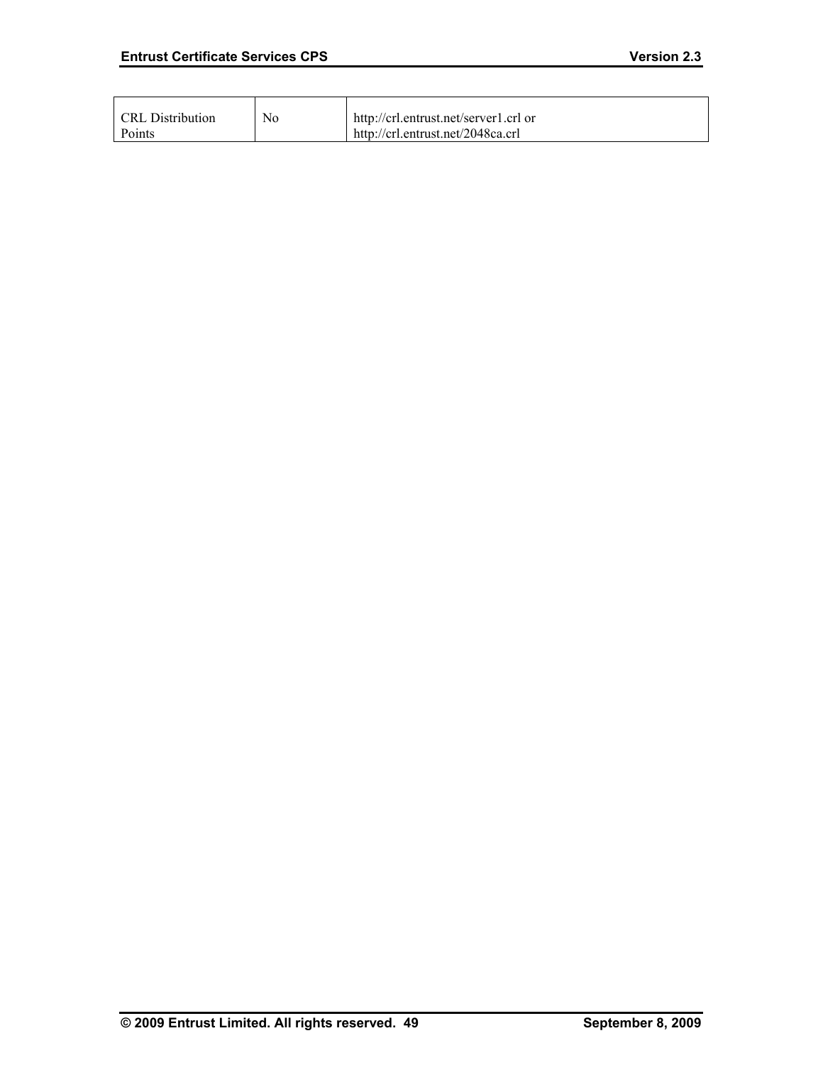| | | |
|---|---|---|
| CRL Distribution Points | No | http://crl.entrust.net/server1.crl or http://crl.entrust.net/2048ca.crl |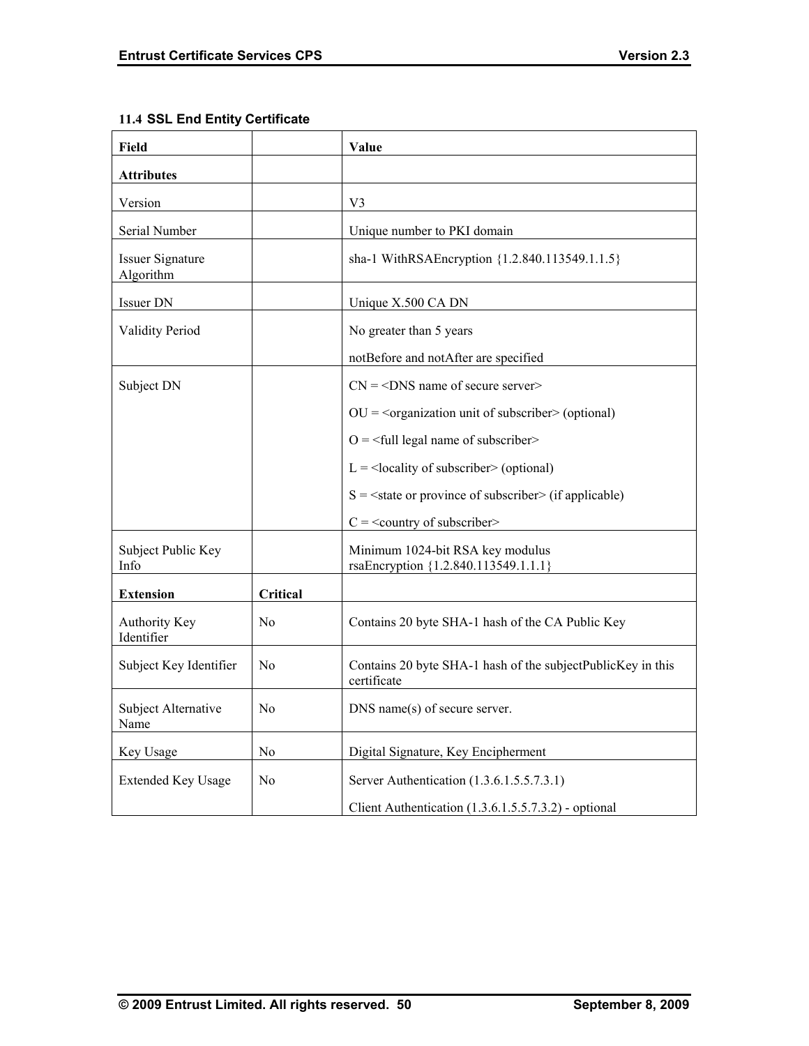### 11.4 SSL End Entity Certificate

| Field | | Value |
|---|---|---|
| **Attributes** | | |
| Version | | V3 |
| Serial Number | | Unique number to PKI domain |
| Issuer Signature Algorithm | | sha-1 WithRSAEncryption {1.2.840.113549.1.1.5} |
| Issuer DN | | Unique X.500 CA DN |
| Validity Period | | No greater than 5 years<br><br>notBefore and notAfter are specified |
| Subject DN | | CN = <DNS name of secure server><br><br>OU = <organization unit of subscriber> (optional)<br><br>O = <full legal name of subscriber><br><br>L = <locality of subscriber> (optional)<br><br>S = <state or province of subscriber> (if applicable)<br><br>C = <country of subscriber> |
| Subject Public Key Info | | Minimum 1024-bit RSA key modulus rsaEncryption {1.2.840.113549.1.1.1} |
| **Extension** | **Critical** | |
| Authority Key Identifier | No | Contains 20 byte SHA-1 hash of the CA Public Key |
| Subject Key Identifier | No | Contains 20 byte SHA-1 hash of the subjectPublicKey in this certificate |
| Subject Alternative Name | No | DNS name(s) of secure server. |
| Key Usage | No | Digital Signature, Key Encipherment |
| Extended Key Usage | No | Server Authentication (1.3.6.1.5.5.7.3.1)<br><br>Client Authentication (1.3.6.1.5.5.7.3.2) - optional |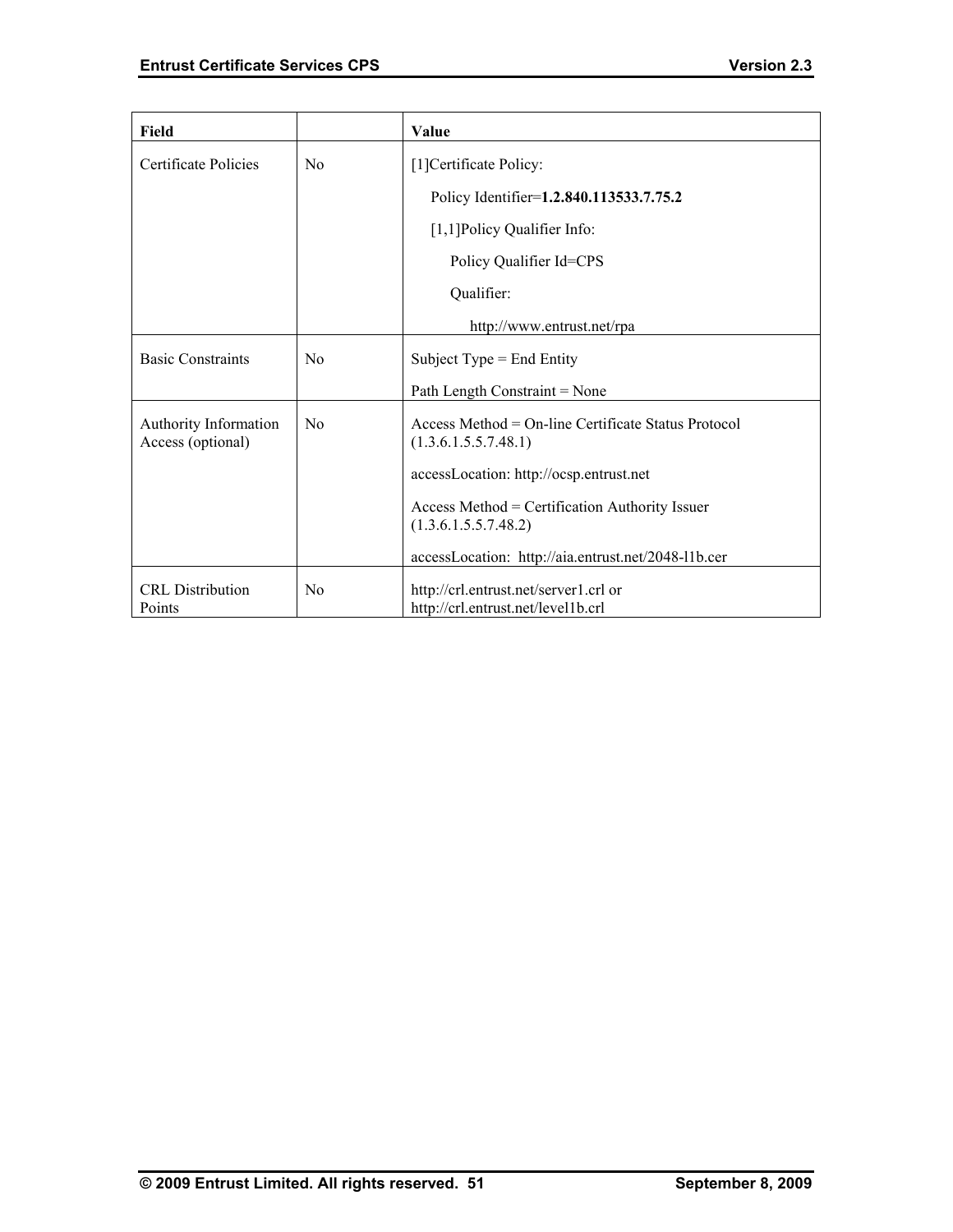| Field | | Value |
|---|---|---|
| Certificate Policies | No | [1]Certificate Policy:<br>Policy Identifier=**1.2.840.113533.7.75.2**<br>[1,1]Policy Qualifier Info:<br>Policy Qualifier Id=CPS<br>Qualifier:<br>http://www.entrust.net/rpa |
| Basic Constraints | No | Subject Type = End Entity<br>Path Length Constraint = None |
| Authority Information Access (optional) | No | Access Method = On-line Certificate Status Protocol (1.3.6.1.5.5.7.48.1)<br>accessLocation: http://ocsp.entrust.net<br>Access Method = Certification Authority Issuer (1.3.6.1.5.5.7.48.2)<br>accessLocation: http://aia.entrust.net/2048-l1b.cer |
| CRL Distribution Points | No | http://crl.entrust.net/server1.crl or http://crl.entrust.net/level1b.crl |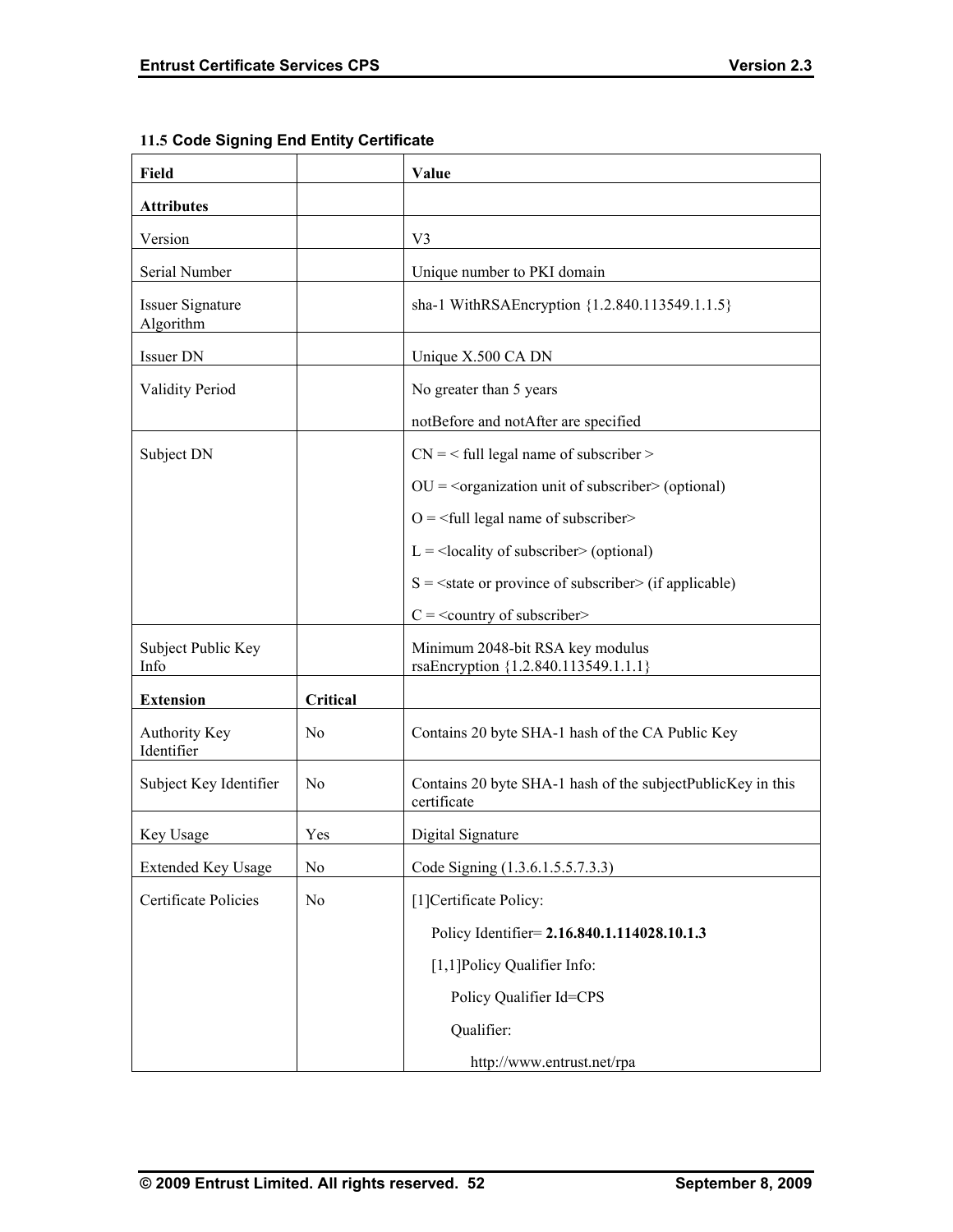### 11.5 Code Signing End Entity Certificate

| Field | | Value |
|---|---|---|
| **Attributes** | | |
| Version | | V3 |
| Serial Number | | Unique number to PKI domain |
| Issuer Signature Algorithm | | sha-1 WithRSAEncryption {1.2.840.113549.1.1.5} |
| Issuer DN | | Unique X.500 CA DN |
| Validity Period | | No greater than 5 years<br><br>notBefore and notAfter are specified |
| Subject DN | | CN = < full legal name of subscriber ><br><br>OU = <organization unit of subscriber> (optional)<br><br>O = <full legal name of subscriber><br><br>L = <locality of subscriber> (optional)<br><br>S = <state or province of subscriber> (if applicable)<br><br>C = <country of subscriber> |
| Subject Public Key Info | | Minimum 2048-bit RSA key modulus<br>rsaEncryption {1.2.840.113549.1.1.1} |
| **Extension** | **Critical** | |
| Authority Key Identifier | No | Contains 20 byte SHA-1 hash of the CA Public Key |
| Subject Key Identifier | No | Contains 20 byte SHA-1 hash of the subjectPublicKey in this certificate |
| Key Usage | Yes | Digital Signature |
| Extended Key Usage | No | Code Signing (1.3.6.1.5.5.7.3.3) |
| Certificate Policies | No | [1]Certificate Policy:<br><br>Policy Identifier= **2.16.840.1.114028.10.1.3**<br><br>[1,1]Policy Qualifier Info:<br><br>Policy Qualifier Id=CPS<br><br>Qualifier:<br><br>http://www.entrust.net/rpa |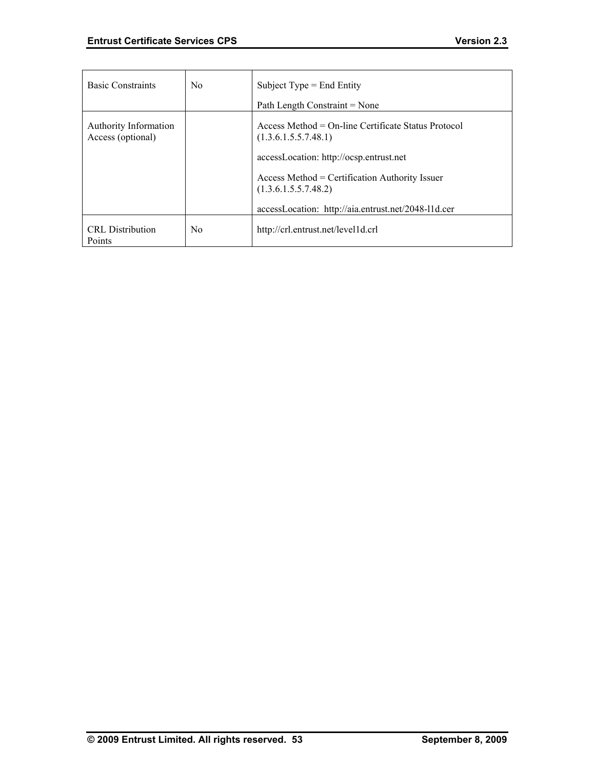| Basic Constraints | No | Subject Type = End Entity<br><br>Path Length Constraint = None |
|---|---|---|
| Authority Information Access (optional) | | Access Method = On-line Certificate Status Protocol (1.3.6.1.5.5.7.48.1)<br><br>accessLocation: http://ocsp.entrust.net<br><br>Access Method = Certification Authority Issuer (1.3.6.1.5.5.7.48.2)<br><br>accessLocation: http://aia.entrust.net/2048-l1d.cer |
| CRL Distribution Points | No | http://crl.entrust.net/level1d.crl |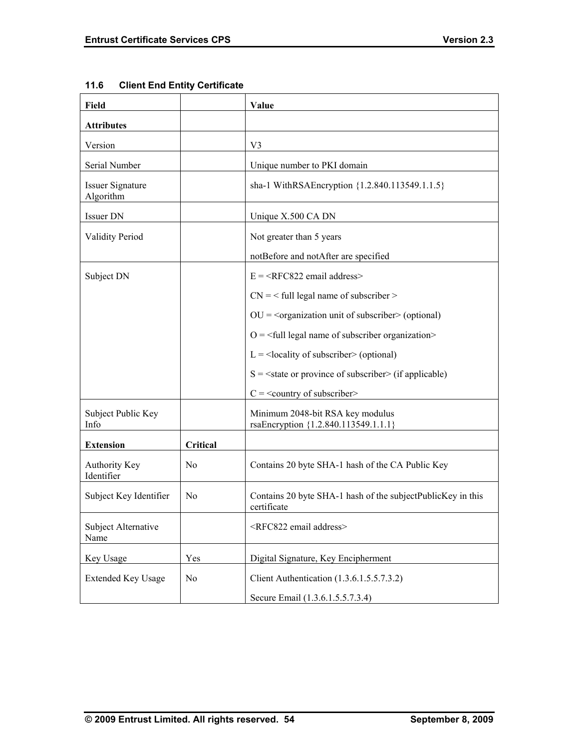### 11.6 Client End Entity Certificate

| Field | | Value |
|---|---|---|
| **Attributes** | | |
| Version | | V3 |
| Serial Number | | Unique number to PKI domain |
| Issuer Signature Algorithm | | sha-1 WithRSAEncryption {1.2.840.113549.1.1.5} |
| Issuer DN | | Unique X.500 CA DN |
| Validity Period | | Not greater than 5 years<br><br>notBefore and notAfter are specified |
| Subject DN | | E = <RFC822 email address><br><br>CN = < full legal name of subscriber ><br><br>OU = <organization unit of subscriber> (optional)<br><br>O = <full legal name of subscriber organization><br><br>L = <locality of subscriber> (optional)<br><br>S = <state or province of subscriber> (if applicable)<br><br>C = <country of subscriber> |
| Subject Public Key Info | | Minimum 2048-bit RSA key modulus rsaEncryption {1.2.840.113549.1.1.1} |
| **Extension** | **Critical** | |
| Authority Key Identifier | No | Contains 20 byte SHA-1 hash of the CA Public Key |
| Subject Key Identifier | No | Contains 20 byte SHA-1 hash of the subjectPublicKey in this certificate |
| Subject Alternative Name | | <RFC822 email address> |
| Key Usage | Yes | Digital Signature, Key Encipherment |
| Extended Key Usage | No | Client Authentication (1.3.6.1.5.5.7.3.2)<br><br>Secure Email (1.3.6.1.5.5.7.3.4) |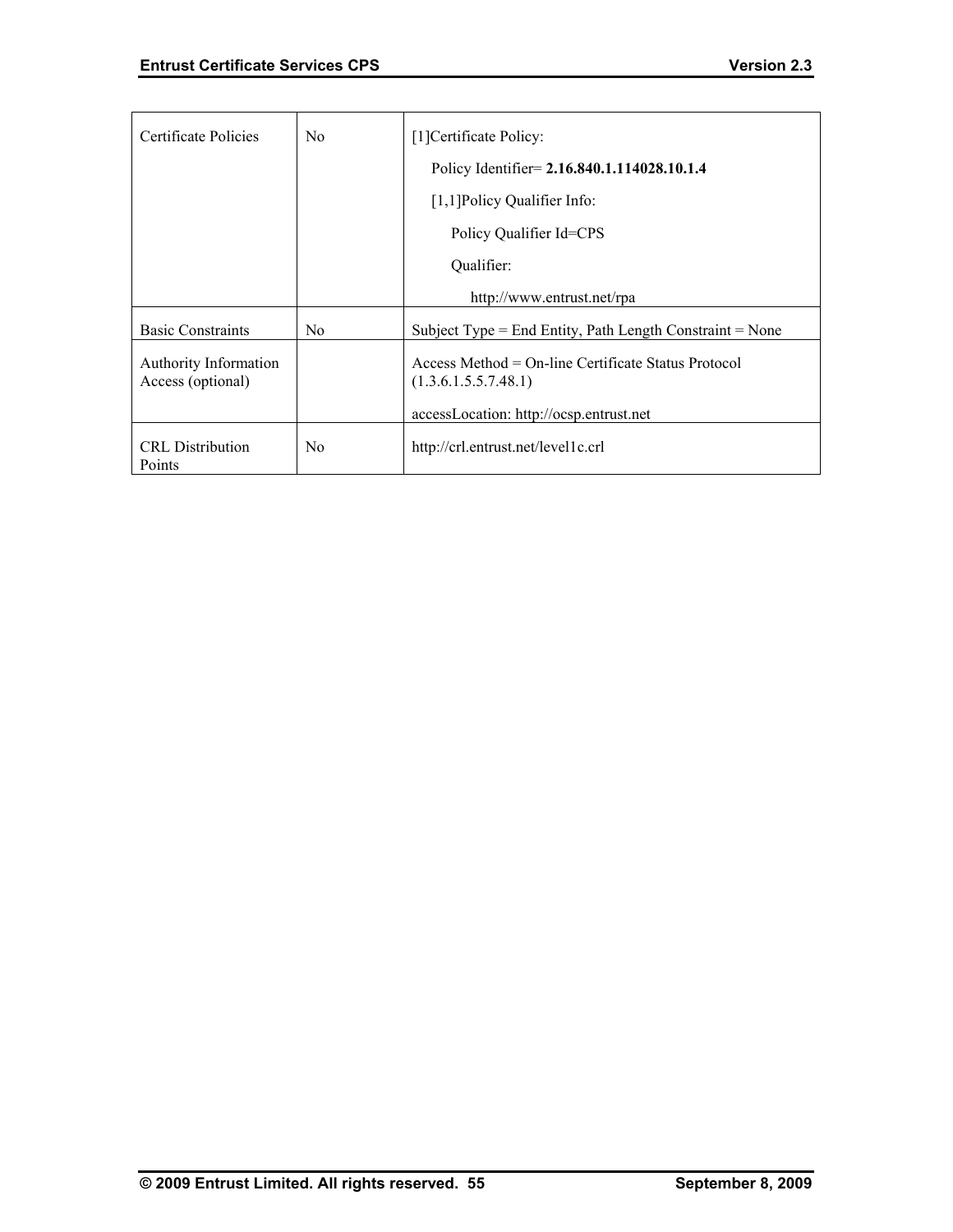| | | |
|---|---|---|
| Certificate Policies | No | [1]Certificate Policy:<br>Policy Identifier= **2.16.840.1.114028.10.1.4**<br>[1,1]Policy Qualifier Info:<br>Policy Qualifier Id=CPS<br>Qualifier:<br>http://www.entrust.net/rpa |
| Basic Constraints | No | Subject Type = End Entity, Path Length Constraint = None |
| Authority Information Access (optional) | | Access Method = On-line Certificate Status Protocol (1.3.6.1.5.5.7.48.1)<br>accessLocation: http://ocsp.entrust.net |
| CRL Distribution Points | No | http://crl.entrust.net/level1c.crl |